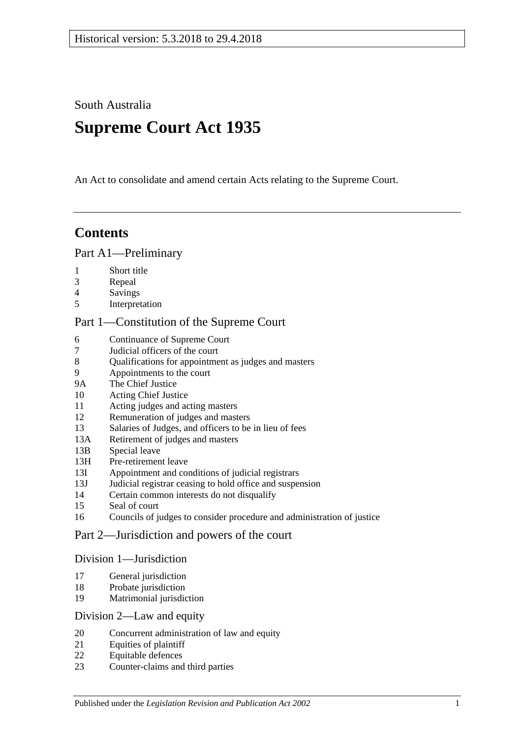Historical version: 5.3.2018 to 29.4.2018

South Australia

# Supreme Court Act 1935

An Act to consolidate and amend certain Acts relating to the Supreme Court.

## Contents

### Part A1—Preliminary

- 1 Short title
- 3 Repeal
- 4 Savings
- 5 Interpretation

### Part 1—Constitution of the Supreme Court

- 6 Continuance of Supreme Court
- 7 Judicial officers of the court
- 8 Qualifications for appointment as judges and masters
- 9 Appointments to the court
- 9A The Chief Justice
- 10 Acting Chief Justice
- 11 Acting judges and acting masters
- 12 Remuneration of judges and masters
- 13 Salaries of Judges, and officers to be in lieu of fees
- 13A Retirement of judges and masters
- 13B Special leave
- 13H Pre-retirement leave
- 13I Appointment and conditions of judicial registrars
- 13J Judicial registrar ceasing to hold office and suspension
- 14 Certain common interests do not disqualify
- 15 Seal of court
- 16 Councils of judges to consider procedure and administration of justice

### Part 2—Jurisdiction and powers of the court

#### Division 1—Jurisdiction

- 17 General jurisdiction
- 18 Probate jurisdiction
- 19 Matrimonial jurisdiction

#### Division 2—Law and equity

- 20 Concurrent administration of law and equity
- 21 Equities of plaintiff
- 22 Equitable defences
- 23 Counter-claims and third parties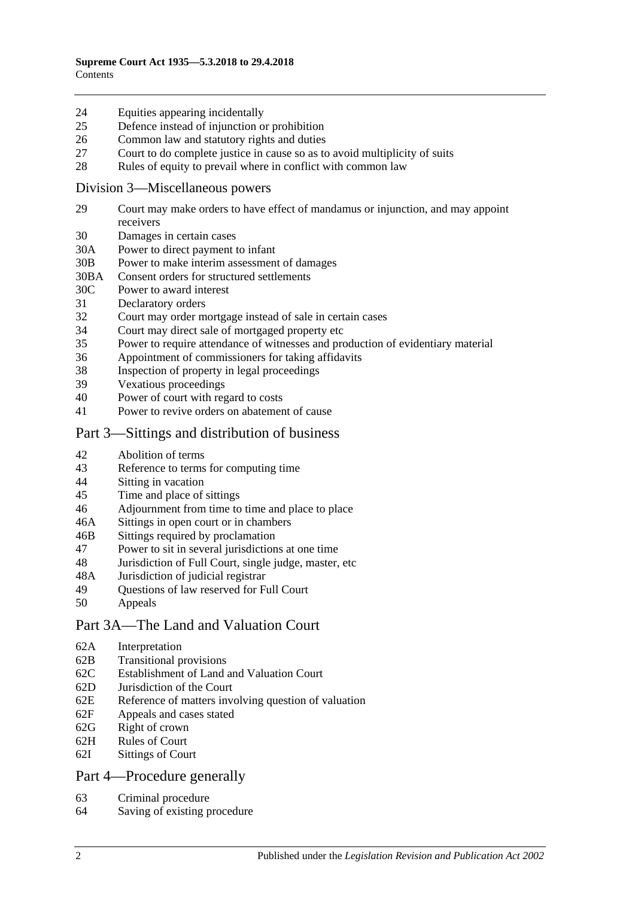24 Equities appearing incidentally
25 Defence instead of injunction or prohibition
26 Common law and statutory rights and duties
27 Court to do complete justice in cause so as to avoid multiplicity of suits
28 Rules of equity to prevail where in conflict with common law

## Division 3—Miscellaneous powers

29 Court may make orders to have effect of mandamus or injunction, and may appoint receivers
30 Damages in certain cases
30A Power to direct payment to infant
30B Power to make interim assessment of damages
30BA Consent orders for structured settlements
30C Power to award interest
31 Declaratory orders
32 Court may order mortgage instead of sale in certain cases
34 Court may direct sale of mortgaged property etc
35 Power to require attendance of witnesses and production of evidentiary material
36 Appointment of commissioners for taking affidavits
38 Inspection of property in legal proceedings
39 Vexatious proceedings
40 Power of court with regard to costs
41 Power to revive orders on abatement of cause

## Part 3—Sittings and distribution of business

42 Abolition of terms
43 Reference to terms for computing time
44 Sitting in vacation
45 Time and place of sittings
46 Adjournment from time to time and place to place
46A Sittings in open court or in chambers
46B Sittings required by proclamation
47 Power to sit in several jurisdictions at one time
48 Jurisdiction of Full Court, single judge, master, etc
48A Jurisdiction of judicial registrar
49 Questions of law reserved for Full Court
50 Appeals

## Part 3A—The Land and Valuation Court

62A Interpretation
62B Transitional provisions
62C Establishment of Land and Valuation Court
62D Jurisdiction of the Court
62E Reference of matters involving question of valuation
62F Appeals and cases stated
62G Right of crown
62H Rules of Court
62I Sittings of Court

## Part 4—Procedure generally

63 Criminal procedure
64 Saving of existing procedure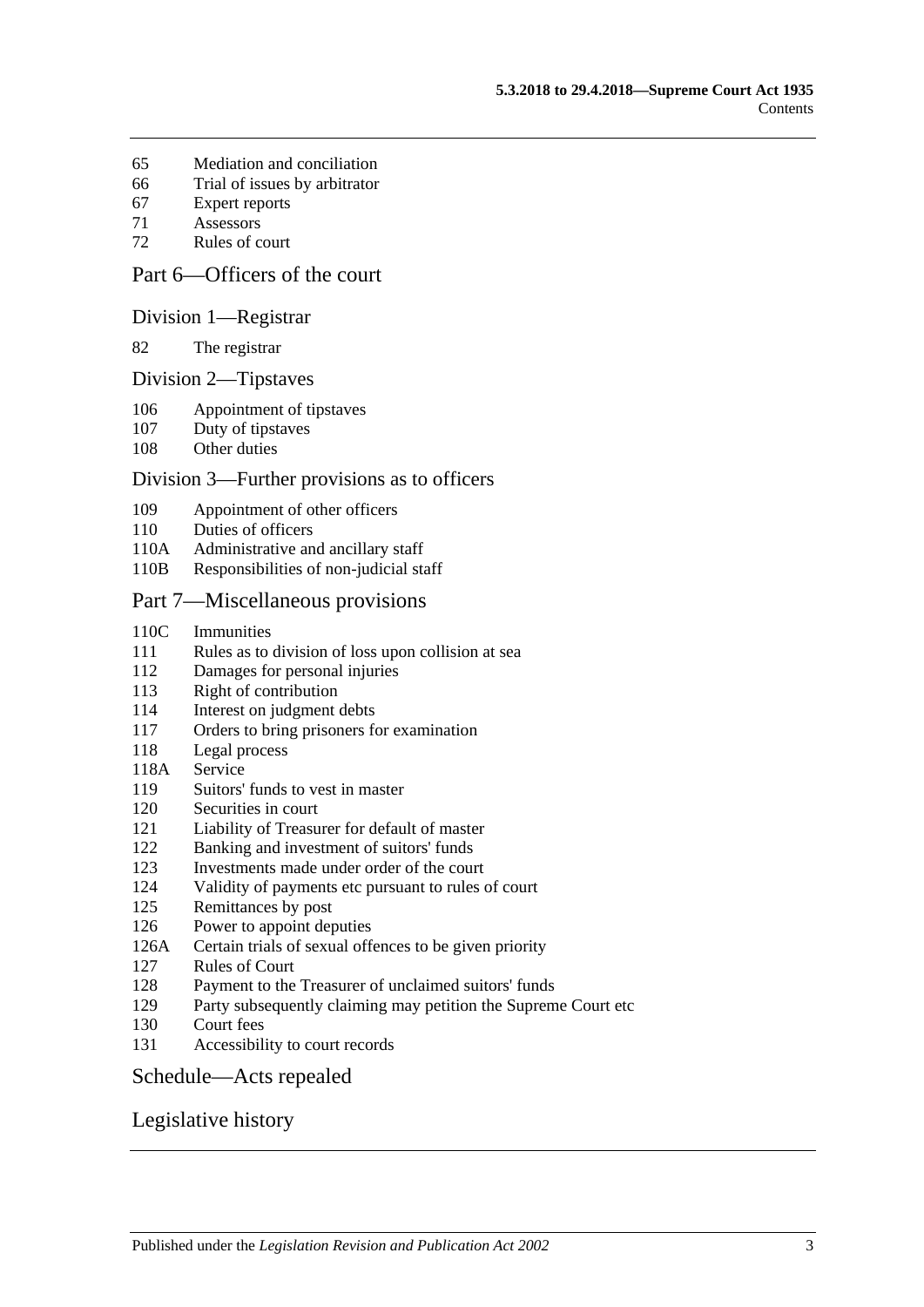65 Mediation and conciliation
66 Trial of issues by arbitrator
67 Expert reports
71 Assessors
72 Rules of court

## Part 6—Officers of the court

### Division 1—Registrar

82 The registrar

### Division 2—Tipstaves

106 Appointment of tipstaves
107 Duty of tipstaves
108 Other duties

### Division 3—Further provisions as to officers

109 Appointment of other officers
110 Duties of officers
110A Administrative and ancillary staff
110B Responsibilities of non-judicial staff

## Part 7—Miscellaneous provisions

110C Immunities
111 Rules as to division of loss upon collision at sea
112 Damages for personal injuries
113 Right of contribution
114 Interest on judgment debts
117 Orders to bring prisoners for examination
118 Legal process
118A Service
119 Suitors' funds to vest in master
120 Securities in court
121 Liability of Treasurer for default of master
122 Banking and investment of suitors' funds
123 Investments made under order of the court
124 Validity of payments etc pursuant to rules of court
125 Remittances by post
126 Power to appoint deputies
126A Certain trials of sexual offences to be given priority
127 Rules of Court
128 Payment to the Treasurer of unclaimed suitors' funds
129 Party subsequently claiming may petition the Supreme Court etc
130 Court fees
131 Accessibility to court records

## Schedule—Acts repealed

## Legislative history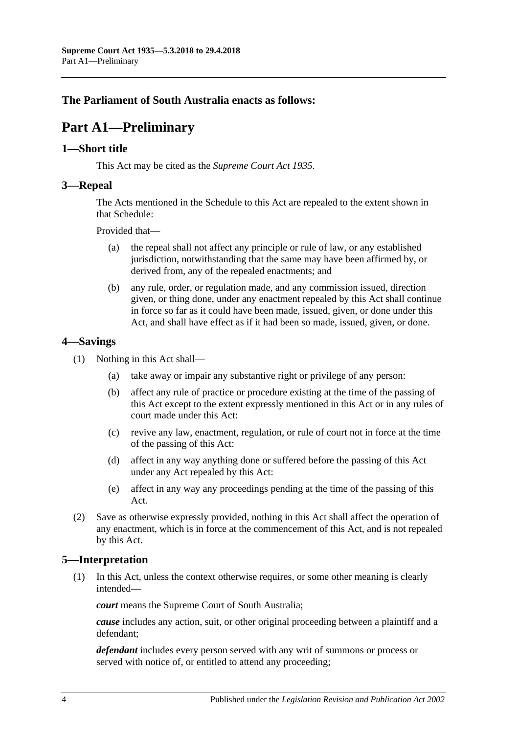**The Parliament of South Australia enacts as follows:**

# Part A1—Preliminary

## 1—Short title

This Act may be cited as the *Supreme Court Act 1935*.

## 3—Repeal

The Acts mentioned in the Schedule to this Act are repealed to the extent shown in that Schedule:

Provided that—

(a) the repeal shall not affect any principle or rule of law, or any established jurisdiction, notwithstanding that the same may have been affirmed by, or derived from, any of the repealed enactments; and

(b) any rule, order, or regulation made, and any commission issued, direction given, or thing done, under any enactment repealed by this Act shall continue in force so far as it could have been made, issued, given, or done under this Act, and shall have effect as if it had been so made, issued, given, or done.

## 4—Savings

(1) Nothing in this Act shall—

(a) take away or impair any substantive right or privilege of any person:

(b) affect any rule of practice or procedure existing at the time of the passing of this Act except to the extent expressly mentioned in this Act or in any rules of court made under this Act:

(c) revive any law, enactment, regulation, or rule of court not in force at the time of the passing of this Act:

(d) affect in any way anything done or suffered before the passing of this Act under any Act repealed by this Act:

(e) affect in any way any proceedings pending at the time of the passing of this Act.

(2) Save as otherwise expressly provided, nothing in this Act shall affect the operation of any enactment, which is in force at the commencement of this Act, and is not repealed by this Act.

## 5—Interpretation

(1) In this Act, unless the context otherwise requires, or some other meaning is clearly intended—

***court*** means the Supreme Court of South Australia;

***cause*** includes any action, suit, or other original proceeding between a plaintiff and a defendant;

***defendant*** includes every person served with any writ of summons or process or served with notice of, or entitled to attend any proceeding;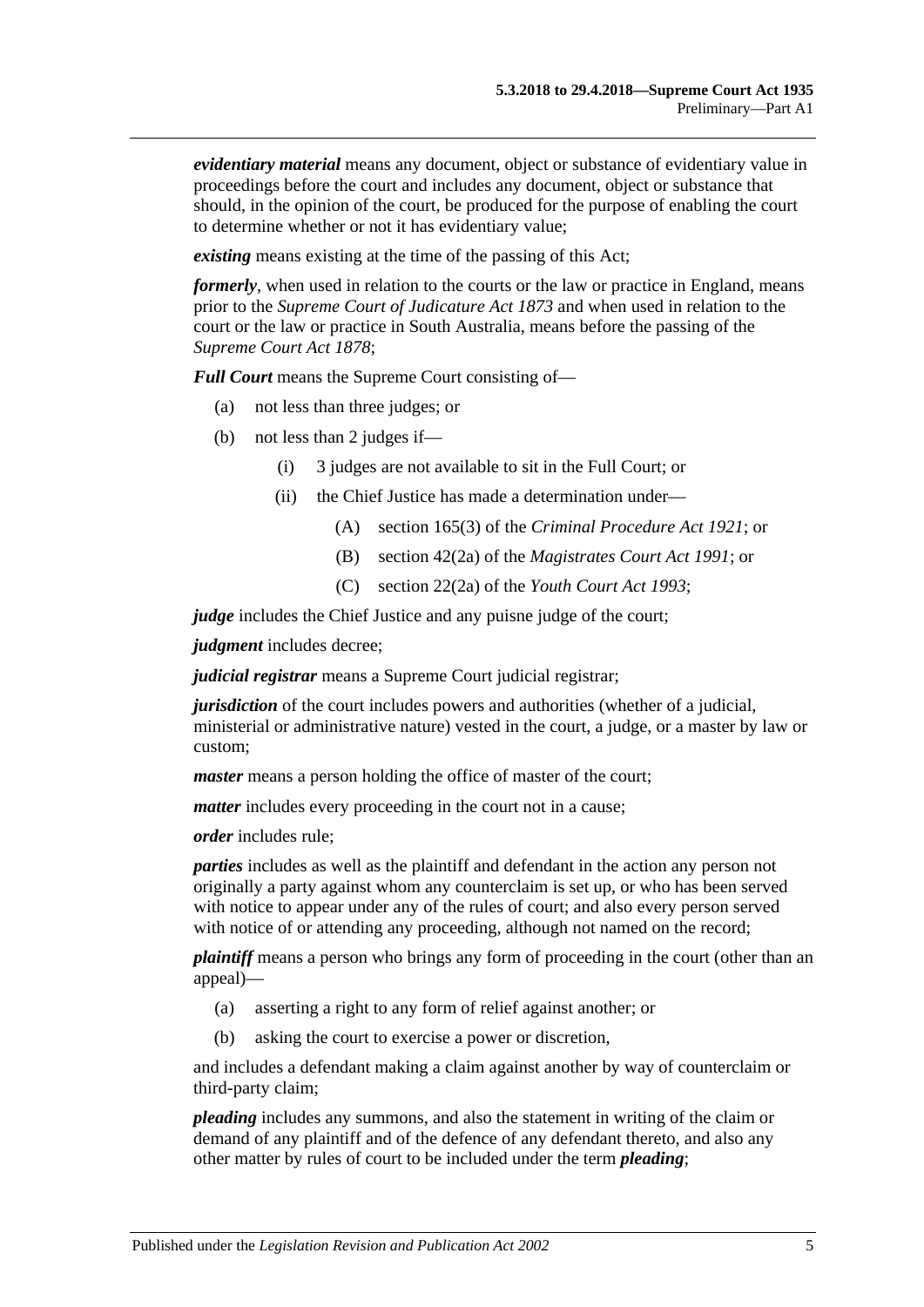***evidentiary material*** means any document, object or substance of evidentiary value in proceedings before the court and includes any document, object or substance that should, in the opinion of the court, be produced for the purpose of enabling the court to determine whether or not it has evidentiary value;

***existing*** means existing at the time of the passing of this Act;

***formerly***, when used in relation to the courts or the law or practice in England, means prior to the *Supreme Court of Judicature Act 1873* and when used in relation to the court or the law or practice in South Australia, means before the passing of the *Supreme Court Act 1878*;

***Full Court*** means the Supreme Court consisting of—

- (a) not less than three judges; or
- (b) not less than 2 judges if—
  - (i) 3 judges are not available to sit in the Full Court; or
  - (ii) the Chief Justice has made a determination under—
    - (A) section 165(3) of the *Criminal Procedure Act 1921*; or
    - (B) section 42(2a) of the *Magistrates Court Act 1991*; or
    - (C) section 22(2a) of the *Youth Court Act 1993*;

***judge*** includes the Chief Justice and any puisne judge of the court;

***judgment*** includes decree;

***judicial registrar*** means a Supreme Court judicial registrar;

***jurisdiction*** of the court includes powers and authorities (whether of a judicial, ministerial or administrative nature) vested in the court, a judge, or a master by law or custom;

***master*** means a person holding the office of master of the court;

***matter*** includes every proceeding in the court not in a cause;

***order*** includes rule;

***parties*** includes as well as the plaintiff and defendant in the action any person not originally a party against whom any counterclaim is set up, or who has been served with notice to appear under any of the rules of court; and also every person served with notice of or attending any proceeding, although not named on the record;

***plaintiff*** means a person who brings any form of proceeding in the court (other than an appeal)—

- (a) asserting a right to any form of relief against another; or
- (b) asking the court to exercise a power or discretion,

and includes a defendant making a claim against another by way of counterclaim or third-party claim;

***pleading*** includes any summons, and also the statement in writing of the claim or demand of any plaintiff and of the defence of any defendant thereto, and also any other matter by rules of court to be included under the term ***pleading***;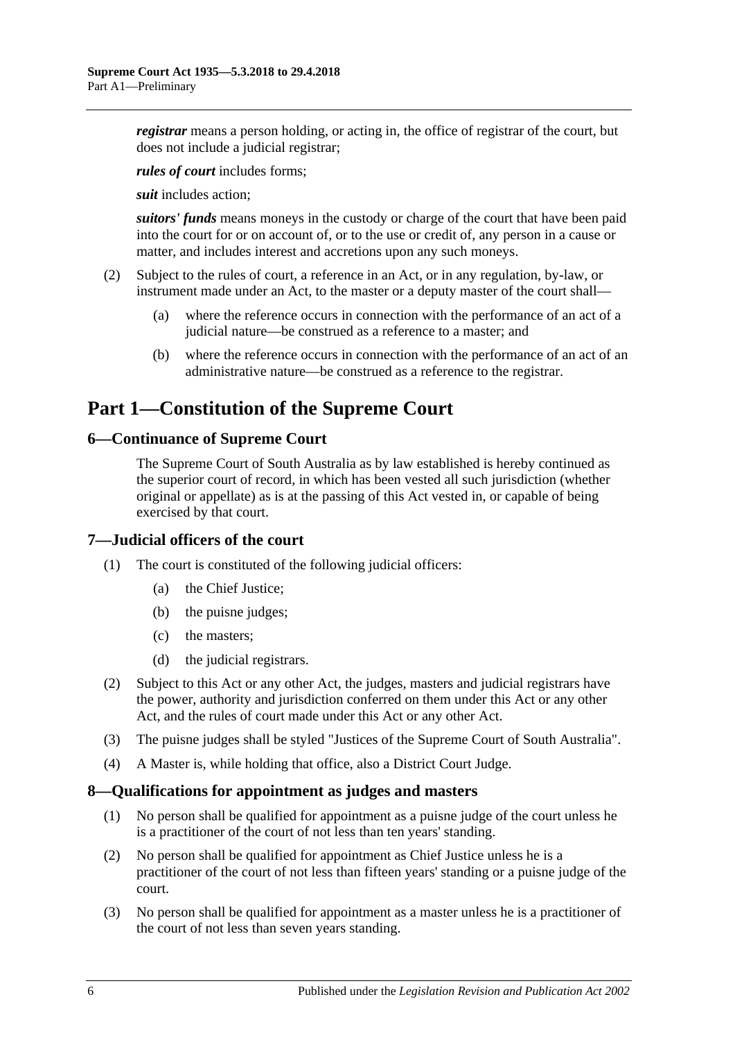***registrar*** means a person holding, or acting in, the office of registrar of the court, but does not include a judicial registrar;

***rules of court*** includes forms;

***suit*** includes action;

***suitors' funds*** means moneys in the custody or charge of the court that have been paid into the court for or on account of, or to the use or credit of, any person in a cause or matter, and includes interest and accretions upon any such moneys.

(2) Subject to the rules of court, a reference in an Act, or in any regulation, by-law, or instrument made under an Act, to the master or a deputy master of the court shall—

(a) where the reference occurs in connection with the performance of an act of a judicial nature—be construed as a reference to a master; and

(b) where the reference occurs in connection with the performance of an act of an administrative nature—be construed as a reference to the registrar.

# Part 1—Constitution of the Supreme Court

## 6—Continuance of Supreme Court

The Supreme Court of South Australia as by law established is hereby continued as the superior court of record, in which has been vested all such jurisdiction (whether original or appellate) as is at the passing of this Act vested in, or capable of being exercised by that court.

## 7—Judicial officers of the court

(1) The court is constituted of the following judicial officers:

(a) the Chief Justice;

(b) the puisne judges;

(c) the masters;

(d) the judicial registrars.

(2) Subject to this Act or any other Act, the judges, masters and judicial registrars have the power, authority and jurisdiction conferred on them under this Act or any other Act, and the rules of court made under this Act or any other Act.

(3) The puisne judges shall be styled "Justices of the Supreme Court of South Australia".

(4) A Master is, while holding that office, also a District Court Judge.

## 8—Qualifications for appointment as judges and masters

(1) No person shall be qualified for appointment as a puisne judge of the court unless he is a practitioner of the court of not less than ten years' standing.

(2) No person shall be qualified for appointment as Chief Justice unless he is a practitioner of the court of not less than fifteen years' standing or a puisne judge of the court.

(3) No person shall be qualified for appointment as a master unless he is a practitioner of the court of not less than seven years standing.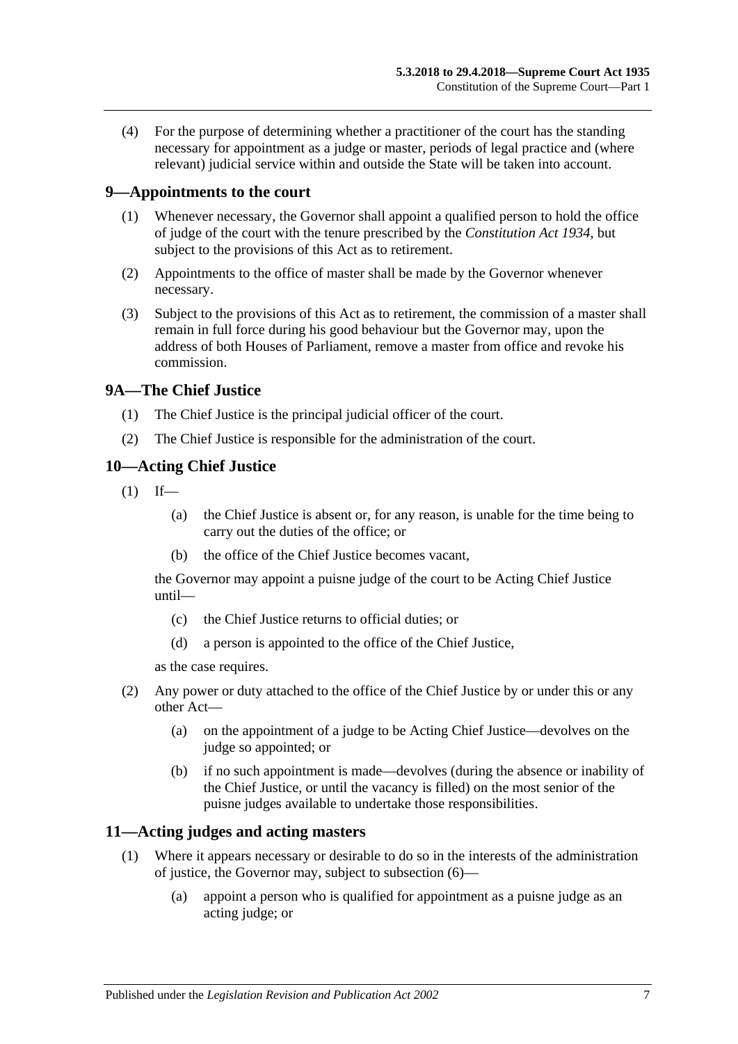(4) For the purpose of determining whether a practitioner of the court has the standing necessary for appointment as a judge or master, periods of legal practice and (where relevant) judicial service within and outside the State will be taken into account.

## 9—Appointments to the court

(1) Whenever necessary, the Governor shall appoint a qualified person to hold the office of judge of the court with the tenure prescribed by the *Constitution Act 1934*, but subject to the provisions of this Act as to retirement.

(2) Appointments to the office of master shall be made by the Governor whenever necessary.

(3) Subject to the provisions of this Act as to retirement, the commission of a master shall remain in full force during his good behaviour but the Governor may, upon the address of both Houses of Parliament, remove a master from office and revoke his commission.

## 9A—The Chief Justice

(1) The Chief Justice is the principal judicial officer of the court.

(2) The Chief Justice is responsible for the administration of the court.

## 10—Acting Chief Justice

(1) If—

   (a) the Chief Justice is absent or, for any reason, is unable for the time being to carry out the duties of the office; or

   (b) the office of the Chief Justice becomes vacant,

   the Governor may appoint a puisne judge of the court to be Acting Chief Justice until—

   (c) the Chief Justice returns to official duties; or

   (d) a person is appointed to the office of the Chief Justice,

   as the case requires.

(2) Any power or duty attached to the office of the Chief Justice by or under this or any other Act—

   (a) on the appointment of a judge to be Acting Chief Justice—devolves on the judge so appointed; or

   (b) if no such appointment is made—devolves (during the absence or inability of the Chief Justice, or until the vacancy is filled) on the most senior of the puisne judges available to undertake those responsibilities.

## 11—Acting judges and acting masters

(1) Where it appears necessary or desirable to do so in the interests of the administration of justice, the Governor may, subject to subsection (6)—

   (a) appoint a person who is qualified for appointment as a puisne judge as an acting judge; or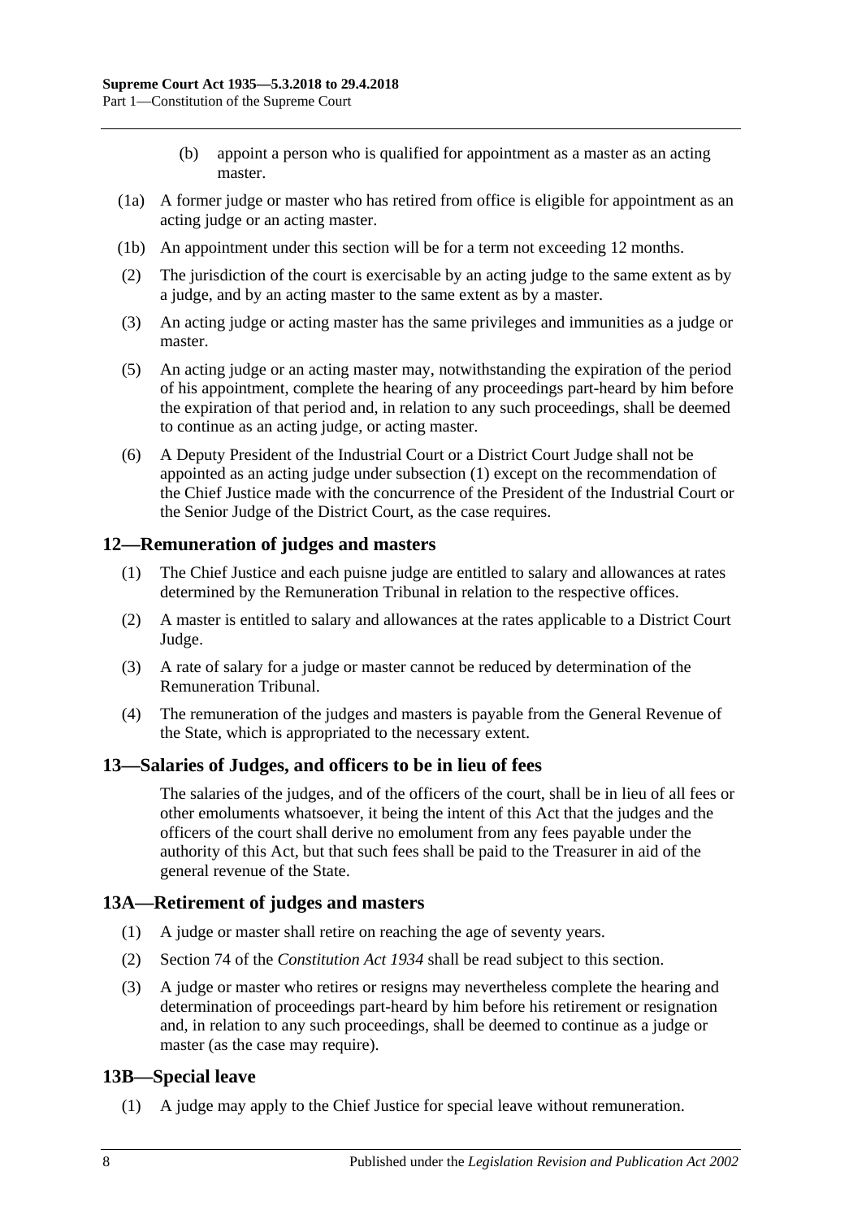(b) appoint a person who is qualified for appointment as a master as an acting master.

(1a) A former judge or master who has retired from office is eligible for appointment as an acting judge or an acting master.

(1b) An appointment under this section will be for a term not exceeding 12 months.

(2) The jurisdiction of the court is exercisable by an acting judge to the same extent as by a judge, and by an acting master to the same extent as by a master.

(3) An acting judge or acting master has the same privileges and immunities as a judge or master.

(5) An acting judge or an acting master may, notwithstanding the expiration of the period of his appointment, complete the hearing of any proceedings part-heard by him before the expiration of that period and, in relation to any such proceedings, shall be deemed to continue as an acting judge, or acting master.

(6) A Deputy President of the Industrial Court or a District Court Judge shall not be appointed as an acting judge under subsection (1) except on the recommendation of the Chief Justice made with the concurrence of the President of the Industrial Court or the Senior Judge of the District Court, as the case requires.

## 12—Remuneration of judges and masters

(1) The Chief Justice and each puisne judge are entitled to salary and allowances at rates determined by the Remuneration Tribunal in relation to the respective offices.

(2) A master is entitled to salary and allowances at the rates applicable to a District Court Judge.

(3) A rate of salary for a judge or master cannot be reduced by determination of the Remuneration Tribunal.

(4) The remuneration of the judges and masters is payable from the General Revenue of the State, which is appropriated to the necessary extent.

## 13—Salaries of Judges, and officers to be in lieu of fees

The salaries of the judges, and of the officers of the court, shall be in lieu of all fees or other emoluments whatsoever, it being the intent of this Act that the judges and the officers of the court shall derive no emolument from any fees payable under the authority of this Act, but that such fees shall be paid to the Treasurer in aid of the general revenue of the State.

## 13A—Retirement of judges and masters

(1) A judge or master shall retire on reaching the age of seventy years.

(2) Section 74 of the *Constitution Act 1934* shall be read subject to this section.

(3) A judge or master who retires or resigns may nevertheless complete the hearing and determination of proceedings part-heard by him before his retirement or resignation and, in relation to any such proceedings, shall be deemed to continue as a judge or master (as the case may require).

## 13B—Special leave

(1) A judge may apply to the Chief Justice for special leave without remuneration.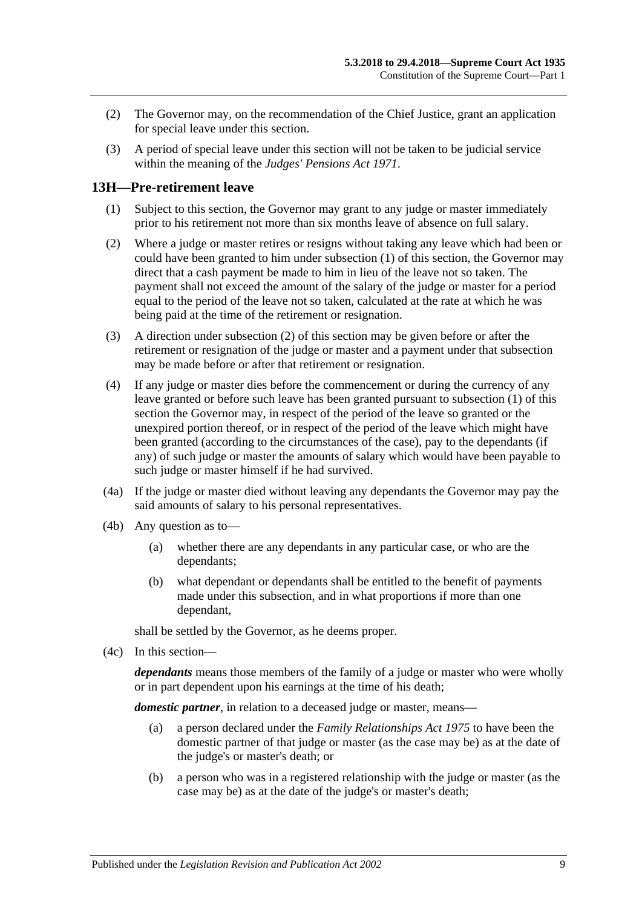(2) The Governor may, on the recommendation of the Chief Justice, grant an application for special leave under this section.

(3) A period of special leave under this section will not be taken to be judicial service within the meaning of the *Judges' Pensions Act 1971*.

## 13H—Pre-retirement leave

(1) Subject to this section, the Governor may grant to any judge or master immediately prior to his retirement not more than six months leave of absence on full salary.

(2) Where a judge or master retires or resigns without taking any leave which had been or could have been granted to him under subsection (1) of this section, the Governor may direct that a cash payment be made to him in lieu of the leave not so taken. The payment shall not exceed the amount of the salary of the judge or master for a period equal to the period of the leave not so taken, calculated at the rate at which he was being paid at the time of the retirement or resignation.

(3) A direction under subsection (2) of this section may be given before or after the retirement or resignation of the judge or master and a payment under that subsection may be made before or after that retirement or resignation.

(4) If any judge or master dies before the commencement or during the currency of any leave granted or before such leave has been granted pursuant to subsection (1) of this section the Governor may, in respect of the period of the leave so granted or the unexpired portion thereof, or in respect of the period of the leave which might have been granted (according to the circumstances of the case), pay to the dependants (if any) of such judge or master the amounts of salary which would have been payable to such judge or master himself if he had survived.

(4a) If the judge or master died without leaving any dependants the Governor may pay the said amounts of salary to his personal representatives.

(4b) Any question as to—

(a) whether there are any dependants in any particular case, or who are the dependants;

(b) what dependant or dependants shall be entitled to the benefit of payments made under this subsection, and in what proportions if more than one dependant,

shall be settled by the Governor, as he deems proper.

(4c) In this section—

***dependants*** means those members of the family of a judge or master who were wholly or in part dependent upon his earnings at the time of his death;

***domestic partner***, in relation to a deceased judge or master, means—

(a) a person declared under the *Family Relationships Act 1975* to have been the domestic partner of that judge or master (as the case may be) as at the date of the judge's or master's death; or

(b) a person who was in a registered relationship with the judge or master (as the case may be) as at the date of the judge's or master's death;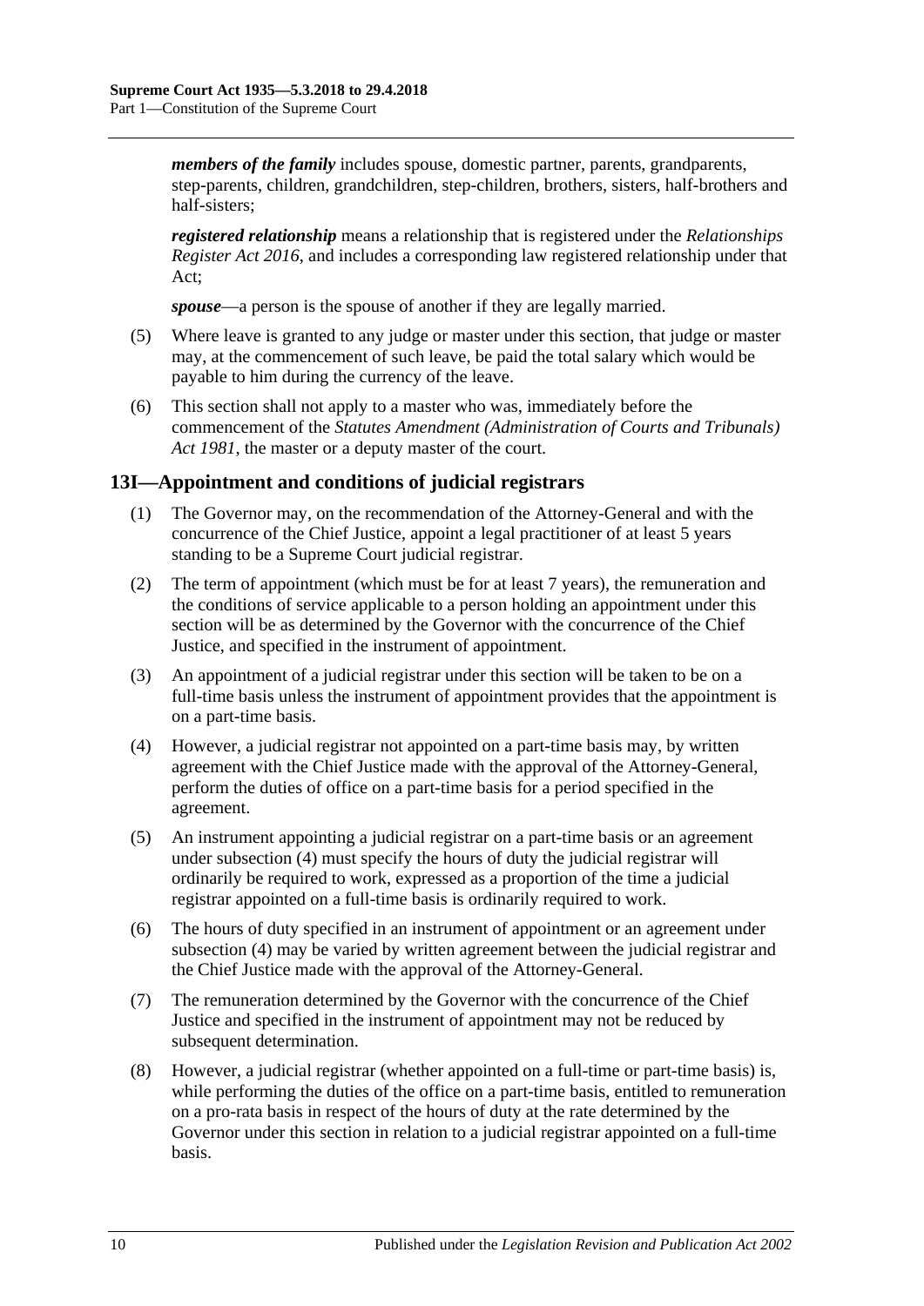***members of the family*** includes spouse, domestic partner, parents, grandparents, step-parents, children, grandchildren, step-children, brothers, sisters, half-brothers and half-sisters;

***registered relationship*** means a relationship that is registered under the *Relationships Register Act 2016*, and includes a corresponding law registered relationship under that Act;

***spouse***—a person is the spouse of another if they are legally married.

(5) Where leave is granted to any judge or master under this section, that judge or master may, at the commencement of such leave, be paid the total salary which would be payable to him during the currency of the leave.

(6) This section shall not apply to a master who was, immediately before the commencement of the *Statutes Amendment (Administration of Courts and Tribunals) Act 1981*, the master or a deputy master of the court.

## 13I—Appointment and conditions of judicial registrars

(1) The Governor may, on the recommendation of the Attorney-General and with the concurrence of the Chief Justice, appoint a legal practitioner of at least 5 years standing to be a Supreme Court judicial registrar.

(2) The term of appointment (which must be for at least 7 years), the remuneration and the conditions of service applicable to a person holding an appointment under this section will be as determined by the Governor with the concurrence of the Chief Justice, and specified in the instrument of appointment.

(3) An appointment of a judicial registrar under this section will be taken to be on a full-time basis unless the instrument of appointment provides that the appointment is on a part-time basis.

(4) However, a judicial registrar not appointed on a part-time basis may, by written agreement with the Chief Justice made with the approval of the Attorney-General, perform the duties of office on a part-time basis for a period specified in the agreement.

(5) An instrument appointing a judicial registrar on a part-time basis or an agreement under subsection (4) must specify the hours of duty the judicial registrar will ordinarily be required to work, expressed as a proportion of the time a judicial registrar appointed on a full-time basis is ordinarily required to work.

(6) The hours of duty specified in an instrument of appointment or an agreement under subsection (4) may be varied by written agreement between the judicial registrar and the Chief Justice made with the approval of the Attorney-General.

(7) The remuneration determined by the Governor with the concurrence of the Chief Justice and specified in the instrument of appointment may not be reduced by subsequent determination.

(8) However, a judicial registrar (whether appointed on a full-time or part-time basis) is, while performing the duties of the office on a part-time basis, entitled to remuneration on a pro-rata basis in respect of the hours of duty at the rate determined by the Governor under this section in relation to a judicial registrar appointed on a full-time basis.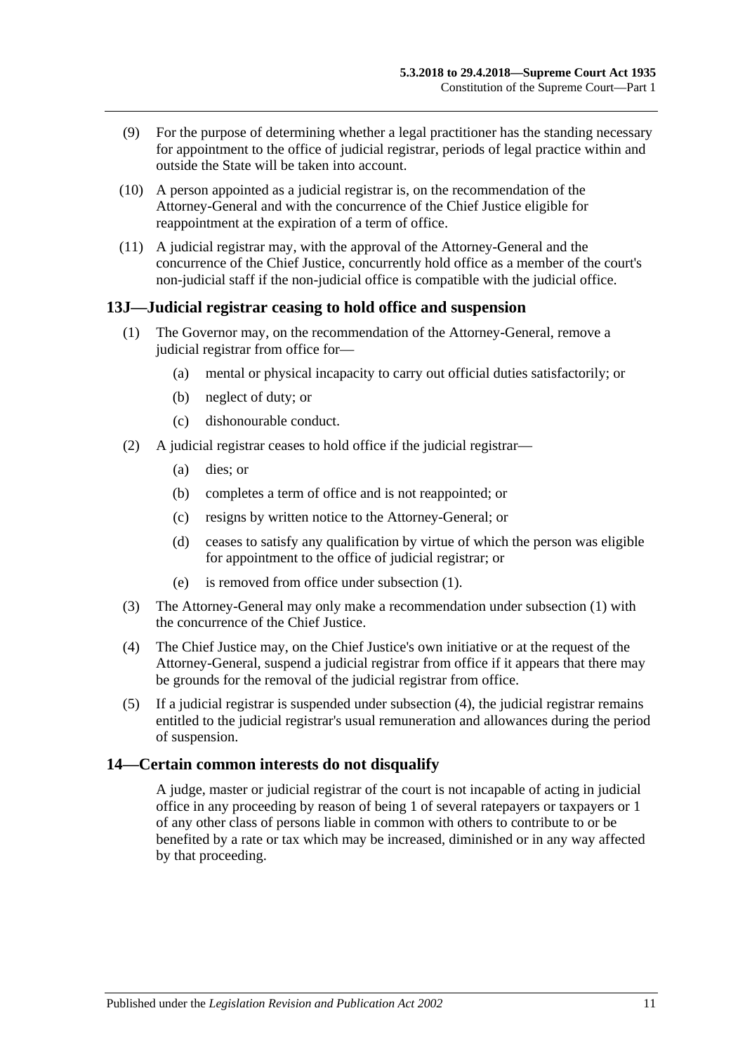(9) For the purpose of determining whether a legal practitioner has the standing necessary for appointment to the office of judicial registrar, periods of legal practice within and outside the State will be taken into account.

(10) A person appointed as a judicial registrar is, on the recommendation of the Attorney-General and with the concurrence of the Chief Justice eligible for reappointment at the expiration of a term of office.

(11) A judicial registrar may, with the approval of the Attorney-General and the concurrence of the Chief Justice, concurrently hold office as a member of the court's non-judicial staff if the non-judicial office is compatible with the judicial office.

## 13J—Judicial registrar ceasing to hold office and suspension

(1) The Governor may, on the recommendation of the Attorney-General, remove a judicial registrar from office for—

- (a) mental or physical incapacity to carry out official duties satisfactorily; or
- (b) neglect of duty; or
- (c) dishonourable conduct.

(2) A judicial registrar ceases to hold office if the judicial registrar—

- (a) dies; or
- (b) completes a term of office and is not reappointed; or
- (c) resigns by written notice to the Attorney-General; or
- (d) ceases to satisfy any qualification by virtue of which the person was eligible for appointment to the office of judicial registrar; or
- (e) is removed from office under subsection (1).

(3) The Attorney-General may only make a recommendation under subsection (1) with the concurrence of the Chief Justice.

(4) The Chief Justice may, on the Chief Justice's own initiative or at the request of the Attorney-General, suspend a judicial registrar from office if it appears that there may be grounds for the removal of the judicial registrar from office.

(5) If a judicial registrar is suspended under subsection (4), the judicial registrar remains entitled to the judicial registrar's usual remuneration and allowances during the period of suspension.

## 14—Certain common interests do not disqualify

A judge, master or judicial registrar of the court is not incapable of acting in judicial office in any proceeding by reason of being 1 of several ratepayers or taxpayers or 1 of any other class of persons liable in common with others to contribute to or be benefited by a rate or tax which may be increased, diminished or in any way affected by that proceeding.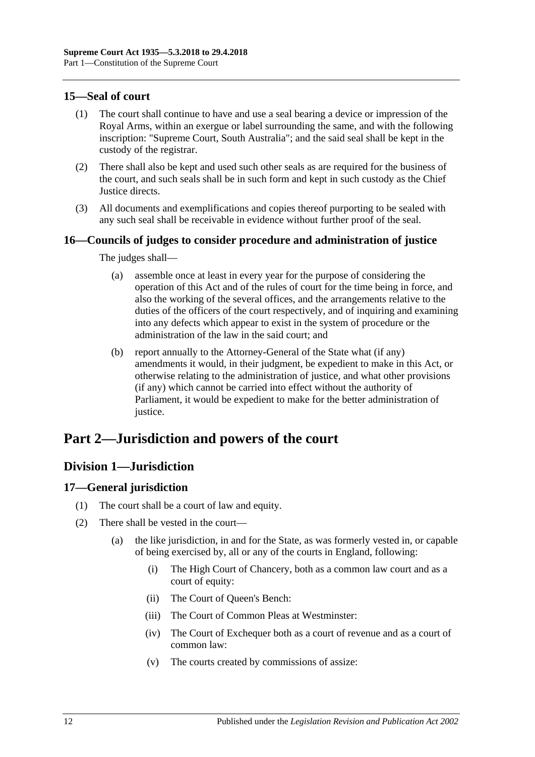## 15—Seal of court

(1) The court shall continue to have and use a seal bearing a device or impression of the Royal Arms, within an exergue or label surrounding the same, and with the following inscription: "Supreme Court, South Australia"; and the said seal shall be kept in the custody of the registrar.

(2) There shall also be kept and used such other seals as are required for the business of the court, and such seals shall be in such form and kept in such custody as the Chief Justice directs.

(3) All documents and exemplifications and copies thereof purporting to be sealed with any such seal shall be receivable in evidence without further proof of the seal.

## 16—Councils of judges to consider procedure and administration of justice

The judges shall—

(a) assemble once at least in every year for the purpose of considering the operation of this Act and of the rules of court for the time being in force, and also the working of the several offices, and the arrangements relative to the duties of the officers of the court respectively, and of inquiring and examining into any defects which appear to exist in the system of procedure or the administration of the law in the said court; and

(b) report annually to the Attorney-General of the State what (if any) amendments it would, in their judgment, be expedient to make in this Act, or otherwise relating to the administration of justice, and what other provisions (if any) which cannot be carried into effect without the authority of Parliament, it would be expedient to make for the better administration of justice.

# Part 2—Jurisdiction and powers of the court

## Division 1—Jurisdiction

## 17—General jurisdiction

(1) The court shall be a court of law and equity.

(2) There shall be vested in the court—

(a) the like jurisdiction, in and for the State, as was formerly vested in, or capable of being exercised by, all or any of the courts in England, following:

(i) The High Court of Chancery, both as a common law court and as a court of equity:

(ii) The Court of Queen's Bench:

(iii) The Court of Common Pleas at Westminster:

(iv) The Court of Exchequer both as a court of revenue and as a court of common law:

(v) The courts created by commissions of assize: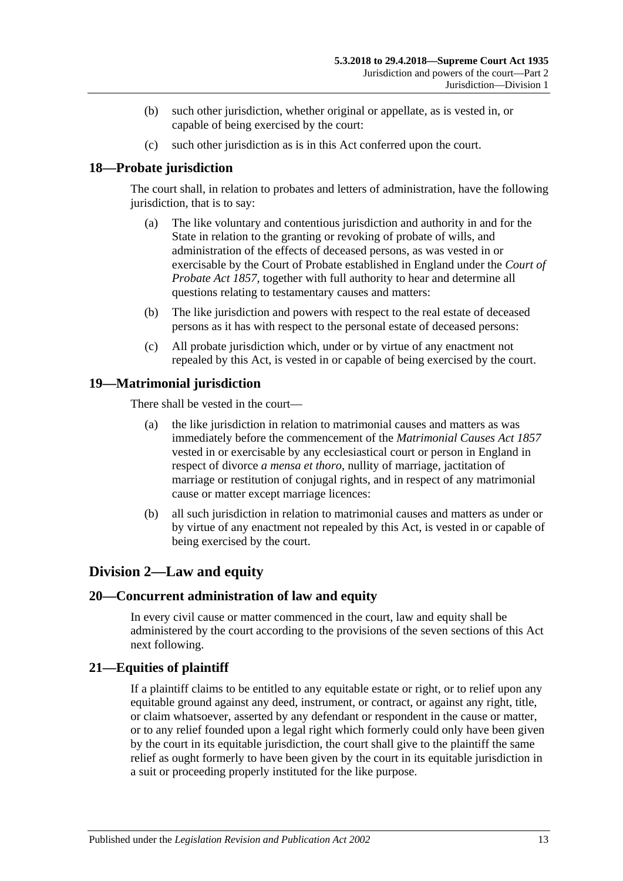(b) such other jurisdiction, whether original or appellate, as is vested in, or capable of being exercised by the court:

(c) such other jurisdiction as is in this Act conferred upon the court.

### 18—Probate jurisdiction

The court shall, in relation to probates and letters of administration, have the following jurisdiction, that is to say:

(a) The like voluntary and contentious jurisdiction and authority in and for the State in relation to the granting or revoking of probate of wills, and administration of the effects of deceased persons, as was vested in or exercisable by the Court of Probate established in England under the *Court of Probate Act 1857*, together with full authority to hear and determine all questions relating to testamentary causes and matters:

(b) The like jurisdiction and powers with respect to the real estate of deceased persons as it has with respect to the personal estate of deceased persons:

(c) All probate jurisdiction which, under or by virtue of any enactment not repealed by this Act, is vested in or capable of being exercised by the court.

### 19—Matrimonial jurisdiction

There shall be vested in the court—

(a) the like jurisdiction in relation to matrimonial causes and matters as was immediately before the commencement of the *Matrimonial Causes Act 1857* vested in or exercisable by any ecclesiastical court or person in England in respect of divorce *a mensa et thoro*, nullity of marriage, jactitation of marriage or restitution of conjugal rights, and in respect of any matrimonial cause or matter except marriage licences:

(b) all such jurisdiction in relation to matrimonial causes and matters as under or by virtue of any enactment not repealed by this Act, is vested in or capable of being exercised by the court.

## Division 2—Law and equity

### 20—Concurrent administration of law and equity

In every civil cause or matter commenced in the court, law and equity shall be administered by the court according to the provisions of the seven sections of this Act next following.

### 21—Equities of plaintiff

If a plaintiff claims to be entitled to any equitable estate or right, or to relief upon any equitable ground against any deed, instrument, or contract, or against any right, title, or claim whatsoever, asserted by any defendant or respondent in the cause or matter, or to any relief founded upon a legal right which formerly could only have been given by the court in its equitable jurisdiction, the court shall give to the plaintiff the same relief as ought formerly to have been given by the court in its equitable jurisdiction in a suit or proceeding properly instituted for the like purpose.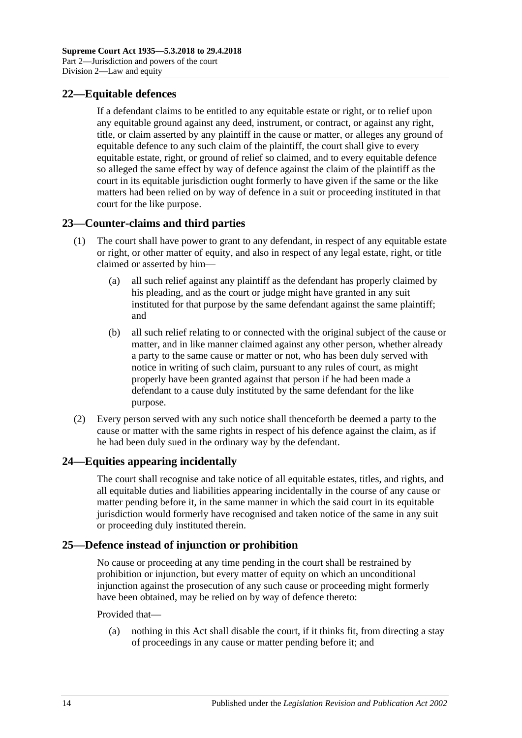## 22—Equitable defences

If a defendant claims to be entitled to any equitable estate or right, or to relief upon any equitable ground against any deed, instrument, or contract, or against any right, title, or claim asserted by any plaintiff in the cause or matter, or alleges any ground of equitable defence to any such claim of the plaintiff, the court shall give to every equitable estate, right, or ground of relief so claimed, and to every equitable defence so alleged the same effect by way of defence against the claim of the plaintiff as the court in its equitable jurisdiction ought formerly to have given if the same or the like matters had been relied on by way of defence in a suit or proceeding instituted in that court for the like purpose.

## 23—Counter-claims and third parties

(1) The court shall have power to grant to any defendant, in respect of any equitable estate or right, or other matter of equity, and also in respect of any legal estate, right, or title claimed or asserted by him—

(a) all such relief against any plaintiff as the defendant has properly claimed by his pleading, and as the court or judge might have granted in any suit instituted for that purpose by the same defendant against the same plaintiff; and

(b) all such relief relating to or connected with the original subject of the cause or matter, and in like manner claimed against any other person, whether already a party to the same cause or matter or not, who has been duly served with notice in writing of such claim, pursuant to any rules of court, as might properly have been granted against that person if he had been made a defendant to a cause duly instituted by the same defendant for the like purpose.

(2) Every person served with any such notice shall thenceforth be deemed a party to the cause or matter with the same rights in respect of his defence against the claim, as if he had been duly sued in the ordinary way by the defendant.

## 24—Equities appearing incidentally

The court shall recognise and take notice of all equitable estates, titles, and rights, and all equitable duties and liabilities appearing incidentally in the course of any cause or matter pending before it, in the same manner in which the said court in its equitable jurisdiction would formerly have recognised and taken notice of the same in any suit or proceeding duly instituted therein.

## 25—Defence instead of injunction or prohibition

No cause or proceeding at any time pending in the court shall be restrained by prohibition or injunction, but every matter of equity on which an unconditional injunction against the prosecution of any such cause or proceeding might formerly have been obtained, may be relied on by way of defence thereto:

Provided that—

(a) nothing in this Act shall disable the court, if it thinks fit, from directing a stay of proceedings in any cause or matter pending before it; and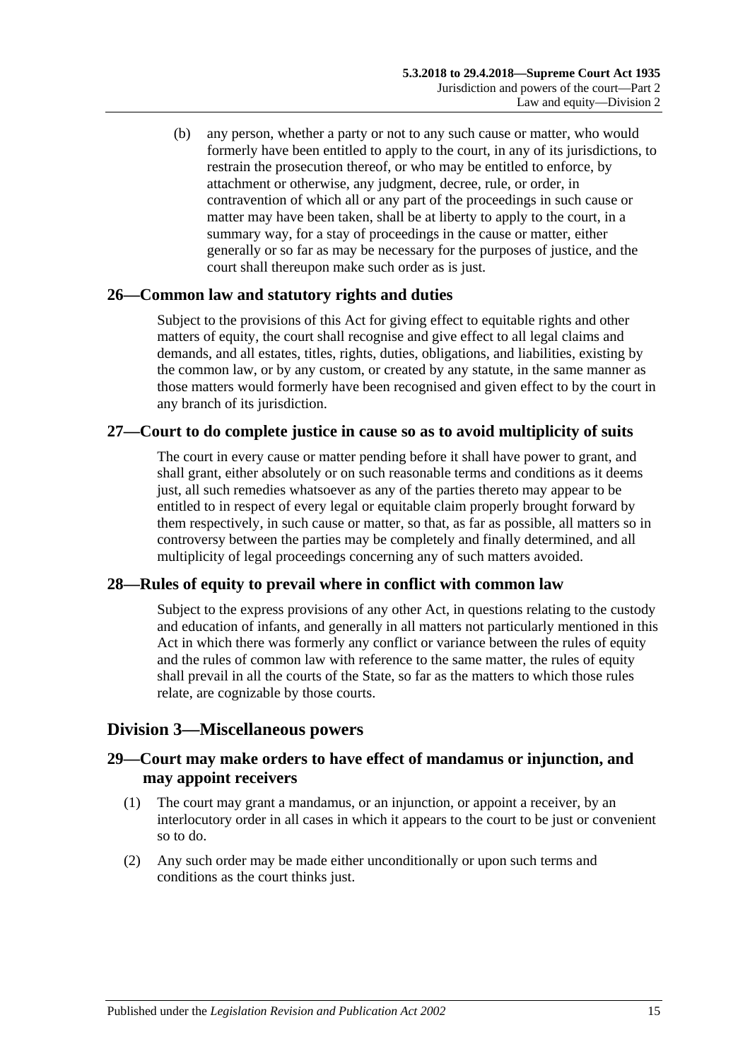(b) any person, whether a party or not to any such cause or matter, who would formerly have been entitled to apply to the court, in any of its jurisdictions, to restrain the prosecution thereof, or who may be entitled to enforce, by attachment or otherwise, any judgment, decree, rule, or order, in contravention of which all or any part of the proceedings in such cause or matter may have been taken, shall be at liberty to apply to the court, in a summary way, for a stay of proceedings in the cause or matter, either generally or so far as may be necessary for the purposes of justice, and the court shall thereupon make such order as is just.

## 26—Common law and statutory rights and duties

Subject to the provisions of this Act for giving effect to equitable rights and other matters of equity, the court shall recognise and give effect to all legal claims and demands, and all estates, titles, rights, duties, obligations, and liabilities, existing by the common law, or by any custom, or created by any statute, in the same manner as those matters would formerly have been recognised and given effect to by the court in any branch of its jurisdiction.

## 27—Court to do complete justice in cause so as to avoid multiplicity of suits

The court in every cause or matter pending before it shall have power to grant, and shall grant, either absolutely or on such reasonable terms and conditions as it deems just, all such remedies whatsoever as any of the parties thereto may appear to be entitled to in respect of every legal or equitable claim properly brought forward by them respectively, in such cause or matter, so that, as far as possible, all matters so in controversy between the parties may be completely and finally determined, and all multiplicity of legal proceedings concerning any of such matters avoided.

## 28—Rules of equity to prevail where in conflict with common law

Subject to the express provisions of any other Act, in questions relating to the custody and education of infants, and generally in all matters not particularly mentioned in this Act in which there was formerly any conflict or variance between the rules of equity and the rules of common law with reference to the same matter, the rules of equity shall prevail in all the courts of the State, so far as the matters to which those rules relate, are cognizable by those courts.

# Division 3—Miscellaneous powers

## 29—Court may make orders to have effect of mandamus or injunction, and may appoint receivers

(1) The court may grant a mandamus, or an injunction, or appoint a receiver, by an interlocutory order in all cases in which it appears to the court to be just or convenient so to do.

(2) Any such order may be made either unconditionally or upon such terms and conditions as the court thinks just.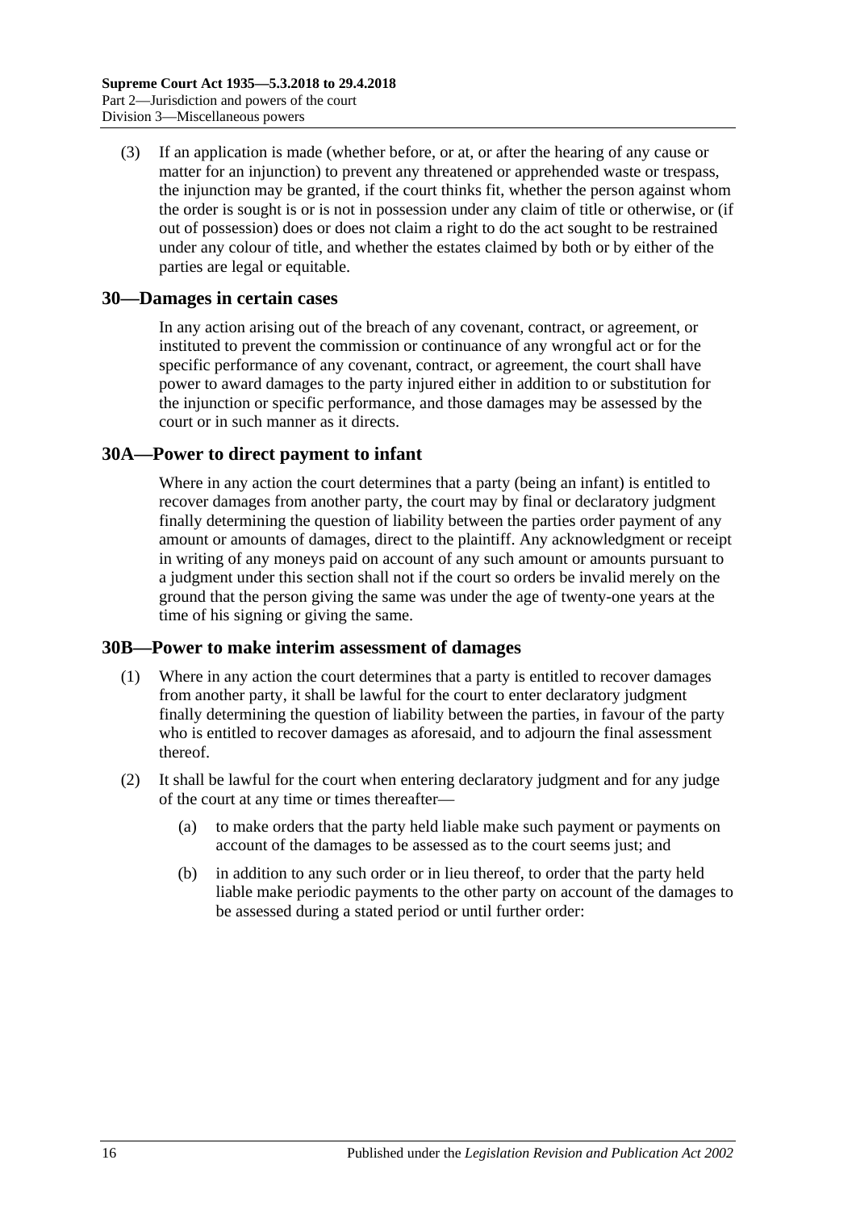(3) If an application is made (whether before, or at, or after the hearing of any cause or matter for an injunction) to prevent any threatened or apprehended waste or trespass, the injunction may be granted, if the court thinks fit, whether the person against whom the order is sought is or is not in possession under any claim of title or otherwise, or (if out of possession) does or does not claim a right to do the act sought to be restrained under any colour of title, and whether the estates claimed by both or by either of the parties are legal or equitable.

## 30—Damages in certain cases

In any action arising out of the breach of any covenant, contract, or agreement, or instituted to prevent the commission or continuance of any wrongful act or for the specific performance of any covenant, contract, or agreement, the court shall have power to award damages to the party injured either in addition to or substitution for the injunction or specific performance, and those damages may be assessed by the court or in such manner as it directs.

## 30A—Power to direct payment to infant

Where in any action the court determines that a party (being an infant) is entitled to recover damages from another party, the court may by final or declaratory judgment finally determining the question of liability between the parties order payment of any amount or amounts of damages, direct to the plaintiff. Any acknowledgment or receipt in writing of any moneys paid on account of any such amount or amounts pursuant to a judgment under this section shall not if the court so orders be invalid merely on the ground that the person giving the same was under the age of twenty-one years at the time of his signing or giving the same.

## 30B—Power to make interim assessment of damages

(1) Where in any action the court determines that a party is entitled to recover damages from another party, it shall be lawful for the court to enter declaratory judgment finally determining the question of liability between the parties, in favour of the party who is entitled to recover damages as aforesaid, and to adjourn the final assessment thereof.

(2) It shall be lawful for the court when entering declaratory judgment and for any judge of the court at any time or times thereafter—

(a) to make orders that the party held liable make such payment or payments on account of the damages to be assessed as to the court seems just; and

(b) in addition to any such order or in lieu thereof, to order that the party held liable make periodic payments to the other party on account of the damages to be assessed during a stated period or until further order: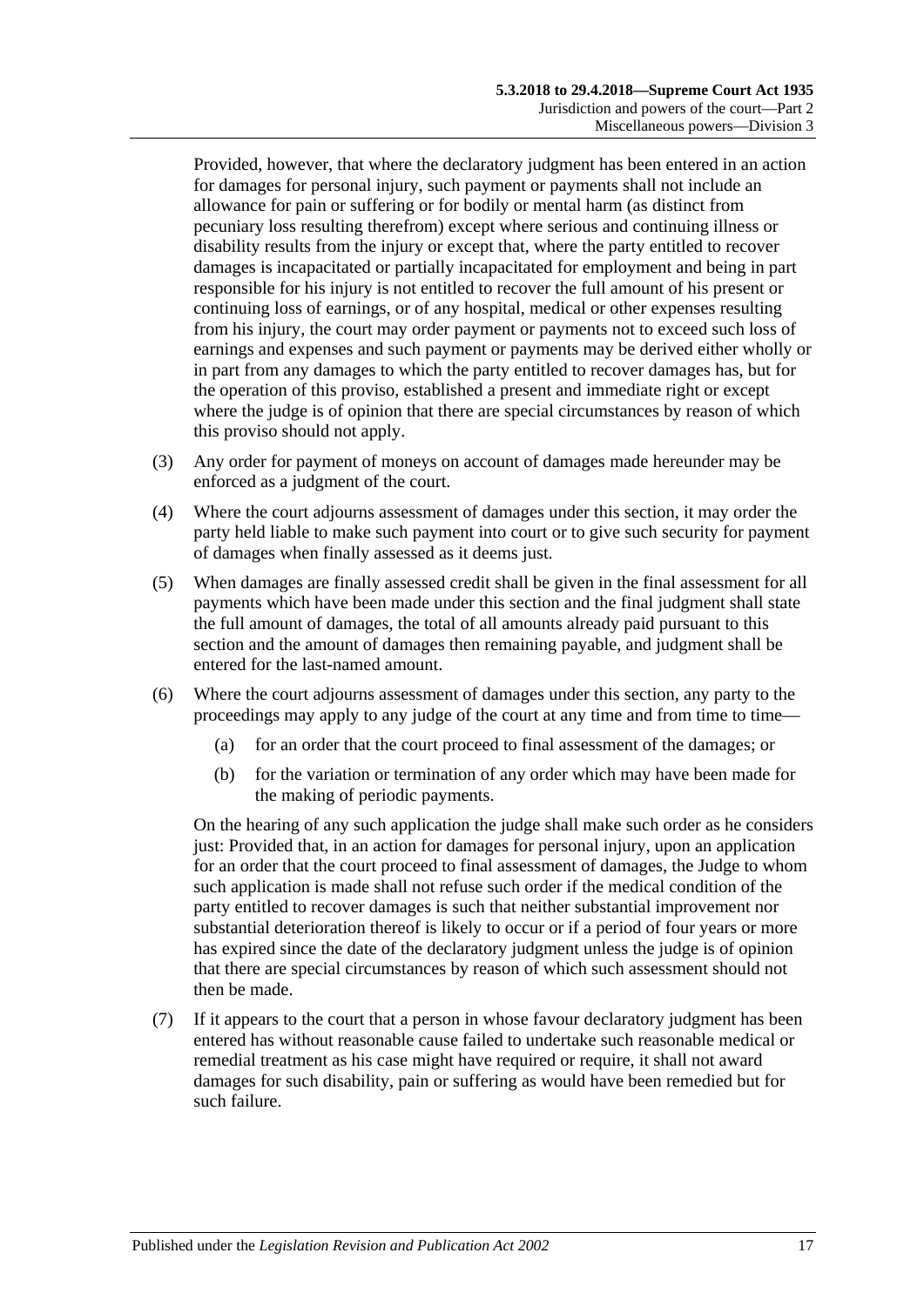Provided, however, that where the declaratory judgment has been entered in an action for damages for personal injury, such payment or payments shall not include an allowance for pain or suffering or for bodily or mental harm (as distinct from pecuniary loss resulting therefrom) except where serious and continuing illness or disability results from the injury or except that, where the party entitled to recover damages is incapacitated or partially incapacitated for employment and being in part responsible for his injury is not entitled to recover the full amount of his present or continuing loss of earnings, or of any hospital, medical or other expenses resulting from his injury, the court may order payment or payments not to exceed such loss of earnings and expenses and such payment or payments may be derived either wholly or in part from any damages to which the party entitled to recover damages has, but for the operation of this proviso, established a present and immediate right or except where the judge is of opinion that there are special circumstances by reason of which this proviso should not apply.

(3) Any order for payment of moneys on account of damages made hereunder may be enforced as a judgment of the court.

(4) Where the court adjourns assessment of damages under this section, it may order the party held liable to make such payment into court or to give such security for payment of damages when finally assessed as it deems just.

(5) When damages are finally assessed credit shall be given in the final assessment for all payments which have been made under this section and the final judgment shall state the full amount of damages, the total of all amounts already paid pursuant to this section and the amount of damages then remaining payable, and judgment shall be entered for the last-named amount.

(6) Where the court adjourns assessment of damages under this section, any party to the proceedings may apply to any judge of the court at any time and from time to time—

(a) for an order that the court proceed to final assessment of the damages; or

(b) for the variation or termination of any order which may have been made for the making of periodic payments.

On the hearing of any such application the judge shall make such order as he considers just: Provided that, in an action for damages for personal injury, upon an application for an order that the court proceed to final assessment of damages, the Judge to whom such application is made shall not refuse such order if the medical condition of the party entitled to recover damages is such that neither substantial improvement nor substantial deterioration thereof is likely to occur or if a period of four years or more has expired since the date of the declaratory judgment unless the judge is of opinion that there are special circumstances by reason of which such assessment should not then be made.

(7) If it appears to the court that a person in whose favour declaratory judgment has been entered has without reasonable cause failed to undertake such reasonable medical or remedial treatment as his case might have required or require, it shall not award damages for such disability, pain or suffering as would have been remedied but for such failure.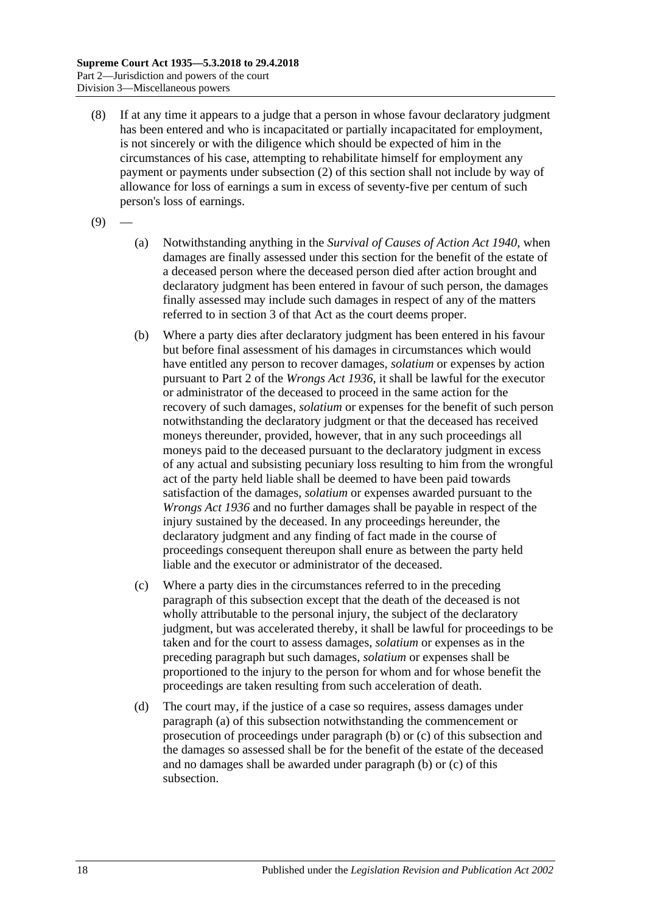(8) If at any time it appears to a judge that a person in whose favour declaratory judgment has been entered and who is incapacitated or partially incapacitated for employment, is not sincerely or with the diligence which should be expected of him in the circumstances of his case, attempting to rehabilitate himself for employment any payment or payments under subsection (2) of this section shall not include by way of allowance for loss of earnings a sum in excess of seventy-five per centum of such person's loss of earnings.

(9) —

(a) Notwithstanding anything in the *Survival of Causes of Action Act 1940*, when damages are finally assessed under this section for the benefit of the estate of a deceased person where the deceased person died after action brought and declaratory judgment has been entered in favour of such person, the damages finally assessed may include such damages in respect of any of the matters referred to in section 3 of that Act as the court deems proper.

(b) Where a party dies after declaratory judgment has been entered in his favour but before final assessment of his damages in circumstances which would have entitled any person to recover damages, *solatium* or expenses by action pursuant to Part 2 of the *Wrongs Act 1936*, it shall be lawful for the executor or administrator of the deceased to proceed in the same action for the recovery of such damages, *solatium* or expenses for the benefit of such person notwithstanding the declaratory judgment or that the deceased has received moneys thereunder, provided, however, that in any such proceedings all moneys paid to the deceased pursuant to the declaratory judgment in excess of any actual and subsisting pecuniary loss resulting to him from the wrongful act of the party held liable shall be deemed to have been paid towards satisfaction of the damages, *solatium* or expenses awarded pursuant to the *Wrongs Act 1936* and no further damages shall be payable in respect of the injury sustained by the deceased. In any proceedings hereunder, the declaratory judgment and any finding of fact made in the course of proceedings consequent thereupon shall enure as between the party held liable and the executor or administrator of the deceased.

(c) Where a party dies in the circumstances referred to in the preceding paragraph of this subsection except that the death of the deceased is not wholly attributable to the personal injury, the subject of the declaratory judgment, but was accelerated thereby, it shall be lawful for proceedings to be taken and for the court to assess damages, *solatium* or expenses as in the preceding paragraph but such damages, *solatium* or expenses shall be proportioned to the injury to the person for whom and for whose benefit the proceedings are taken resulting from such acceleration of death.

(d) The court may, if the justice of a case so requires, assess damages under paragraph (a) of this subsection notwithstanding the commencement or prosecution of proceedings under paragraph (b) or (c) of this subsection and the damages so assessed shall be for the benefit of the estate of the deceased and no damages shall be awarded under paragraph (b) or (c) of this subsection.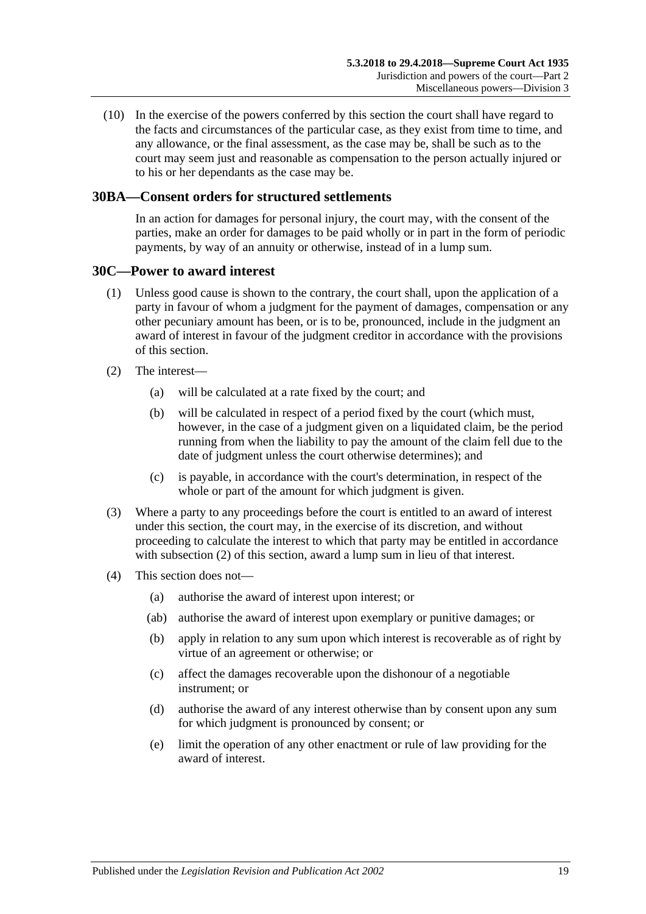(10) In the exercise of the powers conferred by this section the court shall have regard to the facts and circumstances of the particular case, as they exist from time to time, and any allowance, or the final assessment, as the case may be, shall be such as to the court may seem just and reasonable as compensation to the person actually injured or to his or her dependants as the case may be.

## 30BA—Consent orders for structured settlements

In an action for damages for personal injury, the court may, with the consent of the parties, make an order for damages to be paid wholly or in part in the form of periodic payments, by way of an annuity or otherwise, instead of in a lump sum.

## 30C—Power to award interest

(1) Unless good cause is shown to the contrary, the court shall, upon the application of a party in favour of whom a judgment for the payment of damages, compensation or any other pecuniary amount has been, or is to be, pronounced, include in the judgment an award of interest in favour of the judgment creditor in accordance with the provisions of this section.

(2) The interest—

- (a) will be calculated at a rate fixed by the court; and
- (b) will be calculated in respect of a period fixed by the court (which must, however, in the case of a judgment given on a liquidated claim, be the period running from when the liability to pay the amount of the claim fell due to the date of judgment unless the court otherwise determines); and
- (c) is payable, in accordance with the court's determination, in respect of the whole or part of the amount for which judgment is given.

(3) Where a party to any proceedings before the court is entitled to an award of interest under this section, the court may, in the exercise of its discretion, and without proceeding to calculate the interest to which that party may be entitled in accordance with subsection (2) of this section, award a lump sum in lieu of that interest.

(4) This section does not—

- (a) authorise the award of interest upon interest; or
- (ab) authorise the award of interest upon exemplary or punitive damages; or
- (b) apply in relation to any sum upon which interest is recoverable as of right by virtue of an agreement or otherwise; or
- (c) affect the damages recoverable upon the dishonour of a negotiable instrument; or
- (d) authorise the award of any interest otherwise than by consent upon any sum for which judgment is pronounced by consent; or
- (e) limit the operation of any other enactment or rule of law providing for the award of interest.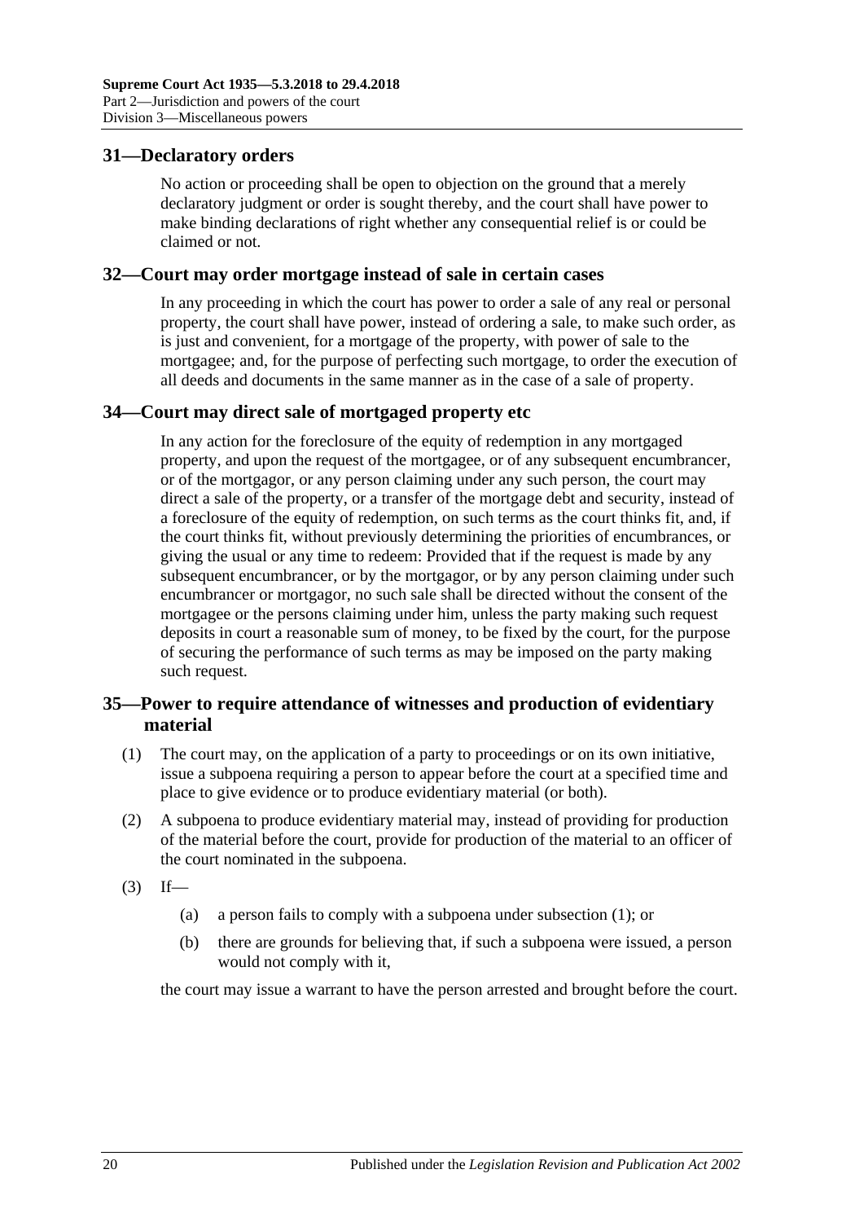## 31—Declaratory orders

No action or proceeding shall be open to objection on the ground that a merely declaratory judgment or order is sought thereby, and the court shall have power to make binding declarations of right whether any consequential relief is or could be claimed or not.

## 32—Court may order mortgage instead of sale in certain cases

In any proceeding in which the court has power to order a sale of any real or personal property, the court shall have power, instead of ordering a sale, to make such order, as is just and convenient, for a mortgage of the property, with power of sale to the mortgagee; and, for the purpose of perfecting such mortgage, to order the execution of all deeds and documents in the same manner as in the case of a sale of property.

## 34—Court may direct sale of mortgaged property etc

In any action for the foreclosure of the equity of redemption in any mortgaged property, and upon the request of the mortgagee, or of any subsequent encumbrancer, or of the mortgagor, or any person claiming under any such person, the court may direct a sale of the property, or a transfer of the mortgage debt and security, instead of a foreclosure of the equity of redemption, on such terms as the court thinks fit, and, if the court thinks fit, without previously determining the priorities of encumbrances, or giving the usual or any time to redeem: Provided that if the request is made by any subsequent encumbrancer, or by the mortgagor, or by any person claiming under such encumbrancer or mortgagor, no such sale shall be directed without the consent of the mortgagee or the persons claiming under him, unless the party making such request deposits in court a reasonable sum of money, to be fixed by the court, for the purpose of securing the performance of such terms as may be imposed on the party making such request.

## 35—Power to require attendance of witnesses and production of evidentiary material

(1) The court may, on the application of a party to proceedings or on its own initiative, issue a subpoena requiring a person to appear before the court at a specified time and place to give evidence or to produce evidentiary material (or both).

(2) A subpoena to produce evidentiary material may, instead of providing for production of the material before the court, provide for production of the material to an officer of the court nominated in the subpoena.

(3) If—

(a) a person fails to comply with a subpoena under subsection (1); or

(b) there are grounds for believing that, if such a subpoena were issued, a person would not comply with it,

the court may issue a warrant to have the person arrested and brought before the court.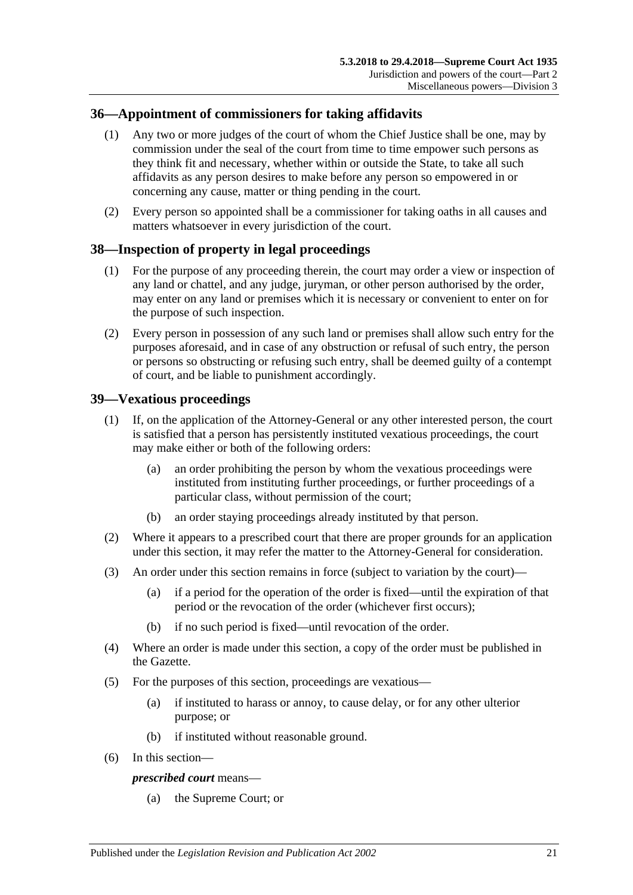## 36—Appointment of commissioners for taking affidavits

(1) Any two or more judges of the court of whom the Chief Justice shall be one, may by commission under the seal of the court from time to time empower such persons as they think fit and necessary, whether within or outside the State, to take all such affidavits as any person desires to make before any person so empowered in or concerning any cause, matter or thing pending in the court.

(2) Every person so appointed shall be a commissioner for taking oaths in all causes and matters whatsoever in every jurisdiction of the court.

## 38—Inspection of property in legal proceedings

(1) For the purpose of any proceeding therein, the court may order a view or inspection of any land or chattel, and any judge, juryman, or other person authorised by the order, may enter on any land or premises which it is necessary or convenient to enter on for the purpose of such inspection.

(2) Every person in possession of any such land or premises shall allow such entry for the purposes aforesaid, and in case of any obstruction or refusal of such entry, the person or persons so obstructing or refusing such entry, shall be deemed guilty of a contempt of court, and be liable to punishment accordingly.

## 39—Vexatious proceedings

(1) If, on the application of the Attorney-General or any other interested person, the court is satisfied that a person has persistently instituted vexatious proceedings, the court may make either or both of the following orders:

- (a) an order prohibiting the person by whom the vexatious proceedings were instituted from instituting further proceedings, or further proceedings of a particular class, without permission of the court;
- (b) an order staying proceedings already instituted by that person.

(2) Where it appears to a prescribed court that there are proper grounds for an application under this section, it may refer the matter to the Attorney-General for consideration.

(3) An order under this section remains in force (subject to variation by the court)—

- (a) if a period for the operation of the order is fixed—until the expiration of that period or the revocation of the order (whichever first occurs);
- (b) if no such period is fixed—until revocation of the order.

(4) Where an order is made under this section, a copy of the order must be published in the Gazette.

(5) For the purposes of this section, proceedings are vexatious—

- (a) if instituted to harass or annoy, to cause delay, or for any other ulterior purpose; or
- (b) if instituted without reasonable ground.

(6) In this section—

***prescribed court*** means—

- (a) the Supreme Court; or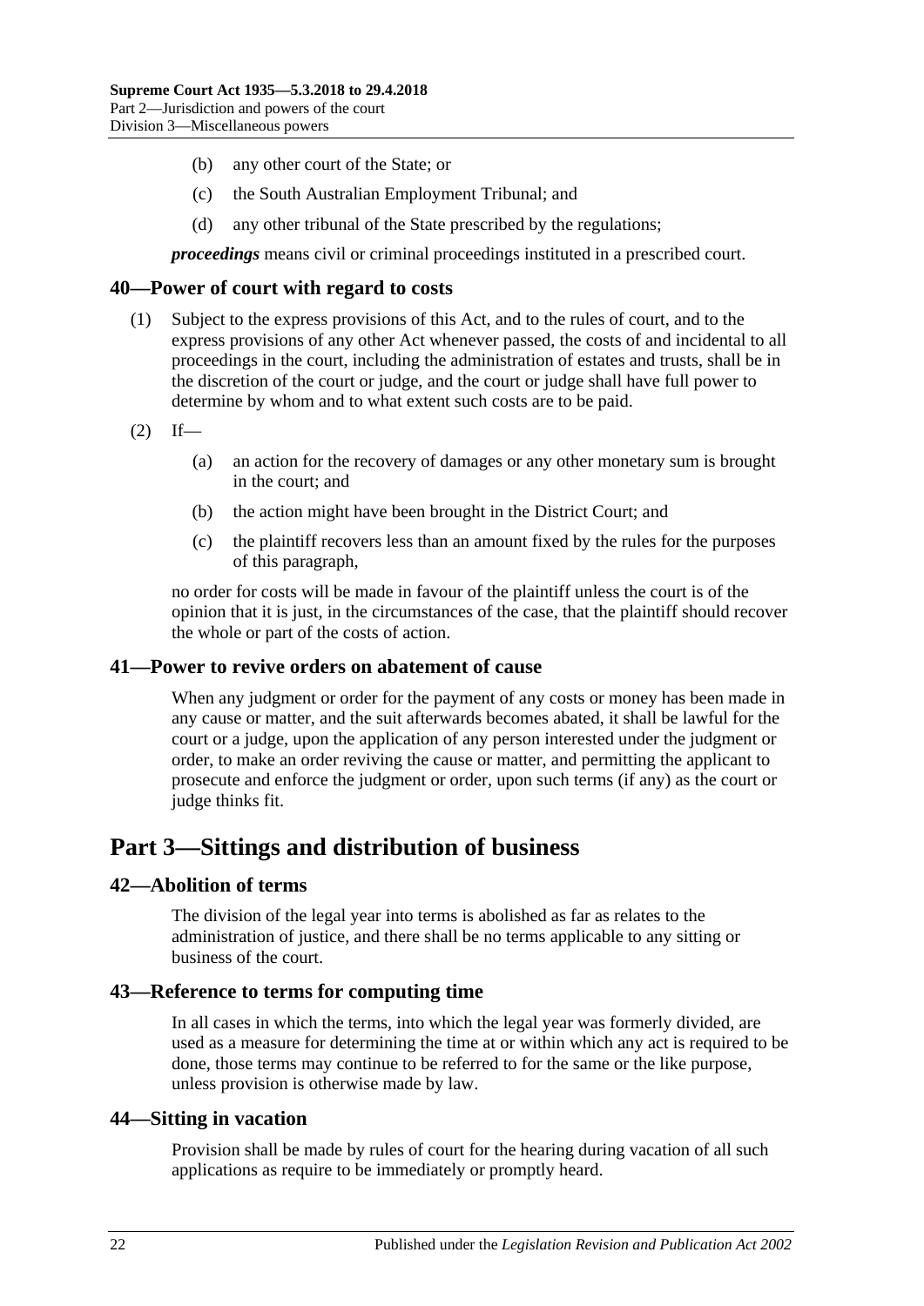(b) any other court of the State; or

(c) the South Australian Employment Tribunal; and

(d) any other tribunal of the State prescribed by the regulations;

***proceedings*** means civil or criminal proceedings instituted in a prescribed court.

## 40—Power of court with regard to costs

(1) Subject to the express provisions of this Act, and to the rules of court, and to the express provisions of any other Act whenever passed, the costs of and incidental to all proceedings in the court, including the administration of estates and trusts, shall be in the discretion of the court or judge, and the court or judge shall have full power to determine by whom and to what extent such costs are to be paid.

(2) If—

(a) an action for the recovery of damages or any other monetary sum is brought in the court; and

(b) the action might have been brought in the District Court; and

(c) the plaintiff recovers less than an amount fixed by the rules for the purposes of this paragraph,

no order for costs will be made in favour of the plaintiff unless the court is of the opinion that it is just, in the circumstances of the case, that the plaintiff should recover the whole or part of the costs of action.

## 41—Power to revive orders on abatement of cause

When any judgment or order for the payment of any costs or money has been made in any cause or matter, and the suit afterwards becomes abated, it shall be lawful for the court or a judge, upon the application of any person interested under the judgment or order, to make an order reviving the cause or matter, and permitting the applicant to prosecute and enforce the judgment or order, upon such terms (if any) as the court or judge thinks fit.

# Part 3—Sittings and distribution of business

## 42—Abolition of terms

The division of the legal year into terms is abolished as far as relates to the administration of justice, and there shall be no terms applicable to any sitting or business of the court.

## 43—Reference to terms for computing time

In all cases in which the terms, into which the legal year was formerly divided, are used as a measure for determining the time at or within which any act is required to be done, those terms may continue to be referred to for the same or the like purpose, unless provision is otherwise made by law.

## 44—Sitting in vacation

Provision shall be made by rules of court for the hearing during vacation of all such applications as require to be immediately or promptly heard.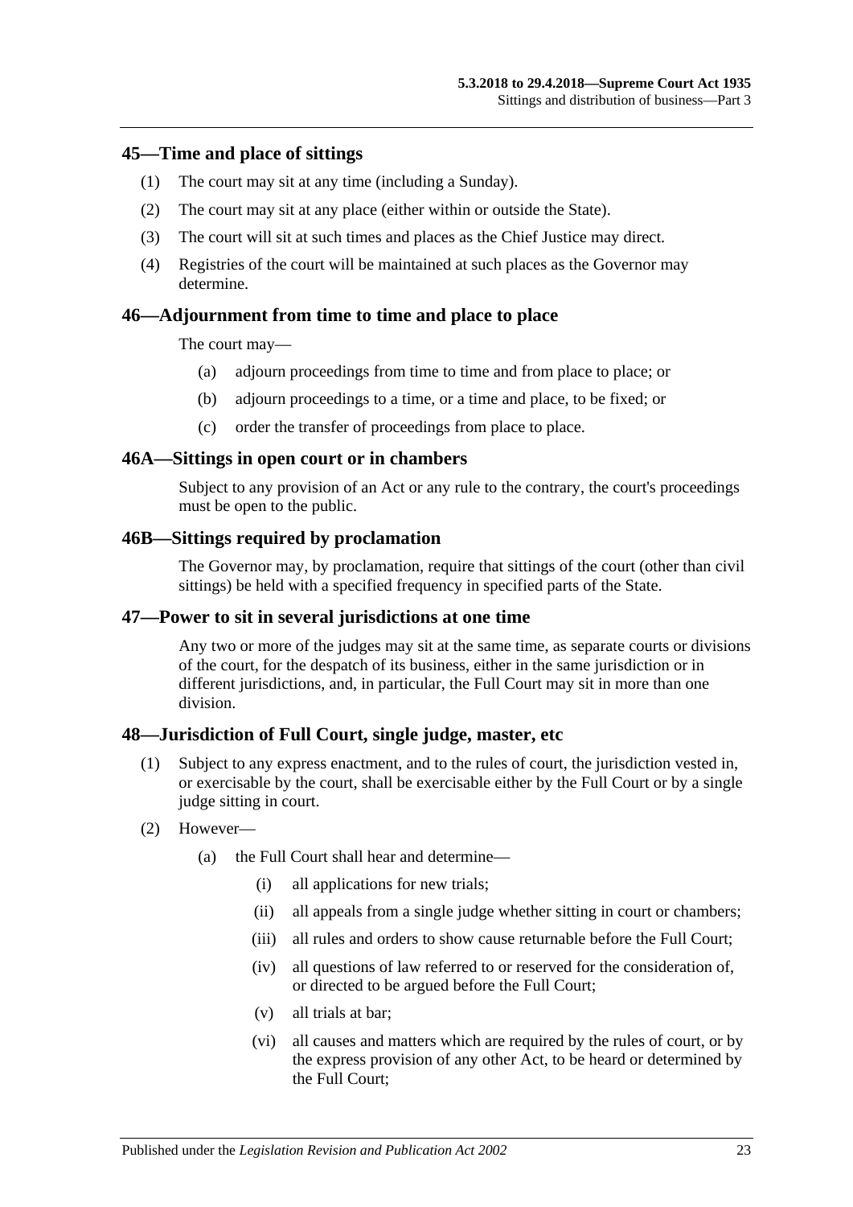## 45—Time and place of sittings

(1) The court may sit at any time (including a Sunday).

(2) The court may sit at any place (either within or outside the State).

(3) The court will sit at such times and places as the Chief Justice may direct.

(4) Registries of the court will be maintained at such places as the Governor may determine.

## 46—Adjournment from time to time and place to place

The court may—

(a) adjourn proceedings from time to time and from place to place; or

(b) adjourn proceedings to a time, or a time and place, to be fixed; or

(c) order the transfer of proceedings from place to place.

## 46A—Sittings in open court or in chambers

Subject to any provision of an Act or any rule to the contrary, the court's proceedings must be open to the public.

## 46B—Sittings required by proclamation

The Governor may, by proclamation, require that sittings of the court (other than civil sittings) be held with a specified frequency in specified parts of the State.

## 47—Power to sit in several jurisdictions at one time

Any two or more of the judges may sit at the same time, as separate courts or divisions of the court, for the despatch of its business, either in the same jurisdiction or in different jurisdictions, and, in particular, the Full Court may sit in more than one division.

## 48—Jurisdiction of Full Court, single judge, master, etc

(1) Subject to any express enactment, and to the rules of court, the jurisdiction vested in, or exercisable by the court, shall be exercisable either by the Full Court or by a single judge sitting in court.

(2) However—

(a) the Full Court shall hear and determine—

(i) all applications for new trials;

(ii) all appeals from a single judge whether sitting in court or chambers;

(iii) all rules and orders to show cause returnable before the Full Court;

(iv) all questions of law referred to or reserved for the consideration of, or directed to be argued before the Full Court;

(v) all trials at bar;

(vi) all causes and matters which are required by the rules of court, or by the express provision of any other Act, to be heard or determined by the Full Court;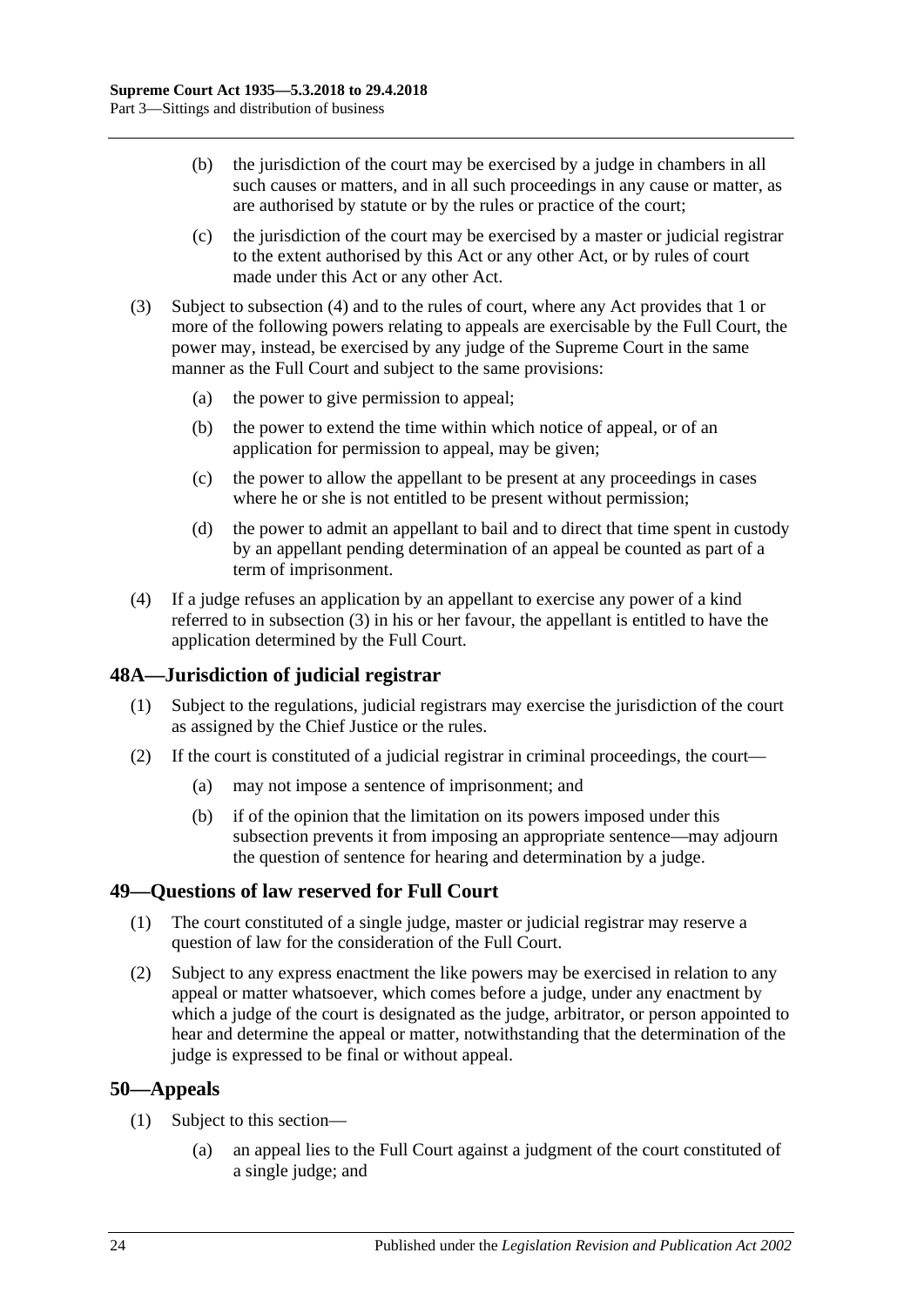(b) the jurisdiction of the court may be exercised by a judge in chambers in all such causes or matters, and in all such proceedings in any cause or matter, as are authorised by statute or by the rules or practice of the court;

(c) the jurisdiction of the court may be exercised by a master or judicial registrar to the extent authorised by this Act or any other Act, or by rules of court made under this Act or any other Act.

(3) Subject to subsection (4) and to the rules of court, where any Act provides that 1 or more of the following powers relating to appeals are exercisable by the Full Court, the power may, instead, be exercised by any judge of the Supreme Court in the same manner as the Full Court and subject to the same provisions:

(a) the power to give permission to appeal;

(b) the power to extend the time within which notice of appeal, or of an application for permission to appeal, may be given;

(c) the power to allow the appellant to be present at any proceedings in cases where he or she is not entitled to be present without permission;

(d) the power to admit an appellant to bail and to direct that time spent in custody by an appellant pending determination of an appeal be counted as part of a term of imprisonment.

(4) If a judge refuses an application by an appellant to exercise any power of a kind referred to in subsection (3) in his or her favour, the appellant is entitled to have the application determined by the Full Court.

## 48A—Jurisdiction of judicial registrar

(1) Subject to the regulations, judicial registrars may exercise the jurisdiction of the court as assigned by the Chief Justice or the rules.

(2) If the court is constituted of a judicial registrar in criminal proceedings, the court—

(a) may not impose a sentence of imprisonment; and

(b) if of the opinion that the limitation on its powers imposed under this subsection prevents it from imposing an appropriate sentence—may adjourn the question of sentence for hearing and determination by a judge.

## 49—Questions of law reserved for Full Court

(1) The court constituted of a single judge, master or judicial registrar may reserve a question of law for the consideration of the Full Court.

(2) Subject to any express enactment the like powers may be exercised in relation to any appeal or matter whatsoever, which comes before a judge, under any enactment by which a judge of the court is designated as the judge, arbitrator, or person appointed to hear and determine the appeal or matter, notwithstanding that the determination of the judge is expressed to be final or without appeal.

## 50—Appeals

(1) Subject to this section—

(a) an appeal lies to the Full Court against a judgment of the court constituted of a single judge; and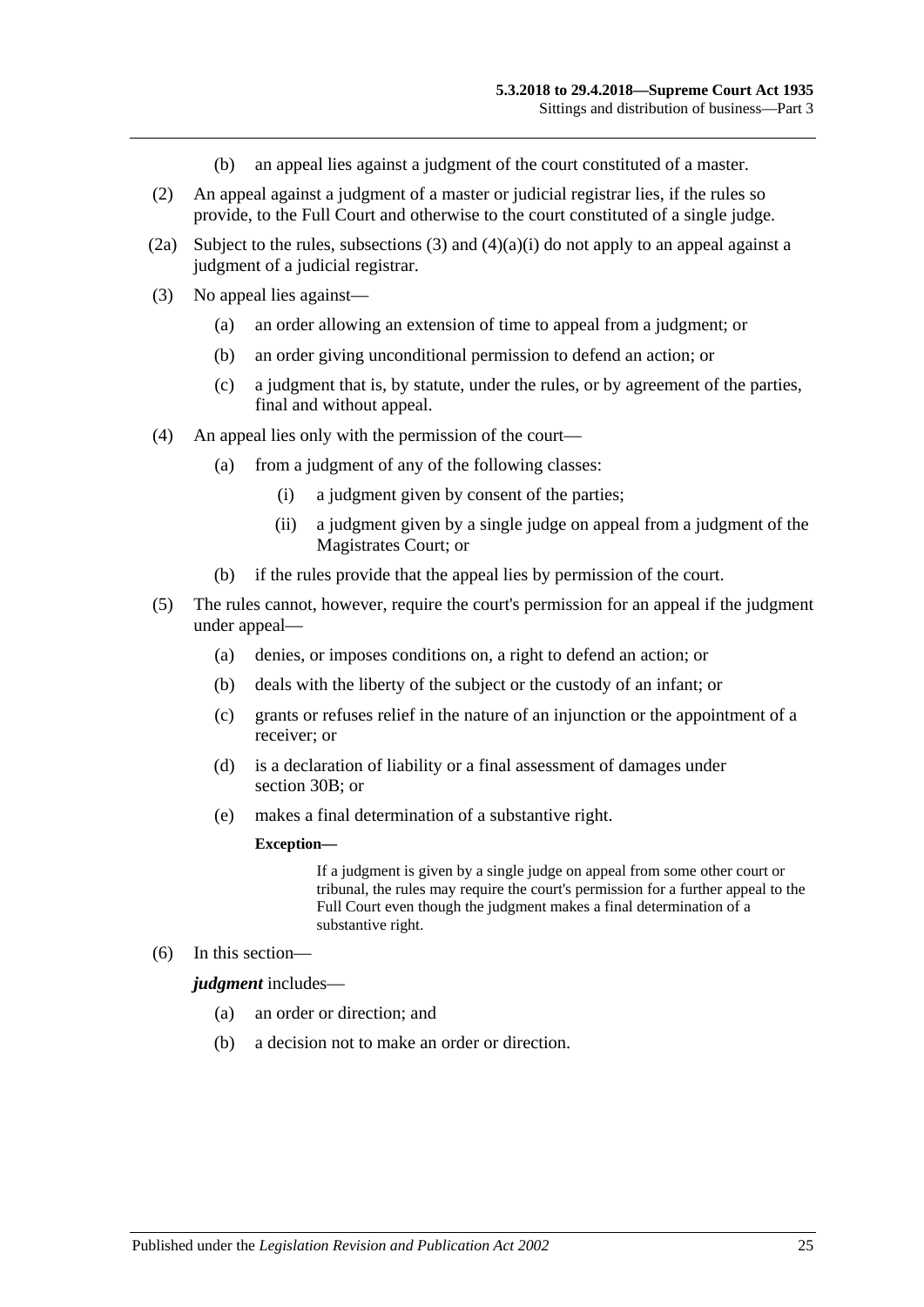(b) an appeal lies against a judgment of the court constituted of a master.

(2) An appeal against a judgment of a master or judicial registrar lies, if the rules so provide, to the Full Court and otherwise to the court constituted of a single judge.

(2a) Subject to the rules, subsections (3) and (4)(a)(i) do not apply to an appeal against a judgment of a judicial registrar.

(3) No appeal lies against—

(a) an order allowing an extension of time to appeal from a judgment; or

(b) an order giving unconditional permission to defend an action; or

(c) a judgment that is, by statute, under the rules, or by agreement of the parties, final and without appeal.

(4) An appeal lies only with the permission of the court—

(a) from a judgment of any of the following classes:

(i) a judgment given by consent of the parties;

(ii) a judgment given by a single judge on appeal from a judgment of the Magistrates Court; or

(b) if the rules provide that the appeal lies by permission of the court.

(5) The rules cannot, however, require the court's permission for an appeal if the judgment under appeal—

(a) denies, or imposes conditions on, a right to defend an action; or

(b) deals with the liberty of the subject or the custody of an infant; or

(c) grants or refuses relief in the nature of an injunction or the appointment of a receiver; or

(d) is a declaration of liability or a final assessment of damages under section 30B; or

(e) makes a final determination of a substantive right.

**Exception—**

If a judgment is given by a single judge on appeal from some other court or tribunal, the rules may require the court's permission for a further appeal to the Full Court even though the judgment makes a final determination of a substantive right.

(6) In this section—

***judgment*** includes—

(a) an order or direction; and

(b) a decision not to make an order or direction.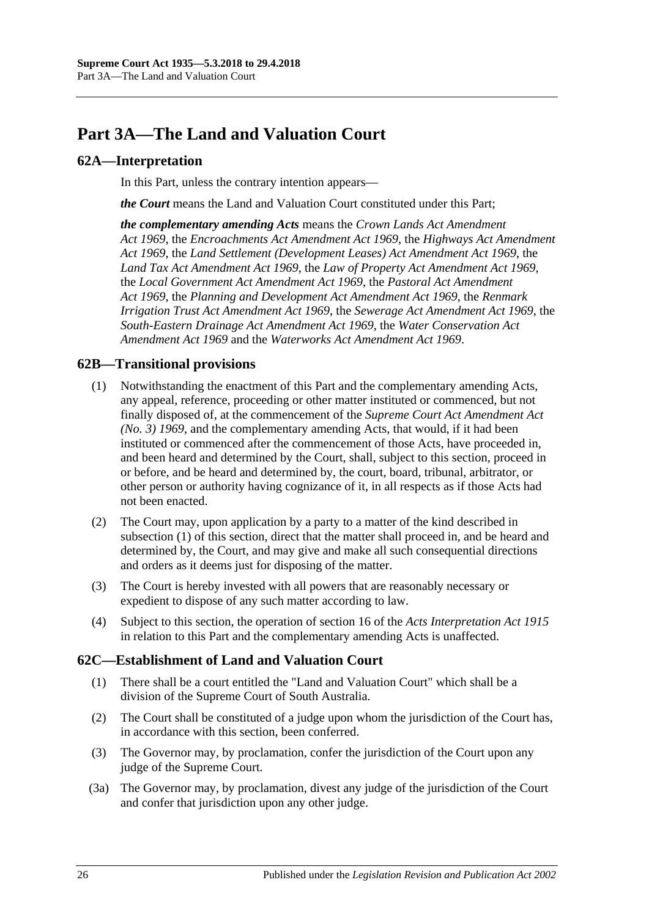# Part 3A—The Land and Valuation Court

## 62A—Interpretation

In this Part, unless the contrary intention appears—

***the Court*** means the Land and Valuation Court constituted under this Part;

***the complementary amending Acts*** means the *Crown Lands Act Amendment Act 1969*, the *Encroachments Act Amendment Act 1969*, the *Highways Act Amendment Act 1969*, the *Land Settlement (Development Leases) Act Amendment Act 1969*, the *Land Tax Act Amendment Act 1969*, the *Law of Property Act Amendment Act 1969*, the *Local Government Act Amendment Act 1969*, the *Pastoral Act Amendment Act 1969*, the *Planning and Development Act Amendment Act 1969*, the *Renmark Irrigation Trust Act Amendment Act 1969*, the *Sewerage Act Amendment Act 1969*, the *South-Eastern Drainage Act Amendment Act 1969*, the *Water Conservation Act Amendment Act 1969* and the *Waterworks Act Amendment Act 1969*.

## 62B—Transitional provisions

(1) Notwithstanding the enactment of this Part and the complementary amending Acts, any appeal, reference, proceeding or other matter instituted or commenced, but not finally disposed of, at the commencement of the *Supreme Court Act Amendment Act (No. 3) 1969*, and the complementary amending Acts, that would, if it had been instituted or commenced after the commencement of those Acts, have proceeded in, and been heard and determined by the Court, shall, subject to this section, proceed in or before, and be heard and determined by, the court, board, tribunal, arbitrator, or other person or authority having cognizance of it, in all respects as if those Acts had not been enacted.

(2) The Court may, upon application by a party to a matter of the kind described in subsection (1) of this section, direct that the matter shall proceed in, and be heard and determined by, the Court, and may give and make all such consequential directions and orders as it deems just for disposing of the matter.

(3) The Court is hereby invested with all powers that are reasonably necessary or expedient to dispose of any such matter according to law.

(4) Subject to this section, the operation of section 16 of the *Acts Interpretation Act 1915* in relation to this Part and the complementary amending Acts is unaffected.

## 62C—Establishment of Land and Valuation Court

(1) There shall be a court entitled the "Land and Valuation Court" which shall be a division of the Supreme Court of South Australia.

(2) The Court shall be constituted of a judge upon whom the jurisdiction of the Court has, in accordance with this section, been conferred.

(3) The Governor may, by proclamation, confer the jurisdiction of the Court upon any judge of the Supreme Court.

(3a) The Governor may, by proclamation, divest any judge of the jurisdiction of the Court and confer that jurisdiction upon any other judge.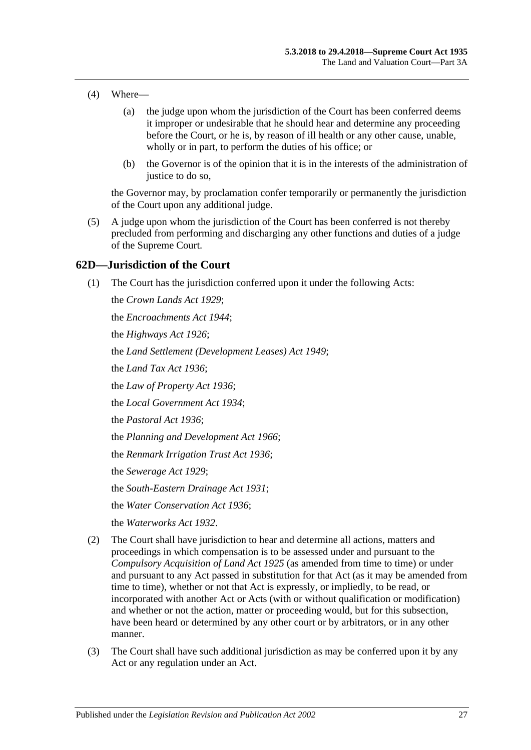(4) Where—

(a) the judge upon whom the jurisdiction of the Court has been conferred deems it improper or undesirable that he should hear and determine any proceeding before the Court, or he is, by reason of ill health or any other cause, unable, wholly or in part, to perform the duties of his office; or

(b) the Governor is of the opinion that it is in the interests of the administration of justice to do so,

the Governor may, by proclamation confer temporarily or permanently the jurisdiction of the Court upon any additional judge.

(5) A judge upon whom the jurisdiction of the Court has been conferred is not thereby precluded from performing and discharging any other functions and duties of a judge of the Supreme Court.

## 62D—Jurisdiction of the Court

(1) The Court has the jurisdiction conferred upon it under the following Acts:

the *Crown Lands Act 1929*;

the *Encroachments Act 1944*;

the *Highways Act 1926*;

the *Land Settlement (Development Leases) Act 1949*;

the *Land Tax Act 1936*;

the *Law of Property Act 1936*;

the *Local Government Act 1934*;

the *Pastoral Act 1936*;

the *Planning and Development Act 1966*;

the *Renmark Irrigation Trust Act 1936*;

the *Sewerage Act 1929*;

the *South-Eastern Drainage Act 1931*;

the *Water Conservation Act 1936*;

the *Waterworks Act 1932*.

(2) The Court shall have jurisdiction to hear and determine all actions, matters and proceedings in which compensation is to be assessed under and pursuant to the *Compulsory Acquisition of Land Act 1925* (as amended from time to time) or under and pursuant to any Act passed in substitution for that Act (as it may be amended from time to time), whether or not that Act is expressly, or impliedly, to be read, or incorporated with another Act or Acts (with or without qualification or modification) and whether or not the action, matter or proceeding would, but for this subsection, have been heard or determined by any other court or by arbitrators, or in any other manner.

(3) The Court shall have such additional jurisdiction as may be conferred upon it by any Act or any regulation under an Act.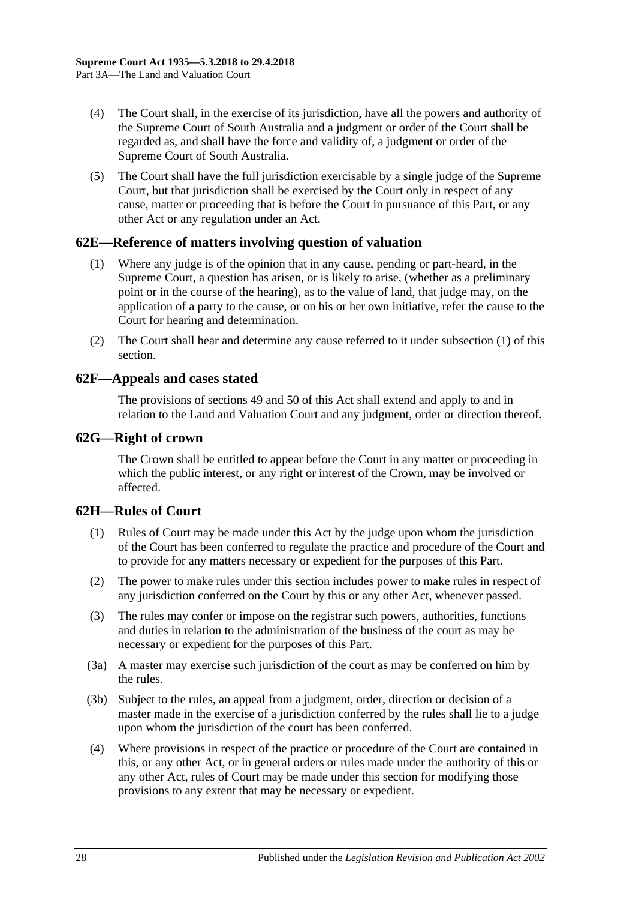(4) The Court shall, in the exercise of its jurisdiction, have all the powers and authority of the Supreme Court of South Australia and a judgment or order of the Court shall be regarded as, and shall have the force and validity of, a judgment or order of the Supreme Court of South Australia.

(5) The Court shall have the full jurisdiction exercisable by a single judge of the Supreme Court, but that jurisdiction shall be exercised by the Court only in respect of any cause, matter or proceeding that is before the Court in pursuance of this Part, or any other Act or any regulation under an Act.

## 62E—Reference of matters involving question of valuation

(1) Where any judge is of the opinion that in any cause, pending or part-heard, in the Supreme Court, a question has arisen, or is likely to arise, (whether as a preliminary point or in the course of the hearing), as to the value of land, that judge may, on the application of a party to the cause, or on his or her own initiative, refer the cause to the Court for hearing and determination.

(2) The Court shall hear and determine any cause referred to it under subsection (1) of this section.

## 62F—Appeals and cases stated

The provisions of sections 49 and 50 of this Act shall extend and apply to and in relation to the Land and Valuation Court and any judgment, order or direction thereof.

## 62G—Right of crown

The Crown shall be entitled to appear before the Court in any matter or proceeding in which the public interest, or any right or interest of the Crown, may be involved or affected.

## 62H—Rules of Court

(1) Rules of Court may be made under this Act by the judge upon whom the jurisdiction of the Court has been conferred to regulate the practice and procedure of the Court and to provide for any matters necessary or expedient for the purposes of this Part.

(2) The power to make rules under this section includes power to make rules in respect of any jurisdiction conferred on the Court by this or any other Act, whenever passed.

(3) The rules may confer or impose on the registrar such powers, authorities, functions and duties in relation to the administration of the business of the court as may be necessary or expedient for the purposes of this Part.

(3a) A master may exercise such jurisdiction of the court as may be conferred on him by the rules.

(3b) Subject to the rules, an appeal from a judgment, order, direction or decision of a master made in the exercise of a jurisdiction conferred by the rules shall lie to a judge upon whom the jurisdiction of the court has been conferred.

(4) Where provisions in respect of the practice or procedure of the Court are contained in this, or any other Act, or in general orders or rules made under the authority of this or any other Act, rules of Court may be made under this section for modifying those provisions to any extent that may be necessary or expedient.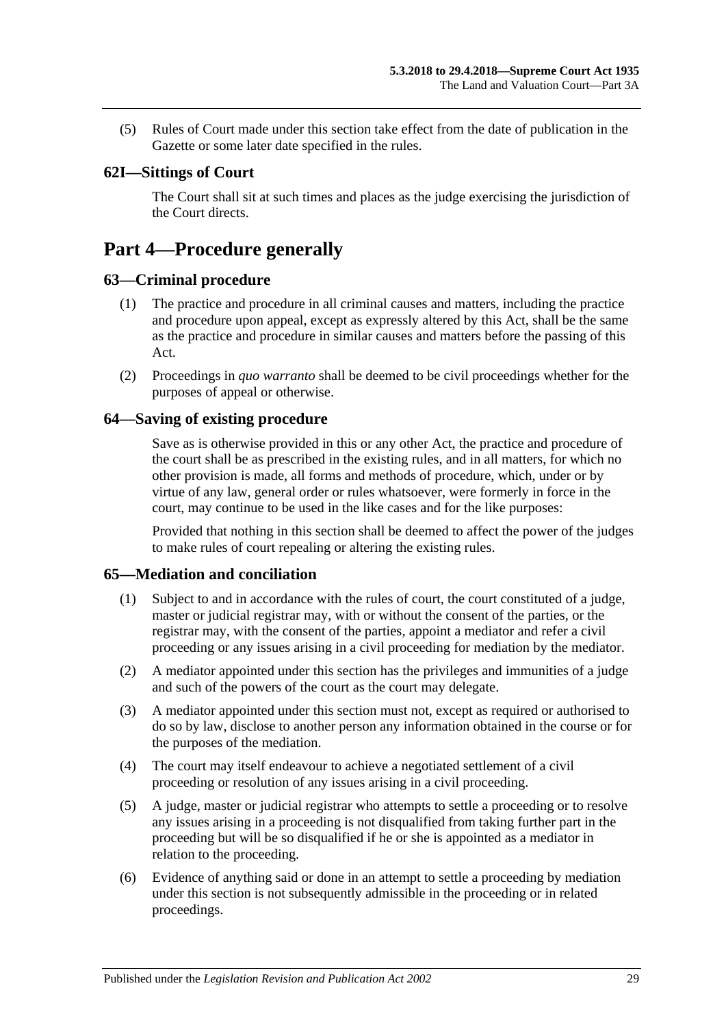(5) Rules of Court made under this section take effect from the date of publication in the Gazette or some later date specified in the rules.

### 62I—Sittings of Court

The Court shall sit at such times and places as the judge exercising the jurisdiction of the Court directs.

## Part 4—Procedure generally

### 63—Criminal procedure

(1) The practice and procedure in all criminal causes and matters, including the practice and procedure upon appeal, except as expressly altered by this Act, shall be the same as the practice and procedure in similar causes and matters before the passing of this Act.

(2) Proceedings in *quo warranto* shall be deemed to be civil proceedings whether for the purposes of appeal or otherwise.

### 64—Saving of existing procedure

Save as is otherwise provided in this or any other Act, the practice and procedure of the court shall be as prescribed in the existing rules, and in all matters, for which no other provision is made, all forms and methods of procedure, which, under or by virtue of any law, general order or rules whatsoever, were formerly in force in the court, may continue to be used in the like cases and for the like purposes:

Provided that nothing in this section shall be deemed to affect the power of the judges to make rules of court repealing or altering the existing rules.

### 65—Mediation and conciliation

(1) Subject to and in accordance with the rules of court, the court constituted of a judge, master or judicial registrar may, with or without the consent of the parties, or the registrar may, with the consent of the parties, appoint a mediator and refer a civil proceeding or any issues arising in a civil proceeding for mediation by the mediator.

(2) A mediator appointed under this section has the privileges and immunities of a judge and such of the powers of the court as the court may delegate.

(3) A mediator appointed under this section must not, except as required or authorised to do so by law, disclose to another person any information obtained in the course or for the purposes of the mediation.

(4) The court may itself endeavour to achieve a negotiated settlement of a civil proceeding or resolution of any issues arising in a civil proceeding.

(5) A judge, master or judicial registrar who attempts to settle a proceeding or to resolve any issues arising in a proceeding is not disqualified from taking further part in the proceeding but will be so disqualified if he or she is appointed as a mediator in relation to the proceeding.

(6) Evidence of anything said or done in an attempt to settle a proceeding by mediation under this section is not subsequently admissible in the proceeding or in related proceedings.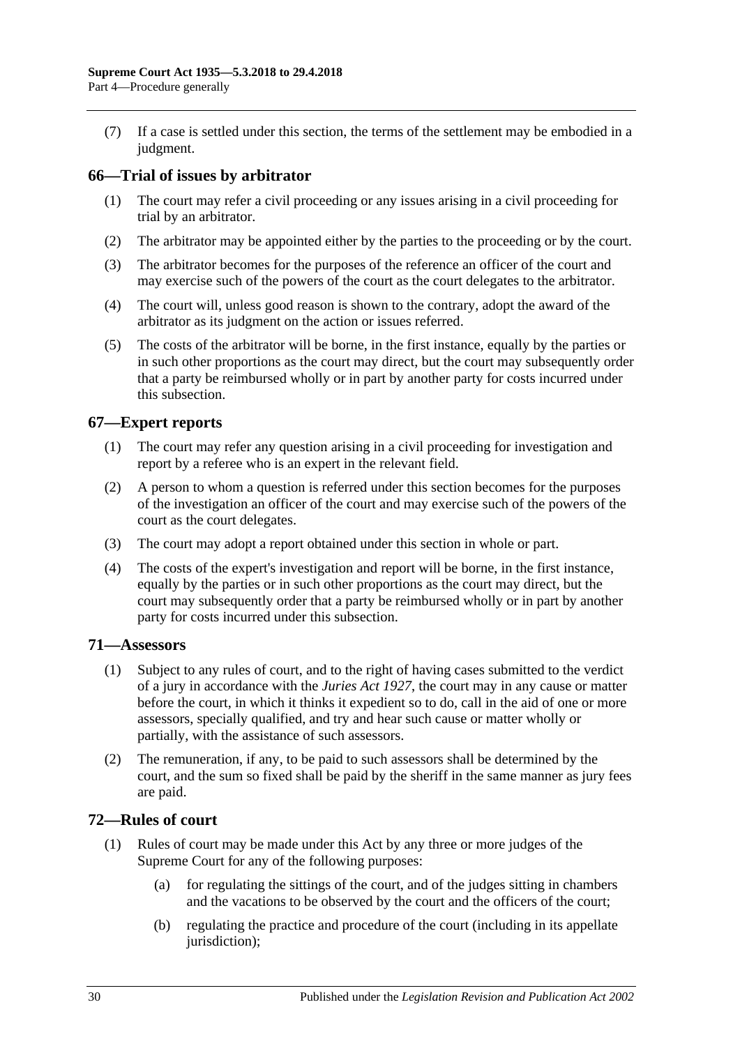(7) If a case is settled under this section, the terms of the settlement may be embodied in a judgment.

## 66—Trial of issues by arbitrator

(1) The court may refer a civil proceeding or any issues arising in a civil proceeding for trial by an arbitrator.

(2) The arbitrator may be appointed either by the parties to the proceeding or by the court.

(3) The arbitrator becomes for the purposes of the reference an officer of the court and may exercise such of the powers of the court as the court delegates to the arbitrator.

(4) The court will, unless good reason is shown to the contrary, adopt the award of the arbitrator as its judgment on the action or issues referred.

(5) The costs of the arbitrator will be borne, in the first instance, equally by the parties or in such other proportions as the court may direct, but the court may subsequently order that a party be reimbursed wholly or in part by another party for costs incurred under this subsection.

## 67—Expert reports

(1) The court may refer any question arising in a civil proceeding for investigation and report by a referee who is an expert in the relevant field.

(2) A person to whom a question is referred under this section becomes for the purposes of the investigation an officer of the court and may exercise such of the powers of the court as the court delegates.

(3) The court may adopt a report obtained under this section in whole or part.

(4) The costs of the expert's investigation and report will be borne, in the first instance, equally by the parties or in such other proportions as the court may direct, but the court may subsequently order that a party be reimbursed wholly or in part by another party for costs incurred under this subsection.

## 71—Assessors

(1) Subject to any rules of court, and to the right of having cases submitted to the verdict of a jury in accordance with the *Juries Act 1927*, the court may in any cause or matter before the court, in which it thinks it expedient so to do, call in the aid of one or more assessors, specially qualified, and try and hear such cause or matter wholly or partially, with the assistance of such assessors.

(2) The remuneration, if any, to be paid to such assessors shall be determined by the court, and the sum so fixed shall be paid by the sheriff in the same manner as jury fees are paid.

## 72—Rules of court

(1) Rules of court may be made under this Act by any three or more judges of the Supreme Court for any of the following purposes:

(a) for regulating the sittings of the court, and of the judges sitting in chambers and the vacations to be observed by the court and the officers of the court;

(b) regulating the practice and procedure of the court (including in its appellate jurisdiction);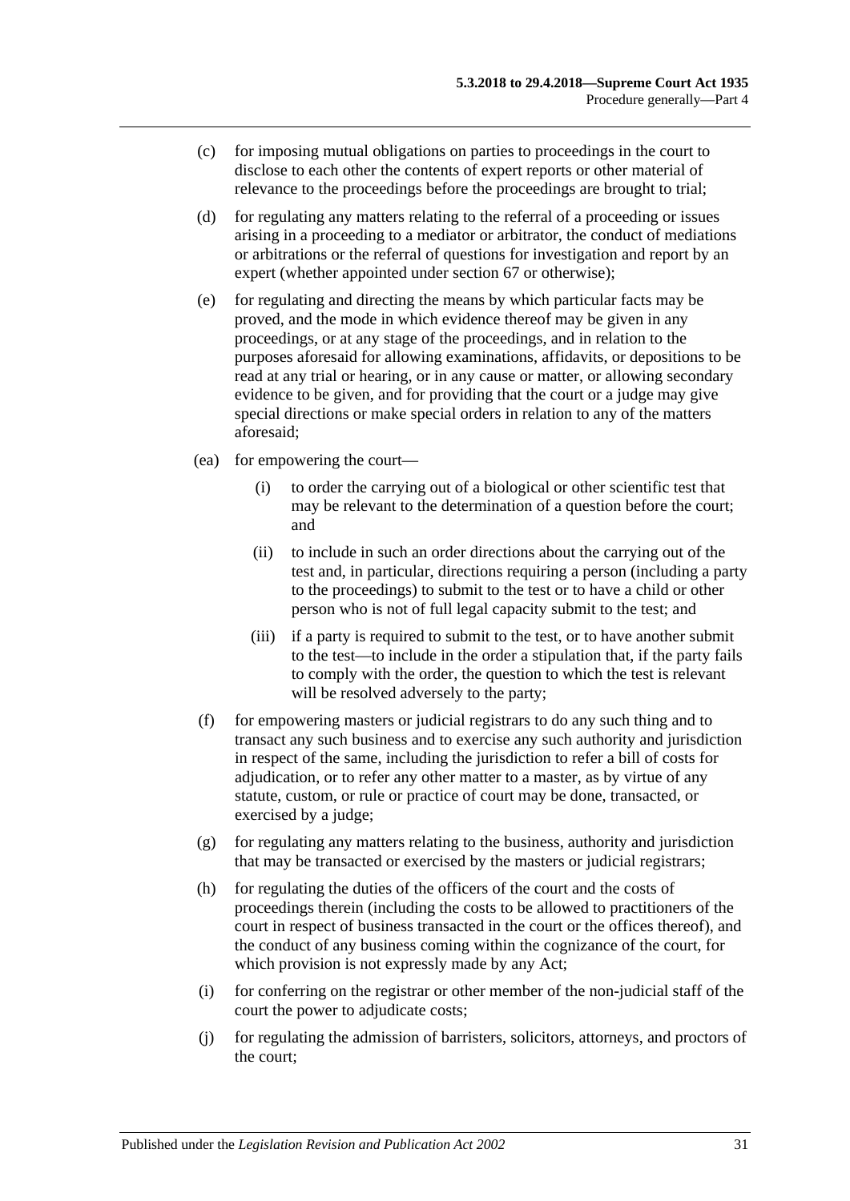(c) for imposing mutual obligations on parties to proceedings in the court to disclose to each other the contents of expert reports or other material of relevance to the proceedings before the proceedings are brought to trial;

(d) for regulating any matters relating to the referral of a proceeding or issues arising in a proceeding to a mediator or arbitrator, the conduct of mediations or arbitrations or the referral of questions for investigation and report by an expert (whether appointed under section 67 or otherwise);

(e) for regulating and directing the means by which particular facts may be proved, and the mode in which evidence thereof may be given in any proceedings, or at any stage of the proceedings, and in relation to the purposes aforesaid for allowing examinations, affidavits, or depositions to be read at any trial or hearing, or in any cause or matter, or allowing secondary evidence to be given, and for providing that the court or a judge may give special directions or make special orders in relation to any of the matters aforesaid;

(ea) for empowering the court—

(i) to order the carrying out of a biological or other scientific test that may be relevant to the determination of a question before the court; and

(ii) to include in such an order directions about the carrying out of the test and, in particular, directions requiring a person (including a party to the proceedings) to submit to the test or to have a child or other person who is not of full legal capacity submit to the test; and

(iii) if a party is required to submit to the test, or to have another submit to the test—to include in the order a stipulation that, if the party fails to comply with the order, the question to which the test is relevant will be resolved adversely to the party;

(f) for empowering masters or judicial registrars to do any such thing and to transact any such business and to exercise any such authority and jurisdiction in respect of the same, including the jurisdiction to refer a bill of costs for adjudication, or to refer any other matter to a master, as by virtue of any statute, custom, or rule or practice of court may be done, transacted, or exercised by a judge;

(g) for regulating any matters relating to the business, authority and jurisdiction that may be transacted or exercised by the masters or judicial registrars;

(h) for regulating the duties of the officers of the court and the costs of proceedings therein (including the costs to be allowed to practitioners of the court in respect of business transacted in the court or the offices thereof), and the conduct of any business coming within the cognizance of the court, for which provision is not expressly made by any Act;

(i) for conferring on the registrar or other member of the non-judicial staff of the court the power to adjudicate costs;

(j) for regulating the admission of barristers, solicitors, attorneys, and proctors of the court;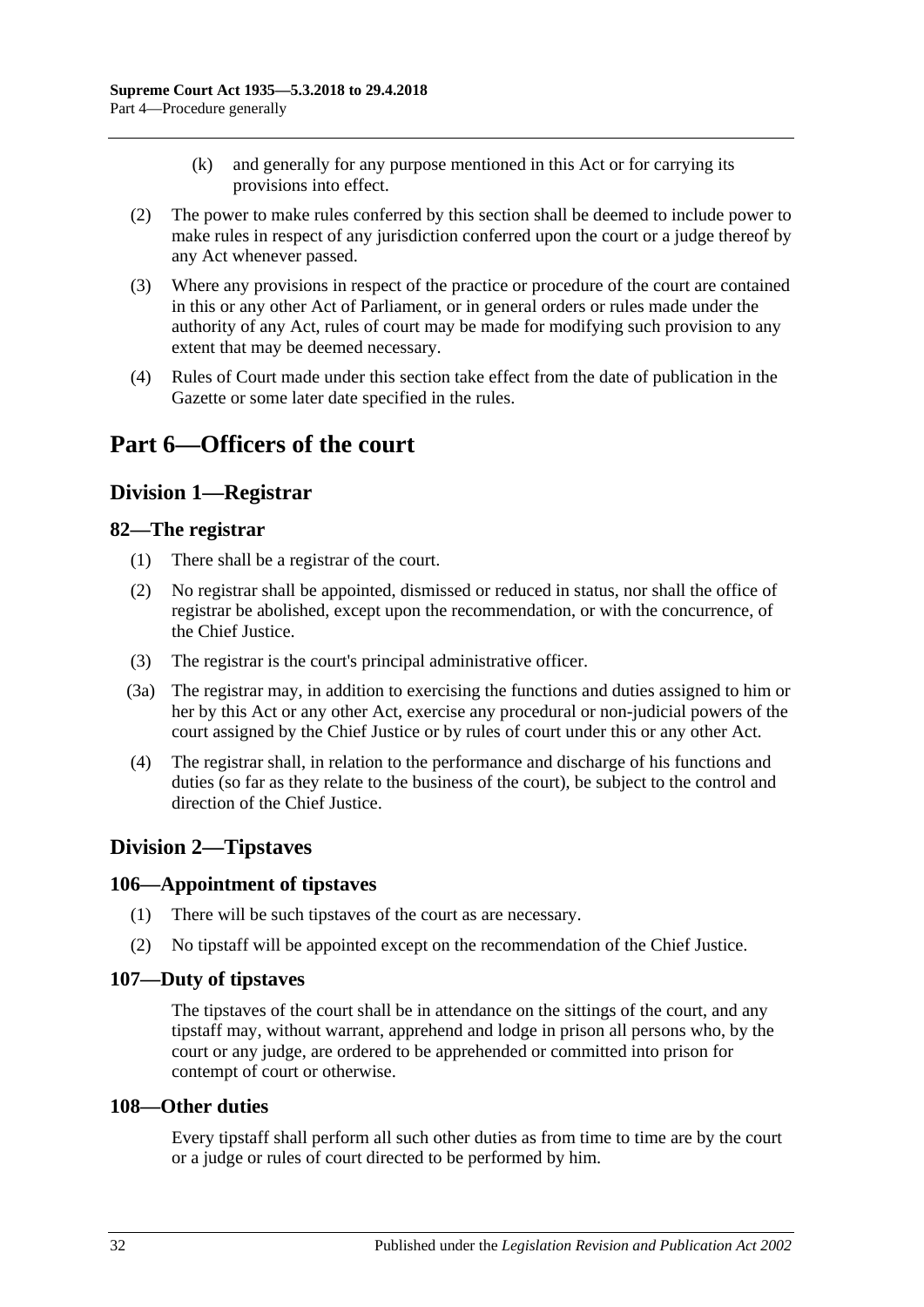(k) and generally for any purpose mentioned in this Act or for carrying its provisions into effect.

(2) The power to make rules conferred by this section shall be deemed to include power to make rules in respect of any jurisdiction conferred upon the court or a judge thereof by any Act whenever passed.

(3) Where any provisions in respect of the practice or procedure of the court are contained in this or any other Act of Parliament, or in general orders or rules made under the authority of any Act, rules of court may be made for modifying such provision to any extent that may be deemed necessary.

(4) Rules of Court made under this section take effect from the date of publication in the Gazette or some later date specified in the rules.

# Part 6—Officers of the court

## Division 1—Registrar

### 82—The registrar

(1) There shall be a registrar of the court.

(2) No registrar shall be appointed, dismissed or reduced in status, nor shall the office of registrar be abolished, except upon the recommendation, or with the concurrence, of the Chief Justice.

(3) The registrar is the court's principal administrative officer.

(3a) The registrar may, in addition to exercising the functions and duties assigned to him or her by this Act or any other Act, exercise any procedural or non-judicial powers of the court assigned by the Chief Justice or by rules of court under this or any other Act.

(4) The registrar shall, in relation to the performance and discharge of his functions and duties (so far as they relate to the business of the court), be subject to the control and direction of the Chief Justice.

## Division 2—Tipstaves

### 106—Appointment of tipstaves

(1) There will be such tipstaves of the court as are necessary.

(2) No tipstaff will be appointed except on the recommendation of the Chief Justice.

### 107—Duty of tipstaves

The tipstaves of the court shall be in attendance on the sittings of the court, and any tipstaff may, without warrant, apprehend and lodge in prison all persons who, by the court or any judge, are ordered to be apprehended or committed into prison for contempt of court or otherwise.

### 108—Other duties

Every tipstaff shall perform all such other duties as from time to time are by the court or a judge or rules of court directed to be performed by him.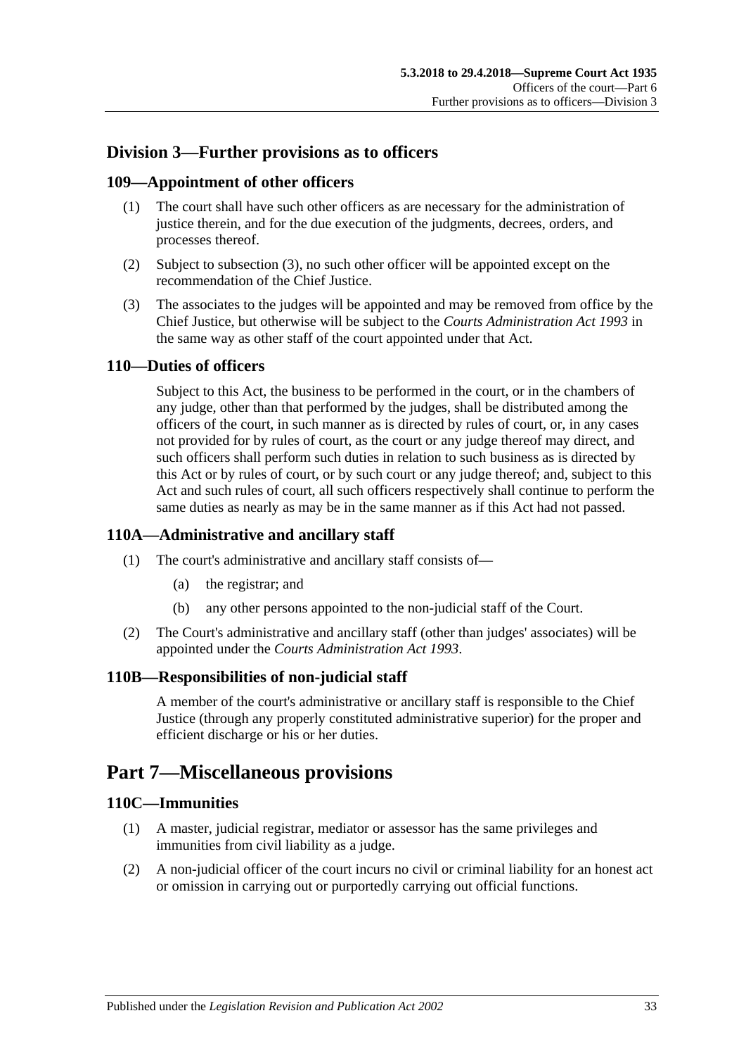## Division 3—Further provisions as to officers

### 109—Appointment of other officers

(1) The court shall have such other officers as are necessary for the administration of justice therein, and for the due execution of the judgments, decrees, orders, and processes thereof.

(2) Subject to subsection (3), no such other officer will be appointed except on the recommendation of the Chief Justice.

(3) The associates to the judges will be appointed and may be removed from office by the Chief Justice, but otherwise will be subject to the *Courts Administration Act 1993* in the same way as other staff of the court appointed under that Act.

### 110—Duties of officers

Subject to this Act, the business to be performed in the court, or in the chambers of any judge, other than that performed by the judges, shall be distributed among the officers of the court, in such manner as is directed by rules of court, or, in any cases not provided for by rules of court, as the court or any judge thereof may direct, and such officers shall perform such duties in relation to such business as is directed by this Act or by rules of court, or by such court or any judge thereof; and, subject to this Act and such rules of court, all such officers respectively shall continue to perform the same duties as nearly as may be in the same manner as if this Act had not passed.

### 110A—Administrative and ancillary staff

(1) The court's administrative and ancillary staff consists of—

- (a) the registrar; and
- (b) any other persons appointed to the non-judicial staff of the Court.

(2) The Court's administrative and ancillary staff (other than judges' associates) will be appointed under the *Courts Administration Act 1993*.

### 110B—Responsibilities of non-judicial staff

A member of the court's administrative or ancillary staff is responsible to the Chief Justice (through any properly constituted administrative superior) for the proper and efficient discharge or his or her duties.

# Part 7—Miscellaneous provisions

### 110C—Immunities

(1) A master, judicial registrar, mediator or assessor has the same privileges and immunities from civil liability as a judge.

(2) A non-judicial officer of the court incurs no civil or criminal liability for an honest act or omission in carrying out or purportedly carrying out official functions.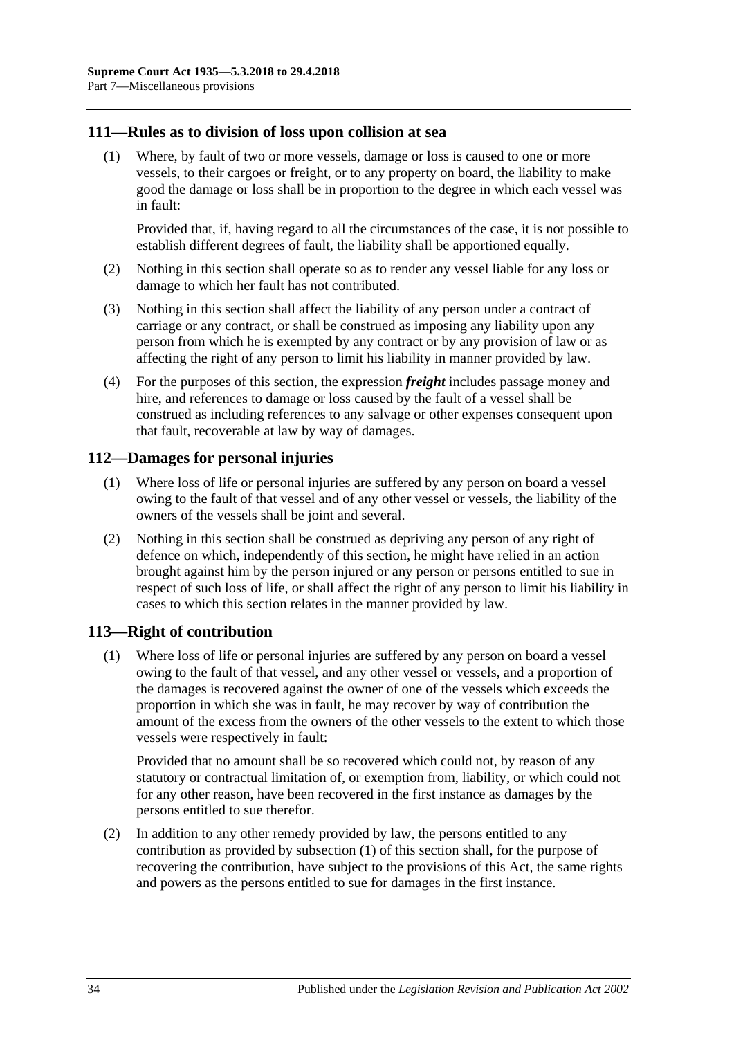## 111—Rules as to division of loss upon collision at sea

(1) Where, by fault of two or more vessels, damage or loss is caused to one or more vessels, to their cargoes or freight, or to any property on board, the liability to make good the damage or loss shall be in proportion to the degree in which each vessel was in fault:

Provided that, if, having regard to all the circumstances of the case, it is not possible to establish different degrees of fault, the liability shall be apportioned equally.

(2) Nothing in this section shall operate so as to render any vessel liable for any loss or damage to which her fault has not contributed.

(3) Nothing in this section shall affect the liability of any person under a contract of carriage or any contract, or shall be construed as imposing any liability upon any person from which he is exempted by any contract or by any provision of law or as affecting the right of any person to limit his liability in manner provided by law.

(4) For the purposes of this section, the expression ***freight*** includes passage money and hire, and references to damage or loss caused by the fault of a vessel shall be construed as including references to any salvage or other expenses consequent upon that fault, recoverable at law by way of damages.

## 112—Damages for personal injuries

(1) Where loss of life or personal injuries are suffered by any person on board a vessel owing to the fault of that vessel and of any other vessel or vessels, the liability of the owners of the vessels shall be joint and several.

(2) Nothing in this section shall be construed as depriving any person of any right of defence on which, independently of this section, he might have relied in an action brought against him by the person injured or any person or persons entitled to sue in respect of such loss of life, or shall affect the right of any person to limit his liability in cases to which this section relates in the manner provided by law.

## 113—Right of contribution

(1) Where loss of life or personal injuries are suffered by any person on board a vessel owing to the fault of that vessel, and any other vessel or vessels, and a proportion of the damages is recovered against the owner of one of the vessels which exceeds the proportion in which she was in fault, he may recover by way of contribution the amount of the excess from the owners of the other vessels to the extent to which those vessels were respectively in fault:

Provided that no amount shall be so recovered which could not, by reason of any statutory or contractual limitation of, or exemption from, liability, or which could not for any other reason, have been recovered in the first instance as damages by the persons entitled to sue therefor.

(2) In addition to any other remedy provided by law, the persons entitled to any contribution as provided by subsection (1) of this section shall, for the purpose of recovering the contribution, have subject to the provisions of this Act, the same rights and powers as the persons entitled to sue for damages in the first instance.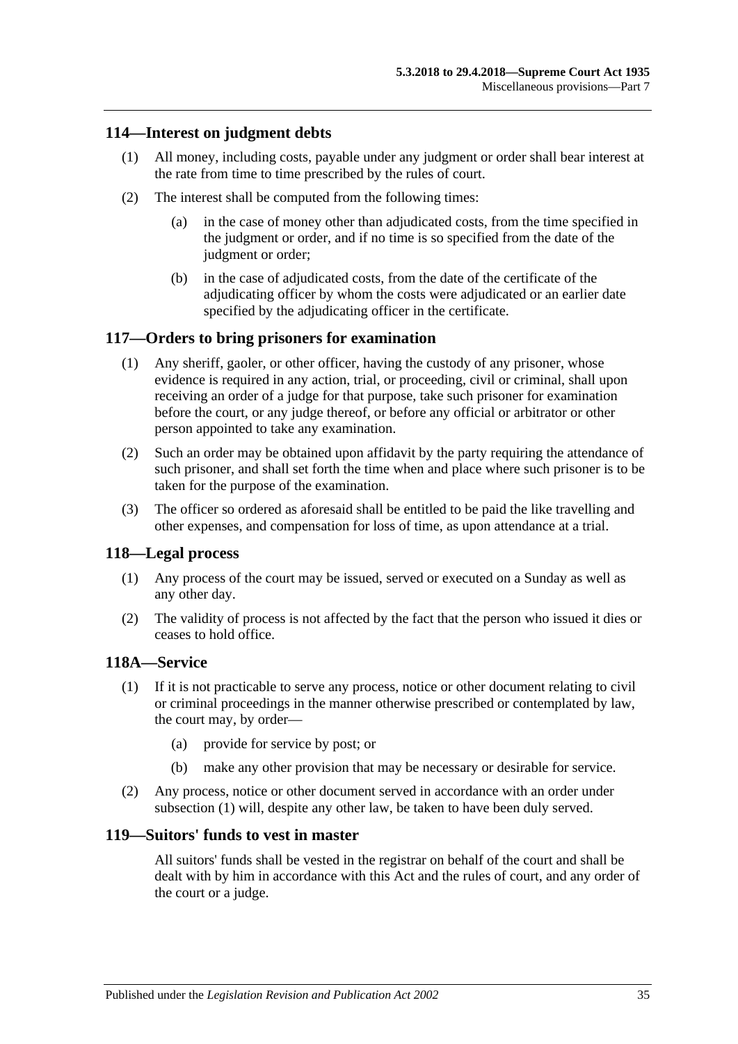## 114—Interest on judgment debts

(1) All money, including costs, payable under any judgment or order shall bear interest at the rate from time to time prescribed by the rules of court.

(2) The interest shall be computed from the following times:

(a) in the case of money other than adjudicated costs, from the time specified in the judgment or order, and if no time is so specified from the date of the judgment or order;

(b) in the case of adjudicated costs, from the date of the certificate of the adjudicating officer by whom the costs were adjudicated or an earlier date specified by the adjudicating officer in the certificate.

## 117—Orders to bring prisoners for examination

(1) Any sheriff, gaoler, or other officer, having the custody of any prisoner, whose evidence is required in any action, trial, or proceeding, civil or criminal, shall upon receiving an order of a judge for that purpose, take such prisoner for examination before the court, or any judge thereof, or before any official or arbitrator or other person appointed to take any examination.

(2) Such an order may be obtained upon affidavit by the party requiring the attendance of such prisoner, and shall set forth the time when and place where such prisoner is to be taken for the purpose of the examination.

(3) The officer so ordered as aforesaid shall be entitled to be paid the like travelling and other expenses, and compensation for loss of time, as upon attendance at a trial.

## 118—Legal process

(1) Any process of the court may be issued, served or executed on a Sunday as well as any other day.

(2) The validity of process is not affected by the fact that the person who issued it dies or ceases to hold office.

## 118A—Service

(1) If it is not practicable to serve any process, notice or other document relating to civil or criminal proceedings in the manner otherwise prescribed or contemplated by law, the court may, by order—

(a) provide for service by post; or

(b) make any other provision that may be necessary or desirable for service.

(2) Any process, notice or other document served in accordance with an order under subsection (1) will, despite any other law, be taken to have been duly served.

## 119—Suitors' funds to vest in master

All suitors' funds shall be vested in the registrar on behalf of the court and shall be dealt with by him in accordance with this Act and the rules of court, and any order of the court or a judge.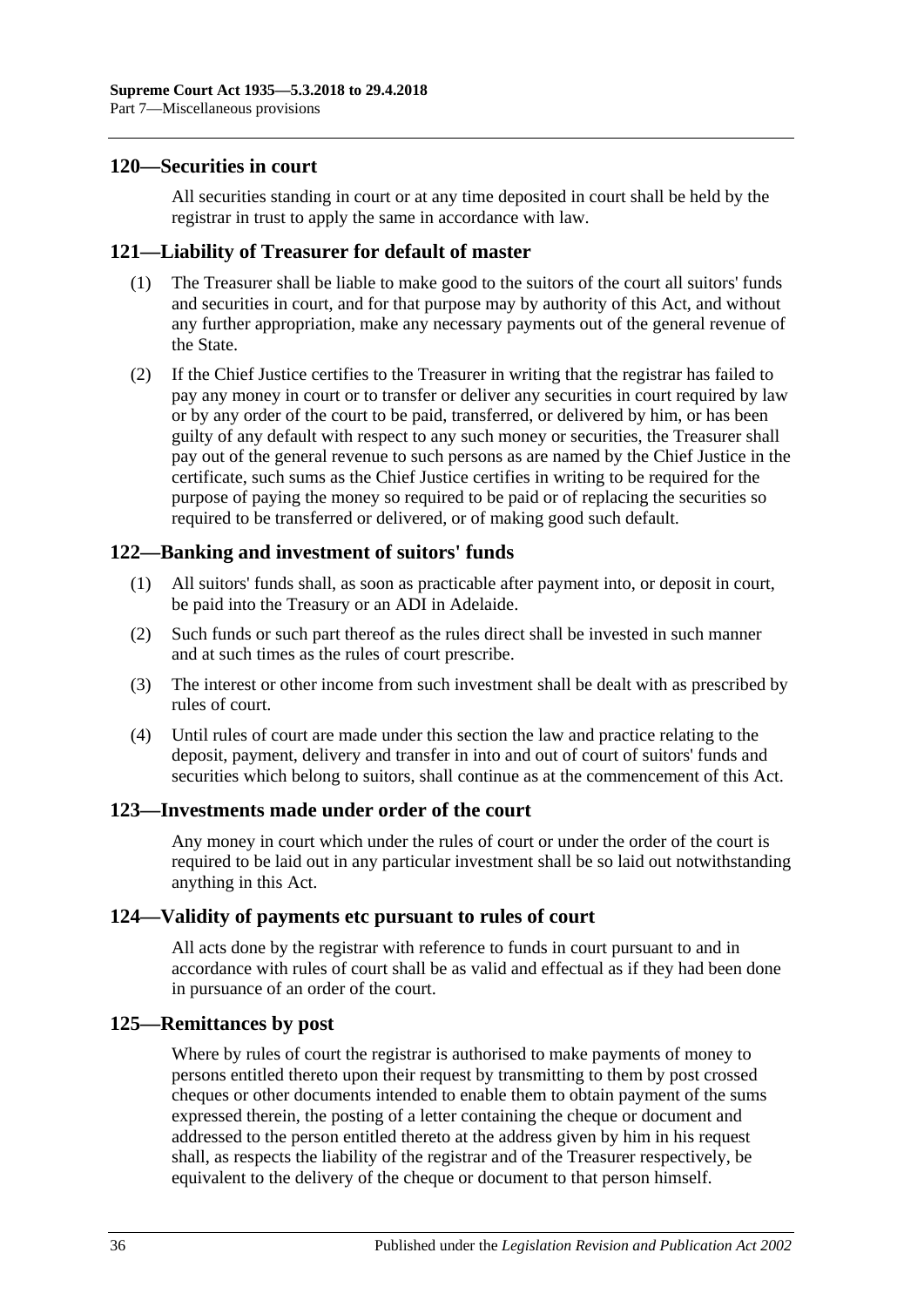## 120—Securities in court

All securities standing in court or at any time deposited in court shall be held by the registrar in trust to apply the same in accordance with law.

## 121—Liability of Treasurer for default of master

(1) The Treasurer shall be liable to make good to the suitors of the court all suitors' funds and securities in court, and for that purpose may by authority of this Act, and without any further appropriation, make any necessary payments out of the general revenue of the State.

(2) If the Chief Justice certifies to the Treasurer in writing that the registrar has failed to pay any money in court or to transfer or deliver any securities in court required by law or by any order of the court to be paid, transferred, or delivered by him, or has been guilty of any default with respect to any such money or securities, the Treasurer shall pay out of the general revenue to such persons as are named by the Chief Justice in the certificate, such sums as the Chief Justice certifies in writing to be required for the purpose of paying the money so required to be paid or of replacing the securities so required to be transferred or delivered, or of making good such default.

## 122—Banking and investment of suitors' funds

(1) All suitors' funds shall, as soon as practicable after payment into, or deposit in court, be paid into the Treasury or an ADI in Adelaide.

(2) Such funds or such part thereof as the rules direct shall be invested in such manner and at such times as the rules of court prescribe.

(3) The interest or other income from such investment shall be dealt with as prescribed by rules of court.

(4) Until rules of court are made under this section the law and practice relating to the deposit, payment, delivery and transfer in into and out of court of suitors' funds and securities which belong to suitors, shall continue as at the commencement of this Act.

## 123—Investments made under order of the court

Any money in court which under the rules of court or under the order of the court is required to be laid out in any particular investment shall be so laid out notwithstanding anything in this Act.

## 124—Validity of payments etc pursuant to rules of court

All acts done by the registrar with reference to funds in court pursuant to and in accordance with rules of court shall be as valid and effectual as if they had been done in pursuance of an order of the court.

## 125—Remittances by post

Where by rules of court the registrar is authorised to make payments of money to persons entitled thereto upon their request by transmitting to them by post crossed cheques or other documents intended to enable them to obtain payment of the sums expressed therein, the posting of a letter containing the cheque or document and addressed to the person entitled thereto at the address given by him in his request shall, as respects the liability of the registrar and of the Treasurer respectively, be equivalent to the delivery of the cheque or document to that person himself.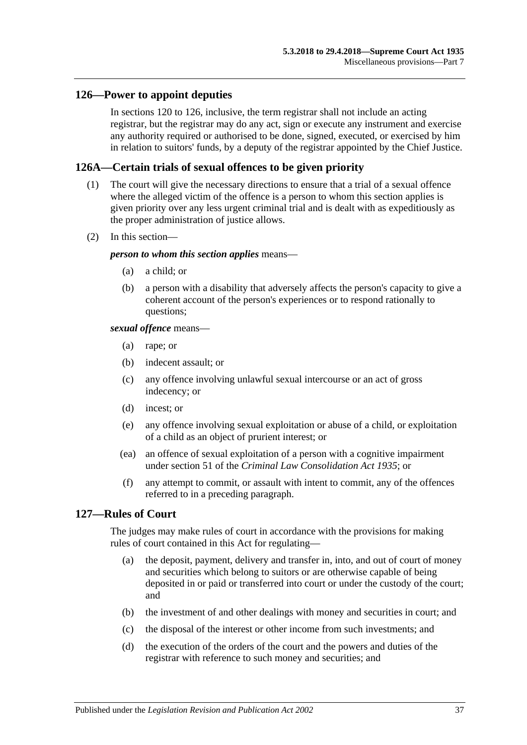## 126—Power to appoint deputies

In sections 120 to 126, inclusive, the term registrar shall not include an acting registrar, but the registrar may do any act, sign or execute any instrument and exercise any authority required or authorised to be done, signed, executed, or exercised by him in relation to suitors' funds, by a deputy of the registrar appointed by the Chief Justice.

## 126A—Certain trials of sexual offences to be given priority

(1) The court will give the necessary directions to ensure that a trial of a sexual offence where the alleged victim of the offence is a person to whom this section applies is given priority over any less urgent criminal trial and is dealt with as expeditiously as the proper administration of justice allows.

(2) In this section—

***person to whom this section applies*** means—

- (a) a child; or
- (b) a person with a disability that adversely affects the person's capacity to give a coherent account of the person's experiences or to respond rationally to questions;

***sexual offence*** means—

- (a) rape; or
- (b) indecent assault; or
- (c) any offence involving unlawful sexual intercourse or an act of gross indecency; or
- (d) incest; or
- (e) any offence involving sexual exploitation or abuse of a child, or exploitation of a child as an object of prurient interest; or
- (ea) an offence of sexual exploitation of a person with a cognitive impairment under section 51 of the *Criminal Law Consolidation Act 1935*; or
- (f) any attempt to commit, or assault with intent to commit, any of the offences referred to in a preceding paragraph.

## 127—Rules of Court

The judges may make rules of court in accordance with the provisions for making rules of court contained in this Act for regulating—

- (a) the deposit, payment, delivery and transfer in, into, and out of court of money and securities which belong to suitors or are otherwise capable of being deposited in or paid or transferred into court or under the custody of the court; and
- (b) the investment of and other dealings with money and securities in court; and
- (c) the disposal of the interest or other income from such investments; and
- (d) the execution of the orders of the court and the powers and duties of the registrar with reference to such money and securities; and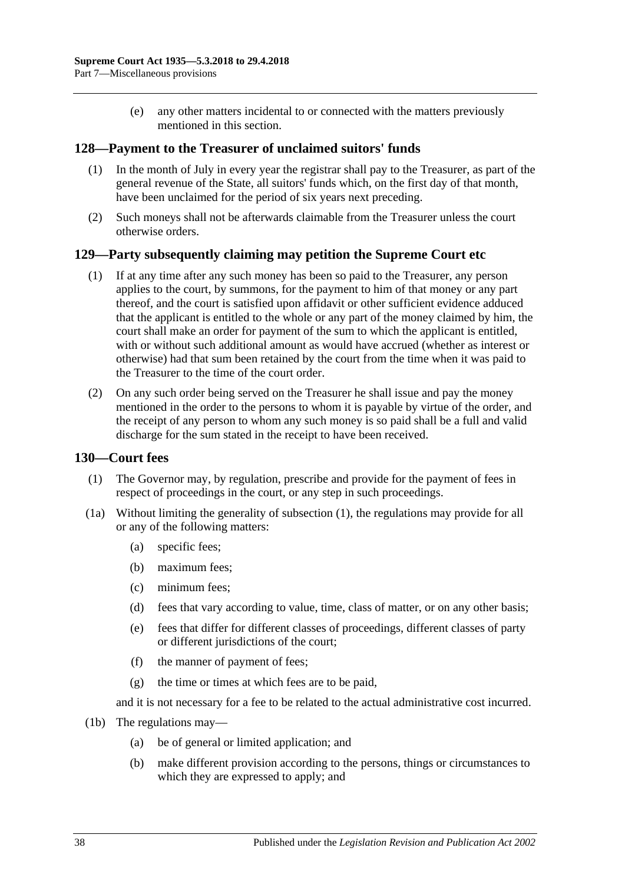(e) any other matters incidental to or connected with the matters previously mentioned in this section.

## 128—Payment to the Treasurer of unclaimed suitors' funds

(1) In the month of July in every year the registrar shall pay to the Treasurer, as part of the general revenue of the State, all suitors' funds which, on the first day of that month, have been unclaimed for the period of six years next preceding.

(2) Such moneys shall not be afterwards claimable from the Treasurer unless the court otherwise orders.

## 129—Party subsequently claiming may petition the Supreme Court etc

(1) If at any time after any such money has been so paid to the Treasurer, any person applies to the court, by summons, for the payment to him of that money or any part thereof, and the court is satisfied upon affidavit or other sufficient evidence adduced that the applicant is entitled to the whole or any part of the money claimed by him, the court shall make an order for payment of the sum to which the applicant is entitled, with or without such additional amount as would have accrued (whether as interest or otherwise) had that sum been retained by the court from the time when it was paid to the Treasurer to the time of the court order.

(2) On any such order being served on the Treasurer he shall issue and pay the money mentioned in the order to the persons to whom it is payable by virtue of the order, and the receipt of any person to whom any such money is so paid shall be a full and valid discharge for the sum stated in the receipt to have been received.

## 130—Court fees

(1) The Governor may, by regulation, prescribe and provide for the payment of fees in respect of proceedings in the court, or any step in such proceedings.

(1a) Without limiting the generality of subsection (1), the regulations may provide for all or any of the following matters:

- (a) specific fees;
- (b) maximum fees;
- (c) minimum fees;
- (d) fees that vary according to value, time, class of matter, or on any other basis;
- (e) fees that differ for different classes of proceedings, different classes of party or different jurisdictions of the court;
- (f) the manner of payment of fees;
- (g) the time or times at which fees are to be paid,

and it is not necessary for a fee to be related to the actual administrative cost incurred.

(1b) The regulations may—

- (a) be of general or limited application; and
- (b) make different provision according to the persons, things or circumstances to which they are expressed to apply; and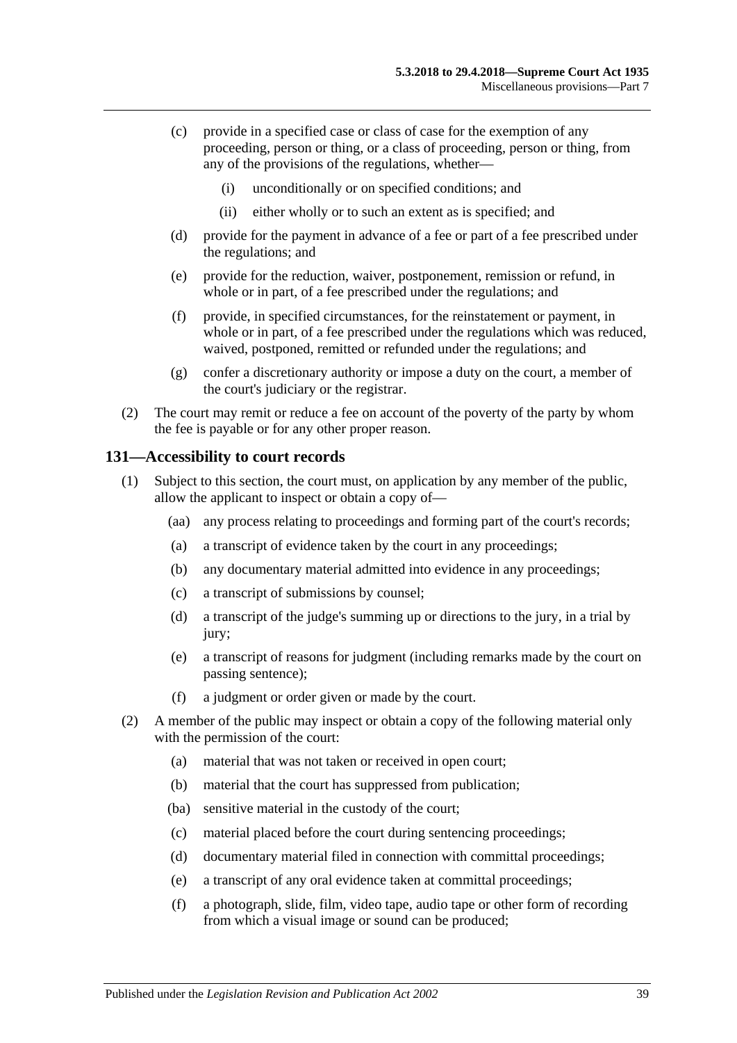(c) provide in a specified case or class of case for the exemption of any proceeding, person or thing, or a class of proceeding, person or thing, from any of the provisions of the regulations, whether—

(i) unconditionally or on specified conditions; and

(ii) either wholly or to such an extent as is specified; and

(d) provide for the payment in advance of a fee or part of a fee prescribed under the regulations; and

(e) provide for the reduction, waiver, postponement, remission or refund, in whole or in part, of a fee prescribed under the regulations; and

(f) provide, in specified circumstances, for the reinstatement or payment, in whole or in part, of a fee prescribed under the regulations which was reduced, waived, postponed, remitted or refunded under the regulations; and

(g) confer a discretionary authority or impose a duty on the court, a member of the court's judiciary or the registrar.

(2) The court may remit or reduce a fee on account of the poverty of the party by whom the fee is payable or for any other proper reason.

## 131—Accessibility to court records

(1) Subject to this section, the court must, on application by any member of the public, allow the applicant to inspect or obtain a copy of—

(aa) any process relating to proceedings and forming part of the court's records;

(a) a transcript of evidence taken by the court in any proceedings;

(b) any documentary material admitted into evidence in any proceedings;

(c) a transcript of submissions by counsel;

(d) a transcript of the judge's summing up or directions to the jury, in a trial by jury;

(e) a transcript of reasons for judgment (including remarks made by the court on passing sentence);

(f) a judgment or order given or made by the court.

(2) A member of the public may inspect or obtain a copy of the following material only with the permission of the court:

(a) material that was not taken or received in open court;

(b) material that the court has suppressed from publication;

(ba) sensitive material in the custody of the court;

(c) material placed before the court during sentencing proceedings;

(d) documentary material filed in connection with committal proceedings;

(e) a transcript of any oral evidence taken at committal proceedings;

(f) a photograph, slide, film, video tape, audio tape or other form of recording from which a visual image or sound can be produced;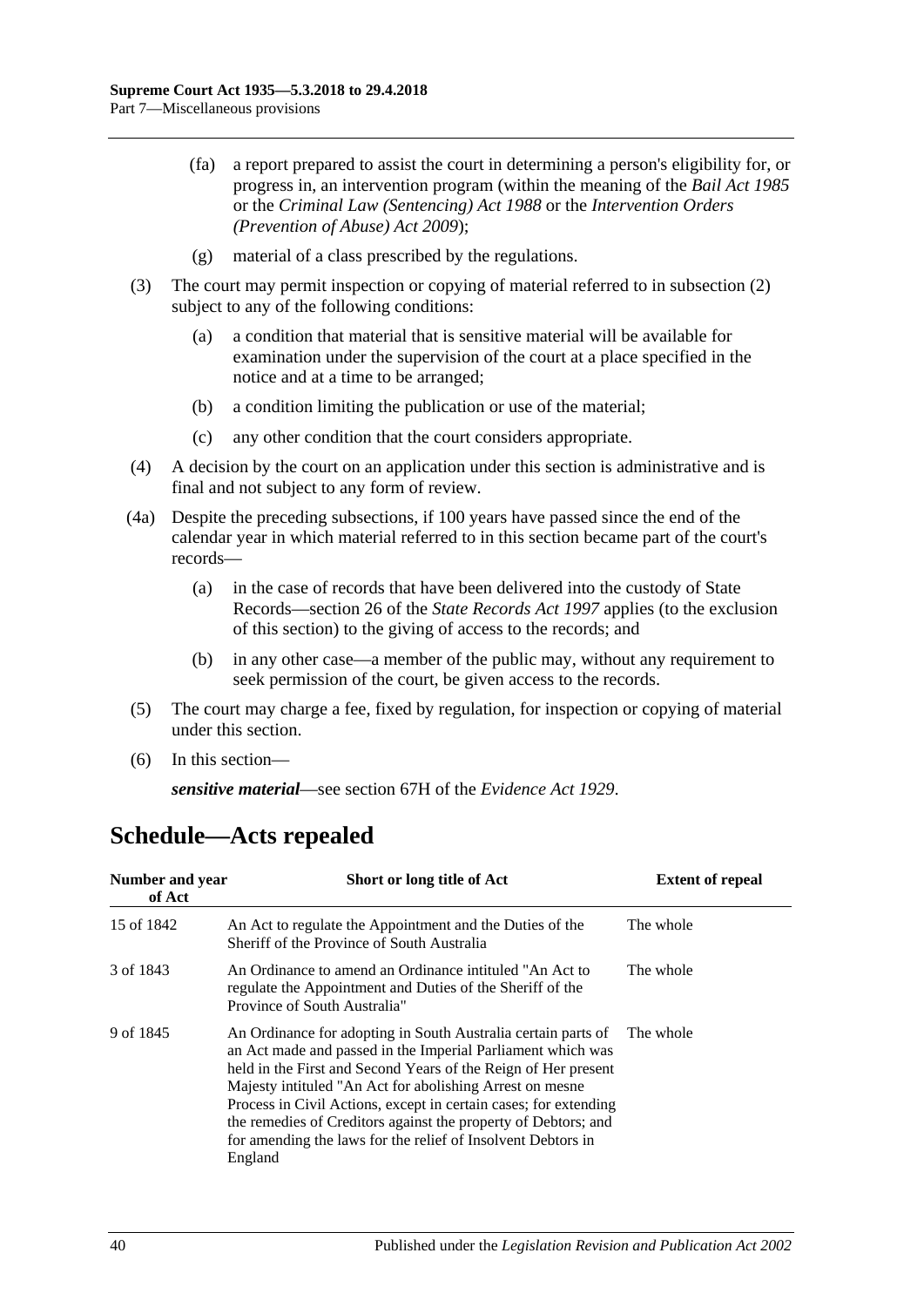(fa) a report prepared to assist the court in determining a person's eligibility for, or progress in, an intervention program (within the meaning of the *Bail Act 1985* or the *Criminal Law (Sentencing) Act 1988* or the *Intervention Orders (Prevention of Abuse) Act 2009*);

(g) material of a class prescribed by the regulations.

(3) The court may permit inspection or copying of material referred to in subsection (2) subject to any of the following conditions:

(a) a condition that material that is sensitive material will be available for examination under the supervision of the court at a place specified in the notice and at a time to be arranged;

(b) a condition limiting the publication or use of the material;

(c) any other condition that the court considers appropriate.

(4) A decision by the court on an application under this section is administrative and is final and not subject to any form of review.

(4a) Despite the preceding subsections, if 100 years have passed since the end of the calendar year in which material referred to in this section became part of the court's records—

(a) in the case of records that have been delivered into the custody of State Records—section 26 of the *State Records Act 1997* applies (to the exclusion of this section) to the giving of access to the records; and

(b) in any other case—a member of the public may, without any requirement to seek permission of the court, be given access to the records.

(5) The court may charge a fee, fixed by regulation, for inspection or copying of material under this section.

(6) In this section—

***sensitive material***—see section 67H of the *Evidence Act 1929*.

# Schedule—Acts repealed

| Number and year of Act | Short or long title of Act | Extent of repeal |
|---|---|---|
| 15 of 1842 | An Act to regulate the Appointment and the Duties of the Sheriff of the Province of South Australia | The whole |
| 3 of 1843 | An Ordinance to amend an Ordinance intituled "An Act to regulate the Appointment and Duties of the Sheriff of the Province of South Australia" | The whole |
| 9 of 1845 | An Ordinance for adopting in South Australia certain parts of an Act made and passed in the Imperial Parliament which was held in the First and Second Years of the Reign of Her present Majesty intituled "An Act for abolishing Arrest on mesne Process in Civil Actions, except in certain cases; for extending the remedies of Creditors against the property of Debtors; and for amending the laws for the relief of Insolvent Debtors in England | The whole |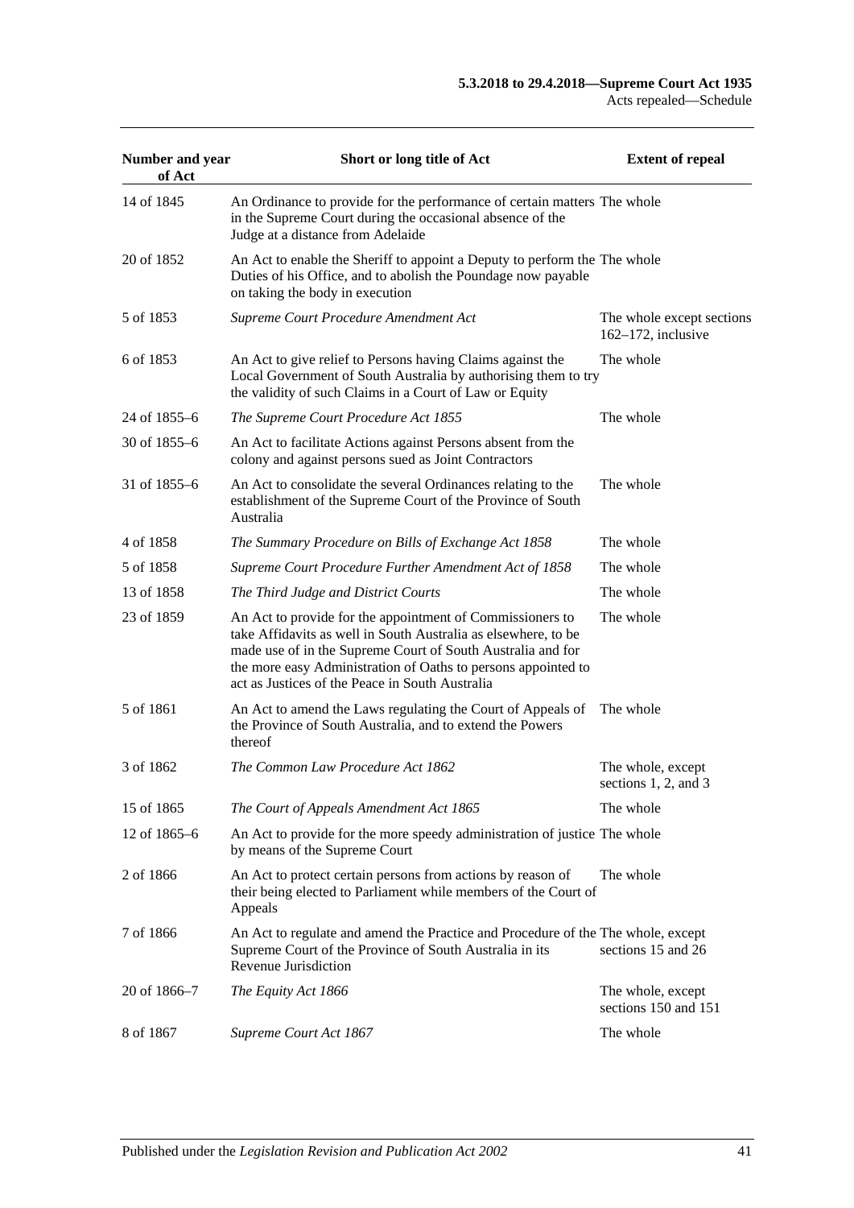| Number and year of Act | Short or long title of Act | Extent of repeal |
|---|---|---|
| 14 of 1845 | An Ordinance to provide for the performance of certain matters in the Supreme Court during the occasional absence of the Judge at a distance from Adelaide | The whole |
| 20 of 1852 | An Act to enable the Sheriff to appoint a Deputy to perform the Duties of his Office, and to abolish the Poundage now payable on taking the body in execution | The whole |
| 5 of 1853 | *Supreme Court Procedure Amendment Act* | The whole except sections 162–172, inclusive |
| 6 of 1853 | An Act to give relief to Persons having Claims against the Local Government of South Australia by authorising them to try the validity of such Claims in a Court of Law or Equity | The whole |
| 24 of 1855–6 | *The Supreme Court Procedure Act 1855* | The whole |
| 30 of 1855–6 | An Act to facilitate Actions against Persons absent from the colony and against persons sued as Joint Contractors | |
| 31 of 1855–6 | An Act to consolidate the several Ordinances relating to the establishment of the Supreme Court of the Province of South Australia | The whole |
| 4 of 1858 | *The Summary Procedure on Bills of Exchange Act 1858* | The whole |
| 5 of 1858 | *Supreme Court Procedure Further Amendment Act of 1858* | The whole |
| 13 of 1858 | *The Third Judge and District Courts* | The whole |
| 23 of 1859 | An Act to provide for the appointment of Commissioners to take Affidavits as well in South Australia as elsewhere, to be made use of in the Supreme Court of South Australia and for the more easy Administration of Oaths to persons appointed to act as Justices of the Peace in South Australia | The whole |
| 5 of 1861 | An Act to amend the Laws regulating the Court of Appeals of the Province of South Australia, and to extend the Powers thereof | The whole |
| 3 of 1862 | *The Common Law Procedure Act 1862* | The whole, except sections 1, 2, and 3 |
| 15 of 1865 | *The Court of Appeals Amendment Act 1865* | The whole |
| 12 of 1865–6 | An Act to provide for the more speedy administration of justice by means of the Supreme Court | The whole |
| 2 of 1866 | An Act to protect certain persons from actions by reason of their being elected to Parliament while members of the Court of Appeals | The whole |
| 7 of 1866 | An Act to regulate and amend the Practice and Procedure of the Supreme Court of the Province of South Australia in its Revenue Jurisdiction | The whole, except sections 15 and 26 |
| 20 of 1866–7 | *The Equity Act 1866* | The whole, except sections 150 and 151 |
| 8 of 1867 | *Supreme Court Act 1867* | The whole |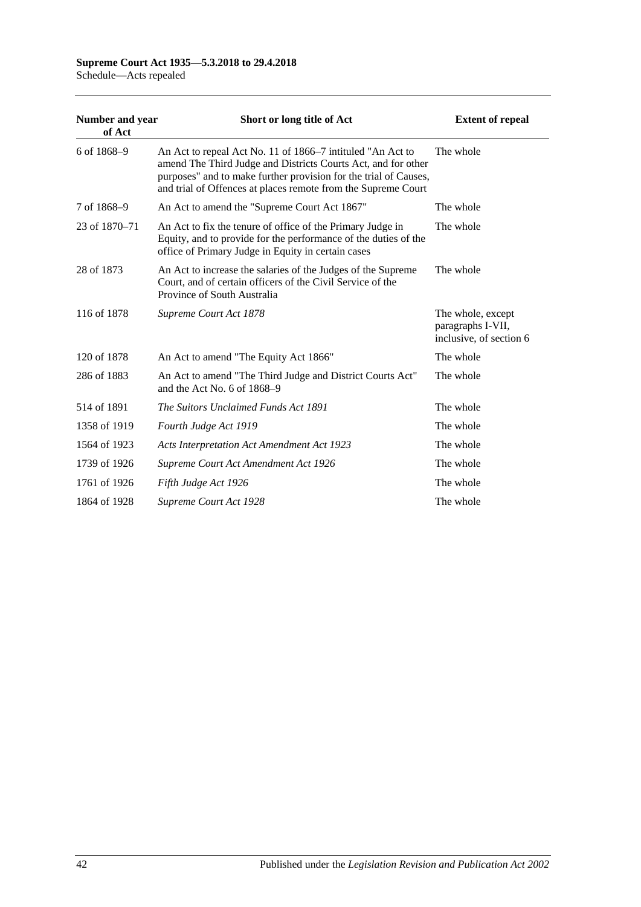| Number and year of Act | Short or long title of Act | Extent of repeal |
|---|---|---|
| 6 of 1868–9 | An Act to repeal Act No. 11 of 1866–7 intituled "An Act to amend The Third Judge and Districts Courts Act, and for other purposes" and to make further provision for the trial of Causes, and trial of Offences at places remote from the Supreme Court | The whole |
| 7 of 1868–9 | An Act to amend the "Supreme Court Act 1867" | The whole |
| 23 of 1870–71 | An Act to fix the tenure of office of the Primary Judge in Equity, and to provide for the performance of the duties of the office of Primary Judge in Equity in certain cases | The whole |
| 28 of 1873 | An Act to increase the salaries of the Judges of the Supreme Court, and of certain officers of the Civil Service of the Province of South Australia | The whole |
| 116 of 1878 | *Supreme Court Act 1878* | The whole, except paragraphs I-VII, inclusive, of section 6 |
| 120 of 1878 | An Act to amend "The Equity Act 1866" | The whole |
| 286 of 1883 | An Act to amend "The Third Judge and District Courts Act" and the Act No. 6 of 1868–9 | The whole |
| 514 of 1891 | *The Suitors Unclaimed Funds Act 1891* | The whole |
| 1358 of 1919 | *Fourth Judge Act 1919* | The whole |
| 1564 of 1923 | *Acts Interpretation Act Amendment Act 1923* | The whole |
| 1739 of 1926 | *Supreme Court Act Amendment Act 1926* | The whole |
| 1761 of 1926 | *Fifth Judge Act 1926* | The whole |
| 1864 of 1928 | *Supreme Court Act 1928* | The whole |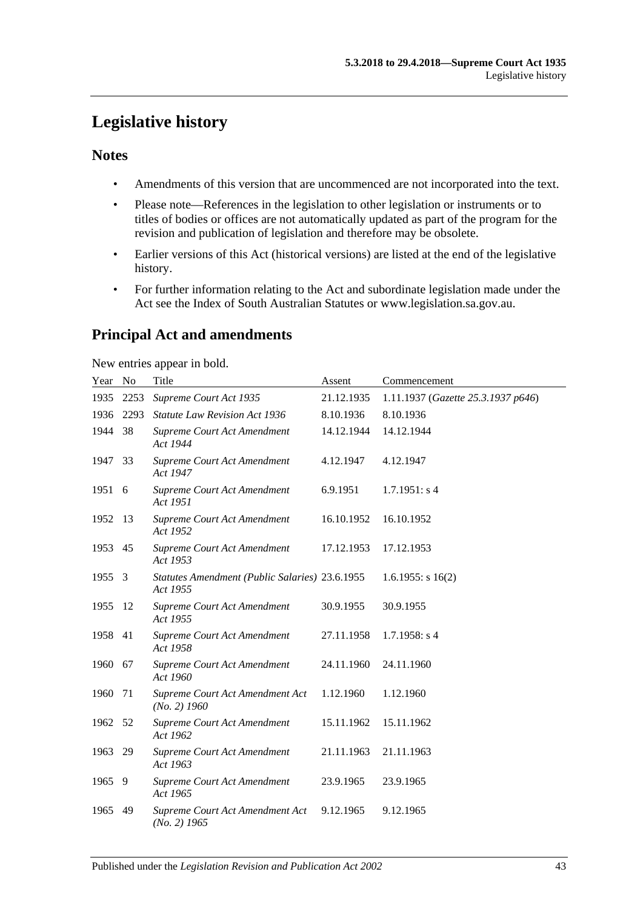# Legislative history

## Notes

- Amendments of this version that are uncommenced are not incorporated into the text.
- Please note—References in the legislation to other legislation or instruments or to titles of bodies or offices are not automatically updated as part of the program for the revision and publication of legislation and therefore may be obsolete.
- Earlier versions of this Act (historical versions) are listed at the end of the legislative history.
- For further information relating to the Act and subordinate legislation made under the Act see the Index of South Australian Statutes or www.legislation.sa.gov.au.

## Principal Act and amendments

New entries appear in bold.

| Year | No | Title | Assent | Commencement |
|---|---|---|---|---|
| 1935 | 2253 | *Supreme Court Act 1935* | 21.12.1935 | 1.11.1937 (*Gazette 25.3.1937 p646*) |
| 1936 | 2293 | *Statute Law Revision Act 1936* | 8.10.1936 | 8.10.1936 |
| 1944 | 38 | *Supreme Court Act Amendment Act 1944* | 14.12.1944 | 14.12.1944 |
| 1947 | 33 | *Supreme Court Act Amendment Act 1947* | 4.12.1947 | 4.12.1947 |
| 1951 | 6 | *Supreme Court Act Amendment Act 1951* | 6.9.1951 | 1.7.1951: s 4 |
| 1952 | 13 | *Supreme Court Act Amendment Act 1952* | 16.10.1952 | 16.10.1952 |
| 1953 | 45 | *Supreme Court Act Amendment Act 1953* | 17.12.1953 | 17.12.1953 |
| 1955 | 3 | *Statutes Amendment (Public Salaries) Act 1955* | 23.6.1955 | 1.6.1955: s 16(2) |
| 1955 | 12 | *Supreme Court Act Amendment Act 1955* | 30.9.1955 | 30.9.1955 |
| 1958 | 41 | *Supreme Court Act Amendment Act 1958* | 27.11.1958 | 1.7.1958: s 4 |
| 1960 | 67 | *Supreme Court Act Amendment Act 1960* | 24.11.1960 | 24.11.1960 |
| 1960 | 71 | *Supreme Court Act Amendment Act (No. 2) 1960* | 1.12.1960 | 1.12.1960 |
| 1962 | 52 | *Supreme Court Act Amendment Act 1962* | 15.11.1962 | 15.11.1962 |
| 1963 | 29 | *Supreme Court Act Amendment Act 1963* | 21.11.1963 | 21.11.1963 |
| 1965 | 9 | *Supreme Court Act Amendment Act 1965* | 23.9.1965 | 23.9.1965 |
| 1965 | 49 | *Supreme Court Act Amendment Act (No. 2) 1965* | 9.12.1965 | 9.12.1965 |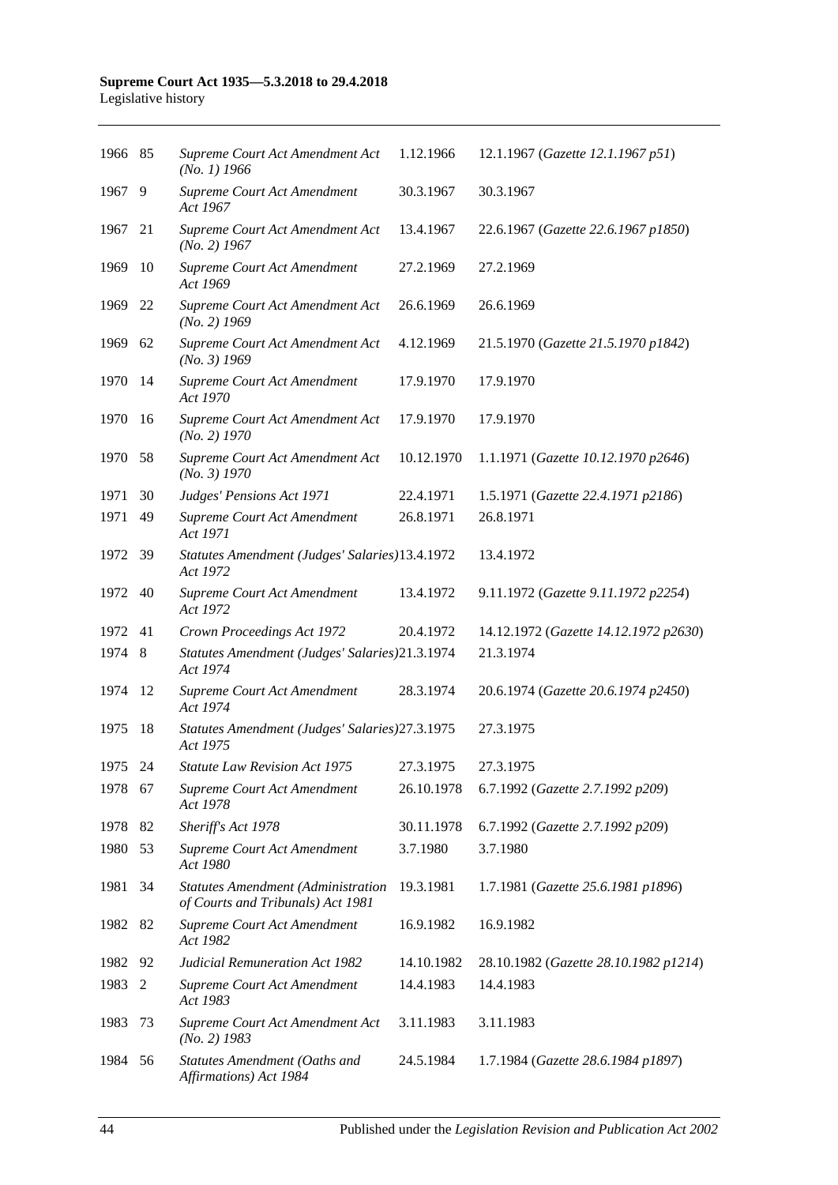| | | | | |
|---|---|---|---|---|
| 1966 | 85 | *Supreme Court Act Amendment Act (No. 1) 1966* | 1.12.1966 | 12.1.1967 (*Gazette 12.1.1967 p51*) |
| 1967 | 9 | *Supreme Court Act Amendment Act 1967* | 30.3.1967 | 30.3.1967 |
| 1967 | 21 | *Supreme Court Act Amendment Act (No. 2) 1967* | 13.4.1967 | 22.6.1967 (*Gazette 22.6.1967 p1850*) |
| 1969 | 10 | *Supreme Court Act Amendment Act 1969* | 27.2.1969 | 27.2.1969 |
| 1969 | 22 | *Supreme Court Act Amendment Act (No. 2) 1969* | 26.6.1969 | 26.6.1969 |
| 1969 | 62 | *Supreme Court Act Amendment Act (No. 3) 1969* | 4.12.1969 | 21.5.1970 (*Gazette 21.5.1970 p1842*) |
| 1970 | 14 | *Supreme Court Act Amendment Act 1970* | 17.9.1970 | 17.9.1970 |
| 1970 | 16 | *Supreme Court Act Amendment Act (No. 2) 1970* | 17.9.1970 | 17.9.1970 |
| 1970 | 58 | *Supreme Court Act Amendment Act (No. 3) 1970* | 10.12.1970 | 1.1.1971 (*Gazette 10.12.1970 p2646*) |
| 1971 | 30 | *Judges' Pensions Act 1971* | 22.4.1971 | 1.5.1971 (*Gazette 22.4.1971 p2186*) |
| 1971 | 49 | *Supreme Court Act Amendment Act 1971* | 26.8.1971 | 26.8.1971 |
| 1972 | 39 | *Statutes Amendment (Judges' Salaries) Act 1972* | 13.4.1972 | 13.4.1972 |
| 1972 | 40 | *Supreme Court Act Amendment Act 1972* | 13.4.1972 | 9.11.1972 (*Gazette 9.11.1972 p2254*) |
| 1972 | 41 | *Crown Proceedings Act 1972* | 20.4.1972 | 14.12.1972 (*Gazette 14.12.1972 p2630*) |
| 1974 | 8 | *Statutes Amendment (Judges' Salaries) Act 1974* | 21.3.1974 | 21.3.1974 |
| 1974 | 12 | *Supreme Court Act Amendment Act 1974* | 28.3.1974 | 20.6.1974 (*Gazette 20.6.1974 p2450*) |
| 1975 | 18 | *Statutes Amendment (Judges' Salaries) Act 1975* | 27.3.1975 | 27.3.1975 |
| 1975 | 24 | *Statute Law Revision Act 1975* | 27.3.1975 | 27.3.1975 |
| 1978 | 67 | *Supreme Court Act Amendment Act 1978* | 26.10.1978 | 6.7.1992 (*Gazette 2.7.1992 p209*) |
| 1978 | 82 | *Sheriff's Act 1978* | 30.11.1978 | 6.7.1992 (*Gazette 2.7.1992 p209*) |
| 1980 | 53 | *Supreme Court Act Amendment Act 1980* | 3.7.1980 | 3.7.1980 |
| 1981 | 34 | *Statutes Amendment (Administration of Courts and Tribunals) Act 1981* | 19.3.1981 | 1.7.1981 (*Gazette 25.6.1981 p1896*) |
| 1982 | 82 | *Supreme Court Act Amendment Act 1982* | 16.9.1982 | 16.9.1982 |
| 1982 | 92 | *Judicial Remuneration Act 1982* | 14.10.1982 | 28.10.1982 (*Gazette 28.10.1982 p1214*) |
| 1983 | 2 | *Supreme Court Act Amendment Act 1983* | 14.4.1983 | 14.4.1983 |
| 1983 | 73 | *Supreme Court Act Amendment Act (No. 2) 1983* | 3.11.1983 | 3.11.1983 |
| 1984 | 56 | *Statutes Amendment (Oaths and Affirmations) Act 1984* | 24.5.1984 | 1.7.1984 (*Gazette 28.6.1984 p1897*) |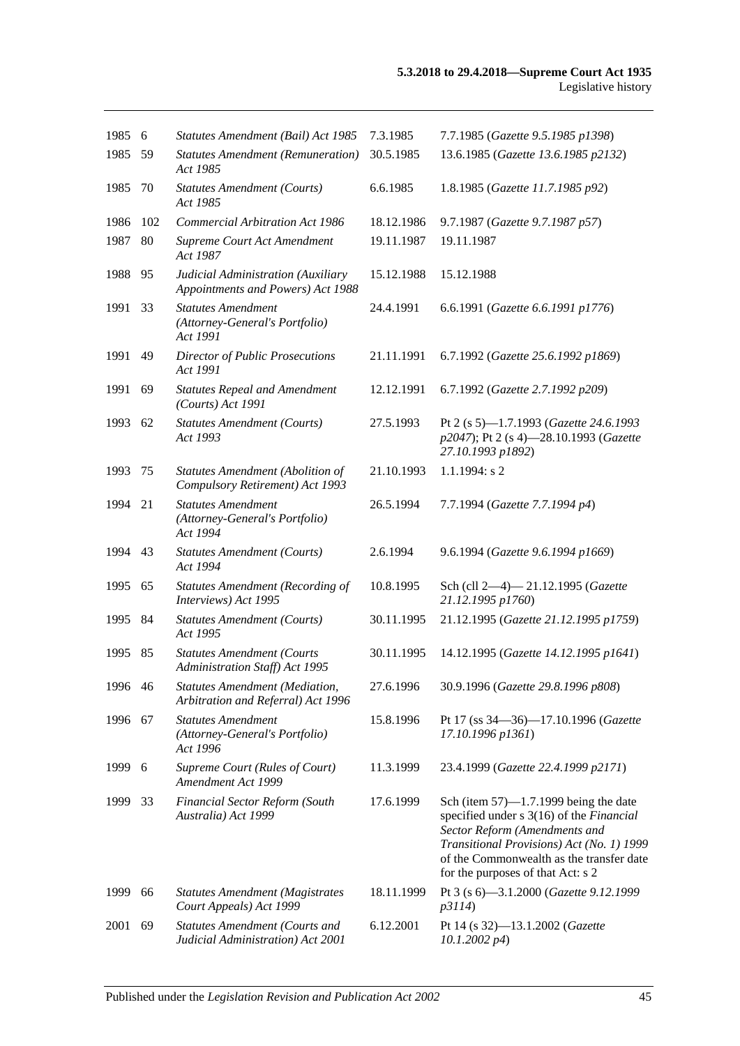| | | | | |
|---|---|---|---|---|
| 1985 | 6 | *Statutes Amendment (Bail) Act 1985* | 7.3.1985 | 7.7.1985 (*Gazette 9.5.1985 p1398*) |
| 1985 | 59 | *Statutes Amendment (Remuneration) Act 1985* | 30.5.1985 | 13.6.1985 (*Gazette 13.6.1985 p2132*) |
| 1985 | 70 | *Statutes Amendment (Courts) Act 1985* | 6.6.1985 | 1.8.1985 (*Gazette 11.7.1985 p92*) |
| 1986 | 102 | *Commercial Arbitration Act 1986* | 18.12.1986 | 9.7.1987 (*Gazette 9.7.1987 p57*) |
| 1987 | 80 | *Supreme Court Act Amendment Act 1987* | 19.11.1987 | 19.11.1987 |
| 1988 | 95 | *Judicial Administration (Auxiliary Appointments and Powers) Act 1988* | 15.12.1988 | 15.12.1988 |
| 1991 | 33 | *Statutes Amendment (Attorney-General's Portfolio) Act 1991* | 24.4.1991 | 6.6.1991 (*Gazette 6.6.1991 p1776*) |
| 1991 | 49 | *Director of Public Prosecutions Act 1991* | 21.11.1991 | 6.7.1992 (*Gazette 25.6.1992 p1869*) |
| 1991 | 69 | *Statutes Repeal and Amendment (Courts) Act 1991* | 12.12.1991 | 6.7.1992 (*Gazette 2.7.1992 p209*) |
| 1993 | 62 | *Statutes Amendment (Courts) Act 1993* | 27.5.1993 | Pt 2 (s 5)—1.7.1993 (*Gazette 24.6.1993 p2047*); Pt 2 (s 4)—28.10.1993 (*Gazette 27.10.1993 p1892*) |
| 1993 | 75 | *Statutes Amendment (Abolition of Compulsory Retirement) Act 1993* | 21.10.1993 | 1.1.1994: s 2 |
| 1994 | 21 | *Statutes Amendment (Attorney-General's Portfolio) Act 1994* | 26.5.1994 | 7.7.1994 (*Gazette 7.7.1994 p4*) |
| 1994 | 43 | *Statutes Amendment (Courts) Act 1994* | 2.6.1994 | 9.6.1994 (*Gazette 9.6.1994 p1669*) |
| 1995 | 65 | *Statutes Amendment (Recording of Interviews) Act 1995* | 10.8.1995 | Sch (cll 2—4)— 21.12.1995 (*Gazette 21.12.1995 p1760*) |
| 1995 | 84 | *Statutes Amendment (Courts) Act 1995* | 30.11.1995 | 21.12.1995 (*Gazette 21.12.1995 p1759*) |
| 1995 | 85 | *Statutes Amendment (Courts Administration Staff) Act 1995* | 30.11.1995 | 14.12.1995 (*Gazette 14.12.1995 p1641*) |
| 1996 | 46 | *Statutes Amendment (Mediation, Arbitration and Referral) Act 1996* | 27.6.1996 | 30.9.1996 (*Gazette 29.8.1996 p808*) |
| 1996 | 67 | *Statutes Amendment (Attorney-General's Portfolio) Act 1996* | 15.8.1996 | Pt 17 (ss 34—36)—17.10.1996 (*Gazette 17.10.1996 p1361*) |
| 1999 | 6 | *Supreme Court (Rules of Court) Amendment Act 1999* | 11.3.1999 | 23.4.1999 (*Gazette 22.4.1999 p2171*) |
| 1999 | 33 | *Financial Sector Reform (South Australia) Act 1999* | 17.6.1999 | Sch (item 57)—1.7.1999 being the date specified under s 3(16) of the *Financial Sector Reform (Amendments and Transitional Provisions) Act (No. 1) 1999* of the Commonwealth as the transfer date for the purposes of that Act: s 2 |
| 1999 | 66 | *Statutes Amendment (Magistrates Court Appeals) Act 1999* | 18.11.1999 | Pt 3 (s 6)—3.1.2000 (*Gazette 9.12.1999 p3114*) |
| 2001 | 69 | *Statutes Amendment (Courts and Judicial Administration) Act 2001* | 6.12.2001 | Pt 14 (s 32)—13.1.2002 (*Gazette 10.1.2002 p4*) |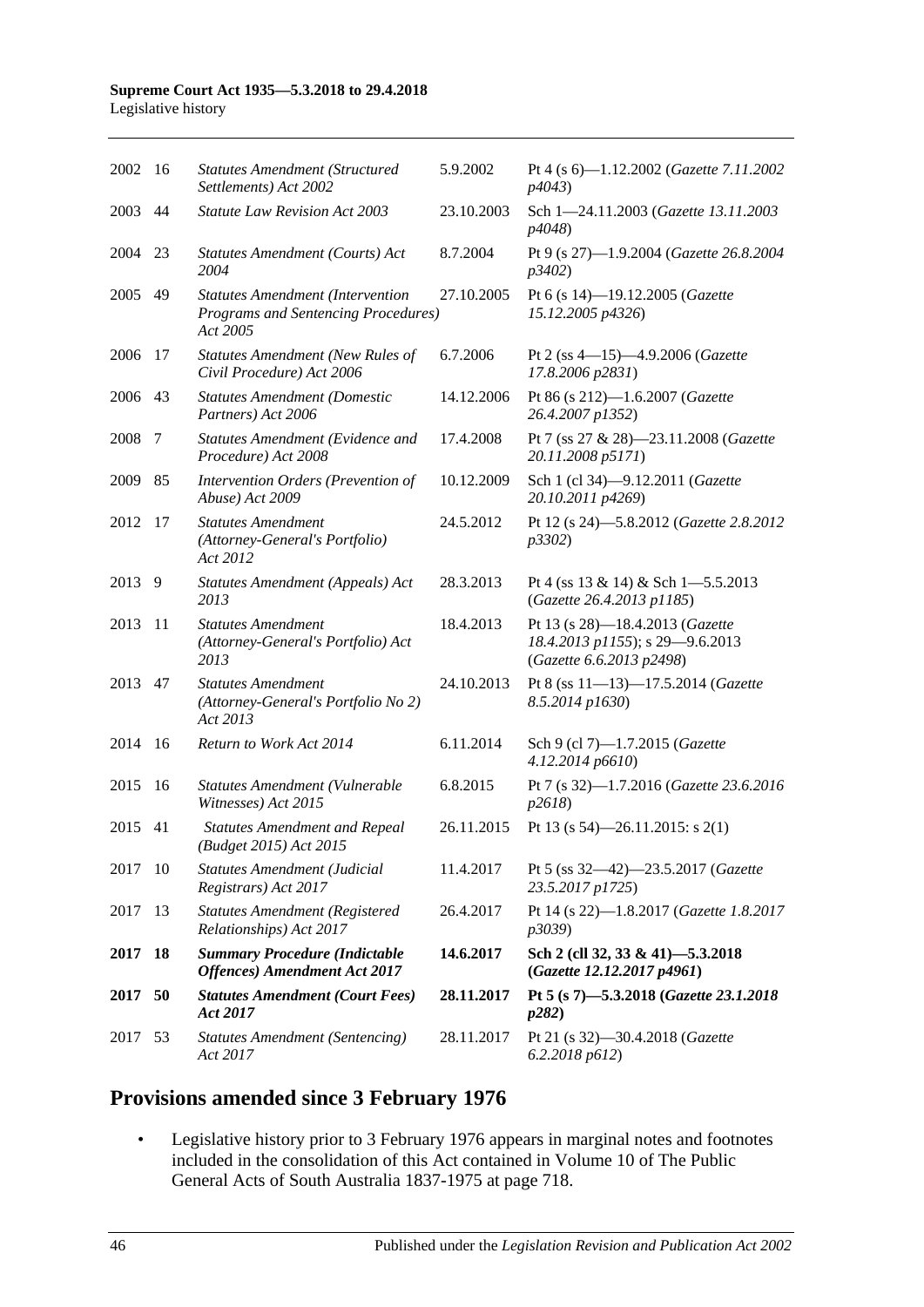| | | | | |
|---|---|---|---|---|
| 2002 | 16 | *Statutes Amendment (Structured Settlements) Act 2002* | 5.9.2002 | Pt 4 (s 6)—1.12.2002 (*Gazette 7.11.2002 p4043*) |
| 2003 | 44 | *Statute Law Revision Act 2003* | 23.10.2003 | Sch 1—24.11.2003 (*Gazette 13.11.2003 p4048*) |
| 2004 | 23 | *Statutes Amendment (Courts) Act 2004* | 8.7.2004 | Pt 9 (s 27)—1.9.2004 (*Gazette 26.8.2004 p3402*) |
| 2005 | 49 | *Statutes Amendment (Intervention Programs and Sentencing Procedures) Act 2005* | 27.10.2005 | Pt 6 (s 14)—19.12.2005 (*Gazette 15.12.2005 p4326*) |
| 2006 | 17 | *Statutes Amendment (New Rules of Civil Procedure) Act 2006* | 6.7.2006 | Pt 2 (ss 4—15)—4.9.2006 (*Gazette 17.8.2006 p2831*) |
| 2006 | 43 | *Statutes Amendment (Domestic Partners) Act 2006* | 14.12.2006 | Pt 86 (s 212)—1.6.2007 (*Gazette 26.4.2007 p1352*) |
| 2008 | 7 | *Statutes Amendment (Evidence and Procedure) Act 2008* | 17.4.2008 | Pt 7 (ss 27 & 28)—23.11.2008 (*Gazette 20.11.2008 p5171*) |
| 2009 | 85 | *Intervention Orders (Prevention of Abuse) Act 2009* | 10.12.2009 | Sch 1 (cl 34)—9.12.2011 (*Gazette 20.10.2011 p4269*) |
| 2012 | 17 | *Statutes Amendment (Attorney-General's Portfolio) Act 2012* | 24.5.2012 | Pt 12 (s 24)—5.8.2012 (*Gazette 2.8.2012 p3302*) |
| 2013 | 9 | *Statutes Amendment (Appeals) Act 2013* | 28.3.2013 | Pt 4 (ss 13 & 14) & Sch 1—5.5.2013 (*Gazette 26.4.2013 p1185*) |
| 2013 | 11 | *Statutes Amendment (Attorney-General's Portfolio) Act 2013* | 18.4.2013 | Pt 13 (s 28)—18.4.2013 (*Gazette 18.4.2013 p1155*); s 29—9.6.2013 (*Gazette 6.6.2013 p2498*) |
| 2013 | 47 | *Statutes Amendment (Attorney-General's Portfolio No 2) Act 2013* | 24.10.2013 | Pt 8 (ss 11—13)—17.5.2014 (*Gazette 8.5.2014 p1630*) |
| 2014 | 16 | *Return to Work Act 2014* | 6.11.2014 | Sch 9 (cl 7)—1.7.2015 (*Gazette 4.12.2014 p6610*) |
| 2015 | 16 | *Statutes Amendment (Vulnerable Witnesses) Act 2015* | 6.8.2015 | Pt 7 (s 32)—1.7.2016 (*Gazette 23.6.2016 p2618*) |
| 2015 | 41 | *Statutes Amendment and Repeal (Budget 2015) Act 2015* | 26.11.2015 | Pt 13 (s 54)—26.11.2015: s 2(1) |
| 2017 | 10 | *Statutes Amendment (Judicial Registrars) Act 2017* | 11.4.2017 | Pt 5 (ss 32—42)—23.5.2017 (*Gazette 23.5.2017 p1725*) |
| 2017 | 13 | *Statutes Amendment (Registered Relationships) Act 2017* | 26.4.2017 | Pt 14 (s 22)—1.8.2017 (*Gazette 1.8.2017 p3039*) |
| **2017** | **18** | ***Summary Procedure (Indictable Offences) Amendment Act 2017*** | **14.6.2017** | **Sch 2 (cll 32, 33 & 41)—5.3.2018 (*Gazette 12.12.2017 p4961*)** |
| **2017** | **50** | ***Statutes Amendment (Court Fees) Act 2017*** | **28.11.2017** | **Pt 5 (s 7)—5.3.2018 (*Gazette 23.1.2018 p282*)** |
| 2017 | 53 | *Statutes Amendment (Sentencing) Act 2017* | 28.11.2017 | Pt 21 (s 32)—30.4.2018 (*Gazette 6.2.2018 p612*) |

## Provisions amended since 3 February 1976

- Legislative history prior to 3 February 1976 appears in marginal notes and footnotes included in the consolidation of this Act contained in Volume 10 of The Public General Acts of South Australia 1837-1975 at page 718.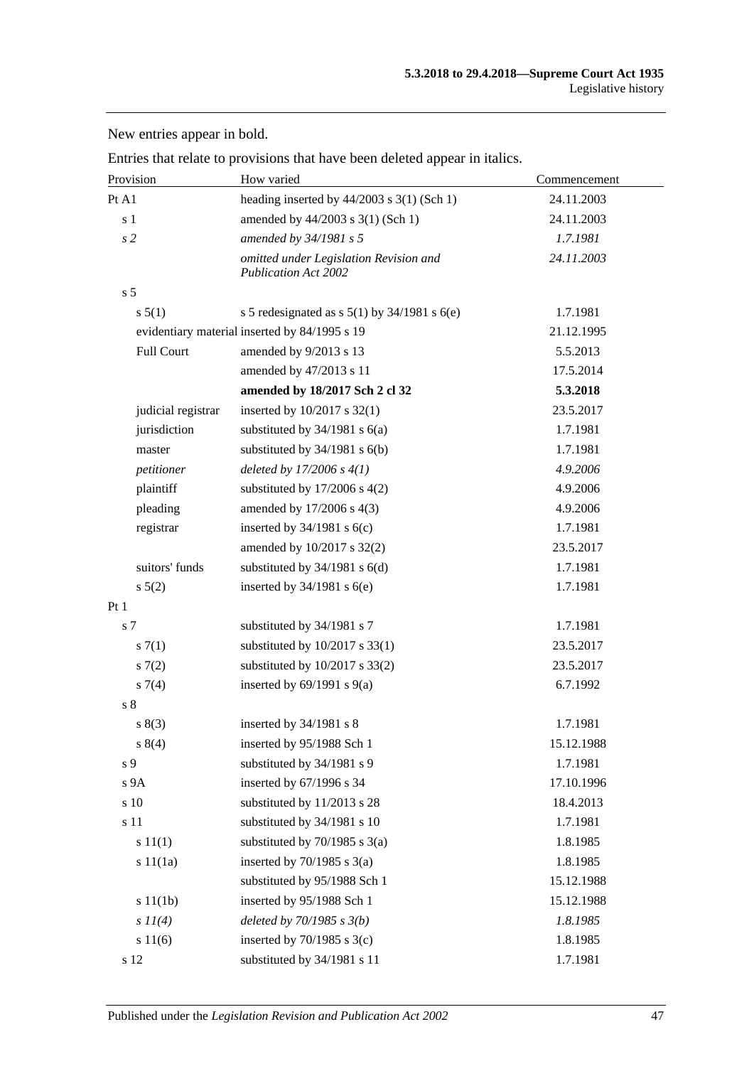New entries appear in bold.

Entries that relate to provisions that have been deleted appear in italics.

| Provision | How varied | Commencement |
|---|---|---|
| Pt A1 | heading inserted by 44/2003 s 3(1) (Sch 1) | 24.11.2003 |
| s 1 | amended by 44/2003 s 3(1) (Sch 1) | 24.11.2003 |
| *s 2* | *amended by 34/1981 s 5* | *1.7.1981* |
| | *omitted under Legislation Revision and Publication Act 2002* | *24.11.2003* |
| s 5 | | |
| s 5(1) | s 5 redesignated as s 5(1) by 34/1981 s 6(e) | 1.7.1981 |
| evidentiary material | inserted by 84/1995 s 19 | 21.12.1995 |
| Full Court | amended by 9/2013 s 13 | 5.5.2013 |
| | amended by 47/2013 s 11 | 17.5.2014 |
| | **amended by 18/2017 Sch 2 cl 32** | **5.3.2018** |
| judicial registrar | inserted by 10/2017 s 32(1) | 23.5.2017 |
| jurisdiction | substituted by 34/1981 s 6(a) | 1.7.1981 |
| master | substituted by 34/1981 s 6(b) | 1.7.1981 |
| *petitioner* | *deleted by 17/2006 s 4(1)* | *4.9.2006* |
| plaintiff | substituted by 17/2006 s 4(2) | 4.9.2006 |
| pleading | amended by 17/2006 s 4(3) | 4.9.2006 |
| registrar | inserted by 34/1981 s 6(c) | 1.7.1981 |
| | amended by 10/2017 s 32(2) | 23.5.2017 |
| suitors' funds | substituted by 34/1981 s 6(d) | 1.7.1981 |
| s 5(2) | inserted by 34/1981 s 6(e) | 1.7.1981 |
| Pt 1 | | |
| s 7 | substituted by 34/1981 s 7 | 1.7.1981 |
| s 7(1) | substituted by 10/2017 s 33(1) | 23.5.2017 |
| s 7(2) | substituted by 10/2017 s 33(2) | 23.5.2017 |
| s 7(4) | inserted by 69/1991 s 9(a) | 6.7.1992 |
| s 8 | | |
| s 8(3) | inserted by 34/1981 s 8 | 1.7.1981 |
| s 8(4) | inserted by 95/1988 Sch 1 | 15.12.1988 |
| s 9 | substituted by 34/1981 s 9 | 1.7.1981 |
| s 9A | inserted by 67/1996 s 34 | 17.10.1996 |
| s 10 | substituted by 11/2013 s 28 | 18.4.2013 |
| s 11 | substituted by 34/1981 s 10 | 1.7.1981 |
| s 11(1) | substituted by 70/1985 s 3(a) | 1.8.1985 |
| s 11(1a) | inserted by 70/1985 s 3(a) | 1.8.1985 |
| | substituted by 95/1988 Sch 1 | 15.12.1988 |
| s 11(1b) | inserted by 95/1988 Sch 1 | 15.12.1988 |
| *s 11(4)* | *deleted by 70/1985 s 3(b)* | *1.8.1985* |
| s 11(6) | inserted by 70/1985 s 3(c) | 1.8.1985 |
| s 12 | substituted by 34/1981 s 11 | 1.7.1981 |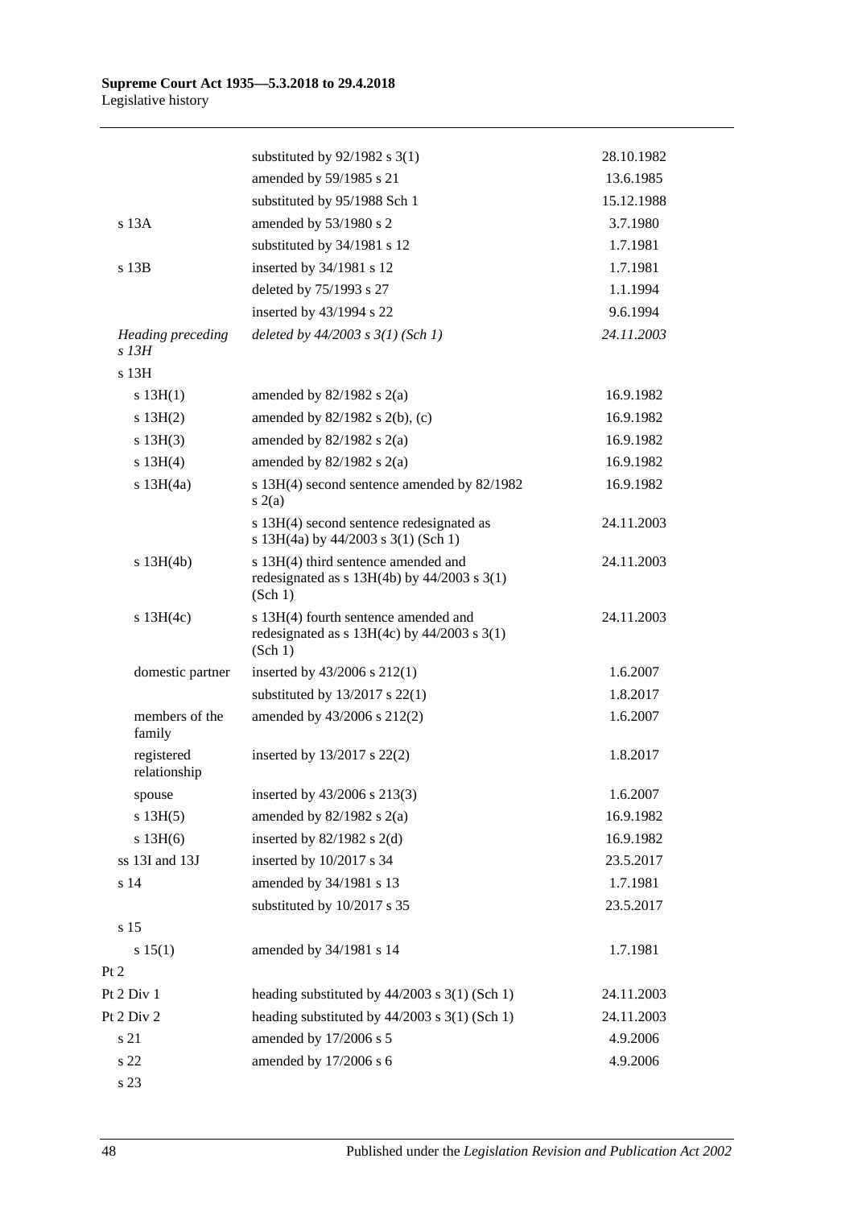| | | |
|---|---|---|
| | substituted by 92/1982 s 3(1) | 28.10.1982 |
| | amended by 59/1985 s 21 | 13.6.1985 |
| | substituted by 95/1988 Sch 1 | 15.12.1988 |
| s 13A | amended by 53/1980 s 2 | 3.7.1980 |
| | substituted by 34/1981 s 12 | 1.7.1981 |
| s 13B | inserted by 34/1981 s 12 | 1.7.1981 |
| | deleted by 75/1993 s 27 | 1.1.1994 |
| | inserted by 43/1994 s 22 | 9.6.1994 |
| *Heading preceding s 13H* | *deleted by 44/2003 s 3(1) (Sch 1)* | *24.11.2003* |
| s 13H | | |
| s 13H(1) | amended by 82/1982 s 2(a) | 16.9.1982 |
| s 13H(2) | amended by 82/1982 s 2(b), (c) | 16.9.1982 |
| s 13H(3) | amended by 82/1982 s 2(a) | 16.9.1982 |
| s 13H(4) | amended by 82/1982 s 2(a) | 16.9.1982 |
| s 13H(4a) | s 13H(4) second sentence amended by 82/1982 s 2(a) | 16.9.1982 |
| | s 13H(4) second sentence redesignated as s 13H(4a) by 44/2003 s 3(1) (Sch 1) | 24.11.2003 |
| s 13H(4b) | s 13H(4) third sentence amended and redesignated as s 13H(4b) by 44/2003 s 3(1) (Sch 1) | 24.11.2003 |
| s 13H(4c) | s 13H(4) fourth sentence amended and redesignated as s 13H(4c) by 44/2003 s 3(1) (Sch 1) | 24.11.2003 |
| domestic partner | inserted by 43/2006 s 212(1) | 1.6.2007 |
| | substituted by 13/2017 s 22(1) | 1.8.2017 |
| members of the family | amended by 43/2006 s 212(2) | 1.6.2007 |
| registered relationship | inserted by 13/2017 s 22(2) | 1.8.2017 |
| spouse | inserted by 43/2006 s 213(3) | 1.6.2007 |
| s 13H(5) | amended by 82/1982 s 2(a) | 16.9.1982 |
| s 13H(6) | inserted by 82/1982 s 2(d) | 16.9.1982 |
| ss 13I and 13J | inserted by 10/2017 s 34 | 23.5.2017 |
| s 14 | amended by 34/1981 s 13 | 1.7.1981 |
| | substituted by 10/2017 s 35 | 23.5.2017 |
| s 15 | | |
| s 15(1) | amended by 34/1981 s 14 | 1.7.1981 |
| Pt 2 | | |
| Pt 2 Div 1 | heading substituted by 44/2003 s 3(1) (Sch 1) | 24.11.2003 |
| Pt 2 Div 2 | heading substituted by 44/2003 s 3(1) (Sch 1) | 24.11.2003 |
| s 21 | amended by 17/2006 s 5 | 4.9.2006 |
| s 22 | amended by 17/2006 s 6 | 4.9.2006 |
| s 23 | | |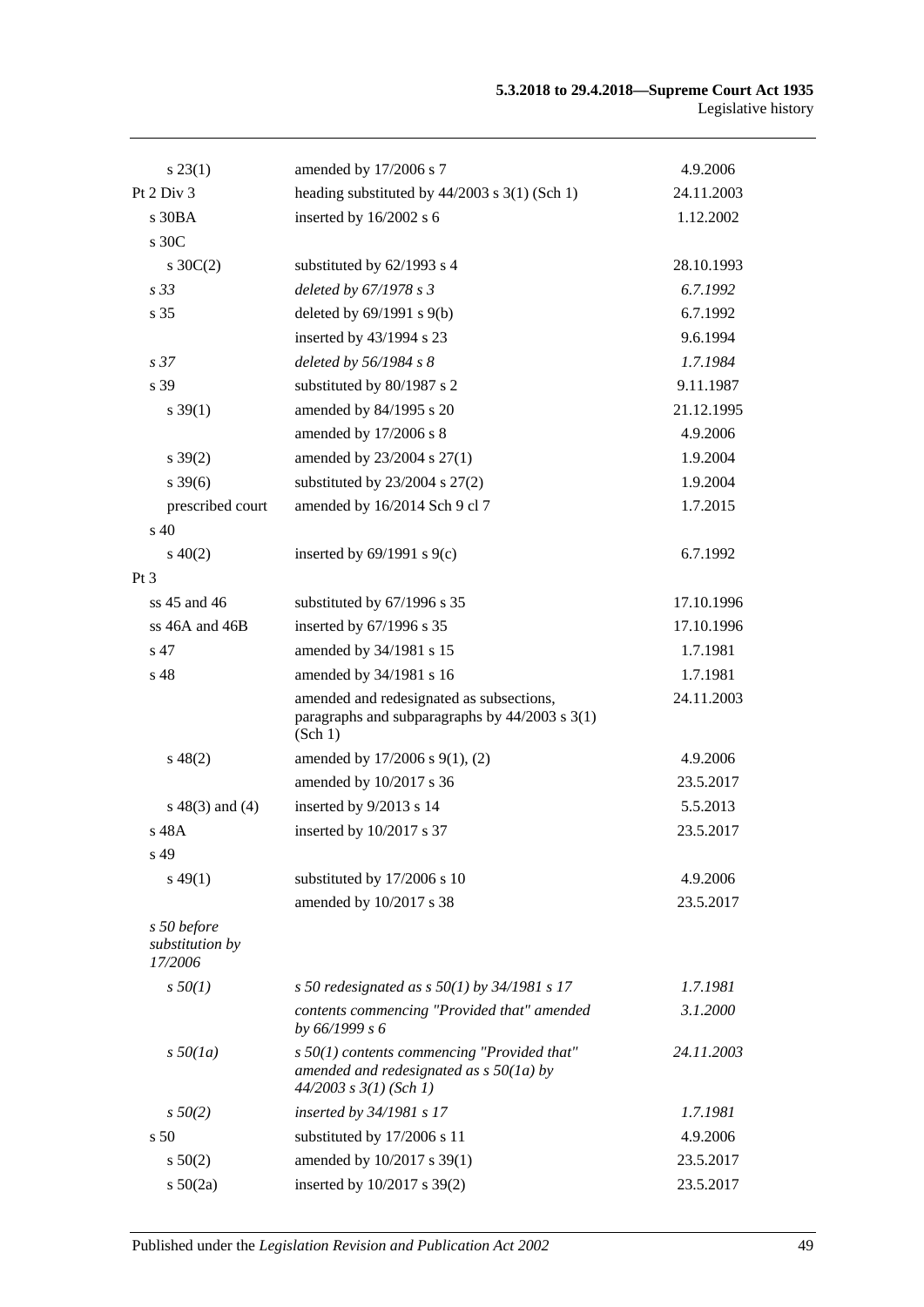| | | |
|---|---|---|
| s 23(1) | amended by 17/2006 s 7 | 4.9.2006 |
| Pt 2 Div 3 | heading substituted by 44/2003 s 3(1) (Sch 1) | 24.11.2003 |
| s 30BA | inserted by 16/2002 s 6 | 1.12.2002 |
| s 30C | | |
| s 30C(2) | substituted by 62/1993 s 4 | 28.10.1993 |
| *s 33* | *deleted by 67/1978 s 3* | *6.7.1992* |
| s 35 | deleted by 69/1991 s 9(b) | 6.7.1992 |
| | inserted by 43/1994 s 23 | 9.6.1994 |
| *s 37* | *deleted by 56/1984 s 8* | *1.7.1984* |
| s 39 | substituted by 80/1987 s 2 | 9.11.1987 |
| s 39(1) | amended by 84/1995 s 20 | 21.12.1995 |
| | amended by 17/2006 s 8 | 4.9.2006 |
| s 39(2) | amended by 23/2004 s 27(1) | 1.9.2004 |
| s 39(6) | substituted by 23/2004 s 27(2) | 1.9.2004 |
| prescribed court | amended by 16/2014 Sch 9 cl 7 | 1.7.2015 |
| s 40 | | |
| s 40(2) | inserted by 69/1991 s 9(c) | 6.7.1992 |
| Pt 3 | | |
| ss 45 and 46 | substituted by 67/1996 s 35 | 17.10.1996 |
| ss 46A and 46B | inserted by 67/1996 s 35 | 17.10.1996 |
| s 47 | amended by 34/1981 s 15 | 1.7.1981 |
| s 48 | amended by 34/1981 s 16 | 1.7.1981 |
| | amended and redesignated as subsections, paragraphs and subparagraphs by 44/2003 s 3(1) (Sch 1) | 24.11.2003 |
| s 48(2) | amended by 17/2006 s 9(1), (2) | 4.9.2006 |
| | amended by 10/2017 s 36 | 23.5.2017 |
| s 48(3) and (4) | inserted by 9/2013 s 14 | 5.5.2013 |
| s 48A | inserted by 10/2017 s 37 | 23.5.2017 |
| s 49 | | |
| s 49(1) | substituted by 17/2006 s 10 | 4.9.2006 |
| | amended by 10/2017 s 38 | 23.5.2017 |
| *s 50 before substitution by 17/2006* | | |
| *s 50(1)* | *s 50 redesignated as s 50(1) by 34/1981 s 17* | *1.7.1981* |
| | *contents commencing "Provided that" amended by 66/1999 s 6* | *3.1.2000* |
| *s 50(1a)* | *s 50(1) contents commencing "Provided that" amended and redesignated as s 50(1a) by 44/2003 s 3(1) (Sch 1)* | *24.11.2003* |
| *s 50(2)* | *inserted by 34/1981 s 17* | *1.7.1981* |
| s 50 | substituted by 17/2006 s 11 | 4.9.2006 |
| s 50(2) | amended by 10/2017 s 39(1) | 23.5.2017 |
| s 50(2a) | inserted by 10/2017 s 39(2) | 23.5.2017 |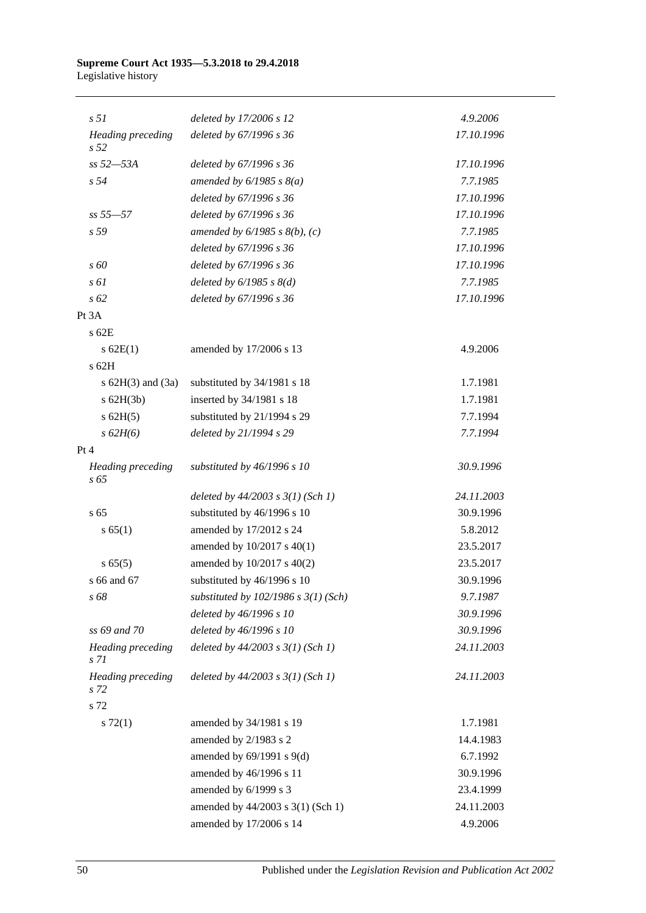| | | |
|---|---|---|
| *s 51* | *deleted by 17/2006 s 12* | *4.9.2006* |
| *Heading preceding s 52* | *deleted by 67/1996 s 36* | *17.10.1996* |
| *ss 52—53A* | *deleted by 67/1996 s 36* | *17.10.1996* |
| *s 54* | *amended by 6/1985 s 8(a)* | *7.7.1985* |
| | *deleted by 67/1996 s 36* | *17.10.1996* |
| *ss 55—57* | *deleted by 67/1996 s 36* | *17.10.1996* |
| *s 59* | *amended by 6/1985 s 8(b), (c)* | *7.7.1985* |
| | *deleted by 67/1996 s 36* | *17.10.1996* |
| *s 60* | *deleted by 67/1996 s 36* | *17.10.1996* |
| *s 61* | *deleted by 6/1985 s 8(d)* | *7.7.1985* |
| *s 62* | *deleted by 67/1996 s 36* | *17.10.1996* |
| Pt 3A | | |
| s 62E | | |
| s 62E(1) | amended by 17/2006 s 13 | 4.9.2006 |
| s 62H | | |
| s 62H(3) and (3a) | substituted by 34/1981 s 18 | 1.7.1981 |
| s 62H(3b) | inserted by 34/1981 s 18 | 1.7.1981 |
| s 62H(5) | substituted by 21/1994 s 29 | 7.7.1994 |
| *s 62H(6)* | *deleted by 21/1994 s 29* | *7.7.1994* |
| Pt 4 | | |
| *Heading preceding s 65* | *substituted by 46/1996 s 10* | *30.9.1996* |
| | *deleted by 44/2003 s 3(1) (Sch 1)* | *24.11.2003* |
| s 65 | substituted by 46/1996 s 10 | 30.9.1996 |
| s 65(1) | amended by 17/2012 s 24 | 5.8.2012 |
| | amended by 10/2017 s 40(1) | 23.5.2017 |
| s 65(5) | amended by 10/2017 s 40(2) | 23.5.2017 |
| s 66 and 67 | substituted by 46/1996 s 10 | 30.9.1996 |
| *s 68* | *substituted by 102/1986 s 3(1) (Sch)* | *9.7.1987* |
| | *deleted by 46/1996 s 10* | *30.9.1996* |
| *ss 69 and 70* | *deleted by 46/1996 s 10* | *30.9.1996* |
| *Heading preceding s 71* | *deleted by 44/2003 s 3(1) (Sch 1)* | *24.11.2003* |
| *Heading preceding s 72* | *deleted by 44/2003 s 3(1) (Sch 1)* | *24.11.2003* |
| s 72 | | |
| s 72(1) | amended by 34/1981 s 19 | 1.7.1981 |
| | amended by 2/1983 s 2 | 14.4.1983 |
| | amended by 69/1991 s 9(d) | 6.7.1992 |
| | amended by 46/1996 s 11 | 30.9.1996 |
| | amended by 6/1999 s 3 | 23.4.1999 |
| | amended by 44/2003 s 3(1) (Sch 1) | 24.11.2003 |
| | amended by 17/2006 s 14 | 4.9.2006 |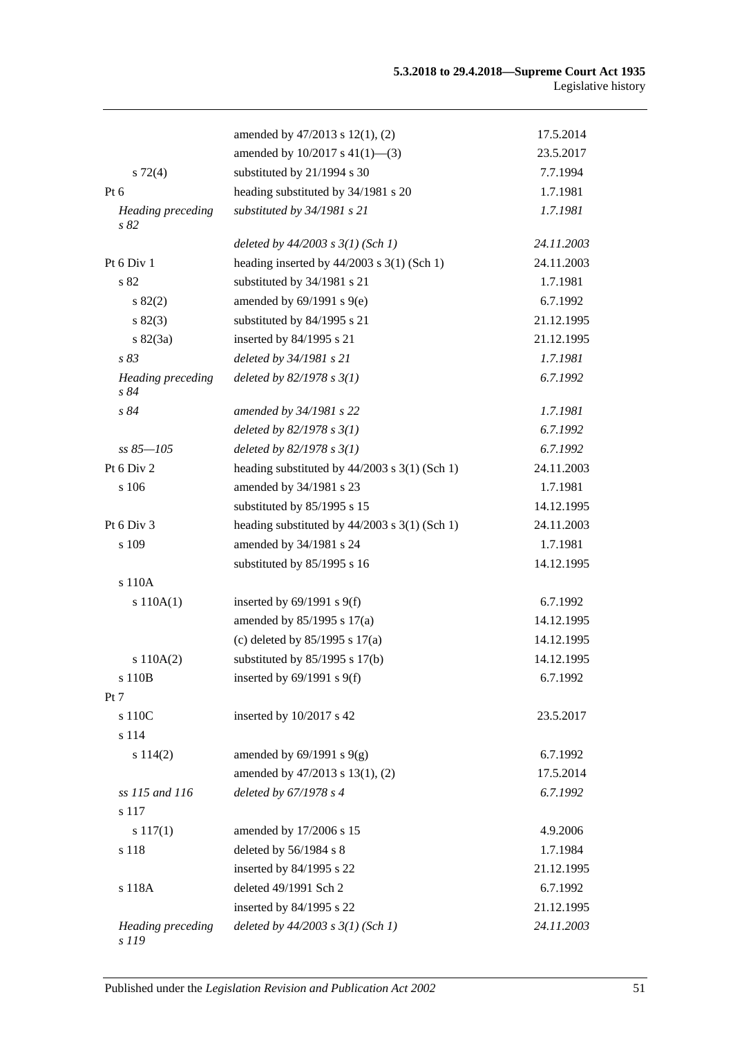| | | |
|---|---|---|
| | amended by 47/2013 s 12(1), (2) | 17.5.2014 |
| | amended by 10/2017 s 41(1)—(3) | 23.5.2017 |
| s 72(4) | substituted by 21/1994 s 30 | 7.7.1994 |
| Pt 6 | heading substituted by 34/1981 s 20 | 1.7.1981 |
| *Heading preceding s 82* | *substituted by 34/1981 s 21* | *1.7.1981* |
| | *deleted by 44/2003 s 3(1) (Sch 1)* | *24.11.2003* |
| Pt 6 Div 1 | heading inserted by 44/2003 s 3(1) (Sch 1) | 24.11.2003 |
| s 82 | substituted by 34/1981 s 21 | 1.7.1981 |
| s 82(2) | amended by 69/1991 s 9(e) | 6.7.1992 |
| s 82(3) | substituted by 84/1995 s 21 | 21.12.1995 |
| s 82(3a) | inserted by 84/1995 s 21 | 21.12.1995 |
| *s 83* | *deleted by 34/1981 s 21* | *1.7.1981* |
| *Heading preceding s 84* | *deleted by 82/1978 s 3(1)* | *6.7.1992* |
| *s 84* | *amended by 34/1981 s 22* | *1.7.1981* |
| | *deleted by 82/1978 s 3(1)* | *6.7.1992* |
| *ss 85—105* | *deleted by 82/1978 s 3(1)* | *6.7.1992* |
| Pt 6 Div 2 | heading substituted by 44/2003 s 3(1) (Sch 1) | 24.11.2003 |
| s 106 | amended by 34/1981 s 23 | 1.7.1981 |
| | substituted by 85/1995 s 15 | 14.12.1995 |
| Pt 6 Div 3 | heading substituted by 44/2003 s 3(1) (Sch 1) | 24.11.2003 |
| s 109 | amended by 34/1981 s 24 | 1.7.1981 |
| | substituted by 85/1995 s 16 | 14.12.1995 |
| s 110A | | |
| s 110A(1) | inserted by 69/1991 s 9(f) | 6.7.1992 |
| | amended by 85/1995 s 17(a) | 14.12.1995 |
| | (c) deleted by 85/1995 s 17(a) | 14.12.1995 |
| s 110A(2) | substituted by 85/1995 s 17(b) | 14.12.1995 |
| s 110B | inserted by 69/1991 s 9(f) | 6.7.1992 |
| Pt 7 | | |
| s 110C | inserted by 10/2017 s 42 | 23.5.2017 |
| s 114 | | |
| s 114(2) | amended by 69/1991 s 9(g) | 6.7.1992 |
| | amended by 47/2013 s 13(1), (2) | 17.5.2014 |
| *ss 115 and 116* | *deleted by 67/1978 s 4* | *6.7.1992* |
| s 117 | | |
| s 117(1) | amended by 17/2006 s 15 | 4.9.2006 |
| s 118 | deleted by 56/1984 s 8 | 1.7.1984 |
| | inserted by 84/1995 s 22 | 21.12.1995 |
| s 118A | deleted 49/1991 Sch 2 | 6.7.1992 |
| | inserted by 84/1995 s 22 | 21.12.1995 |
| *Heading preceding s 119* | *deleted by 44/2003 s 3(1) (Sch 1)* | *24.11.2003* |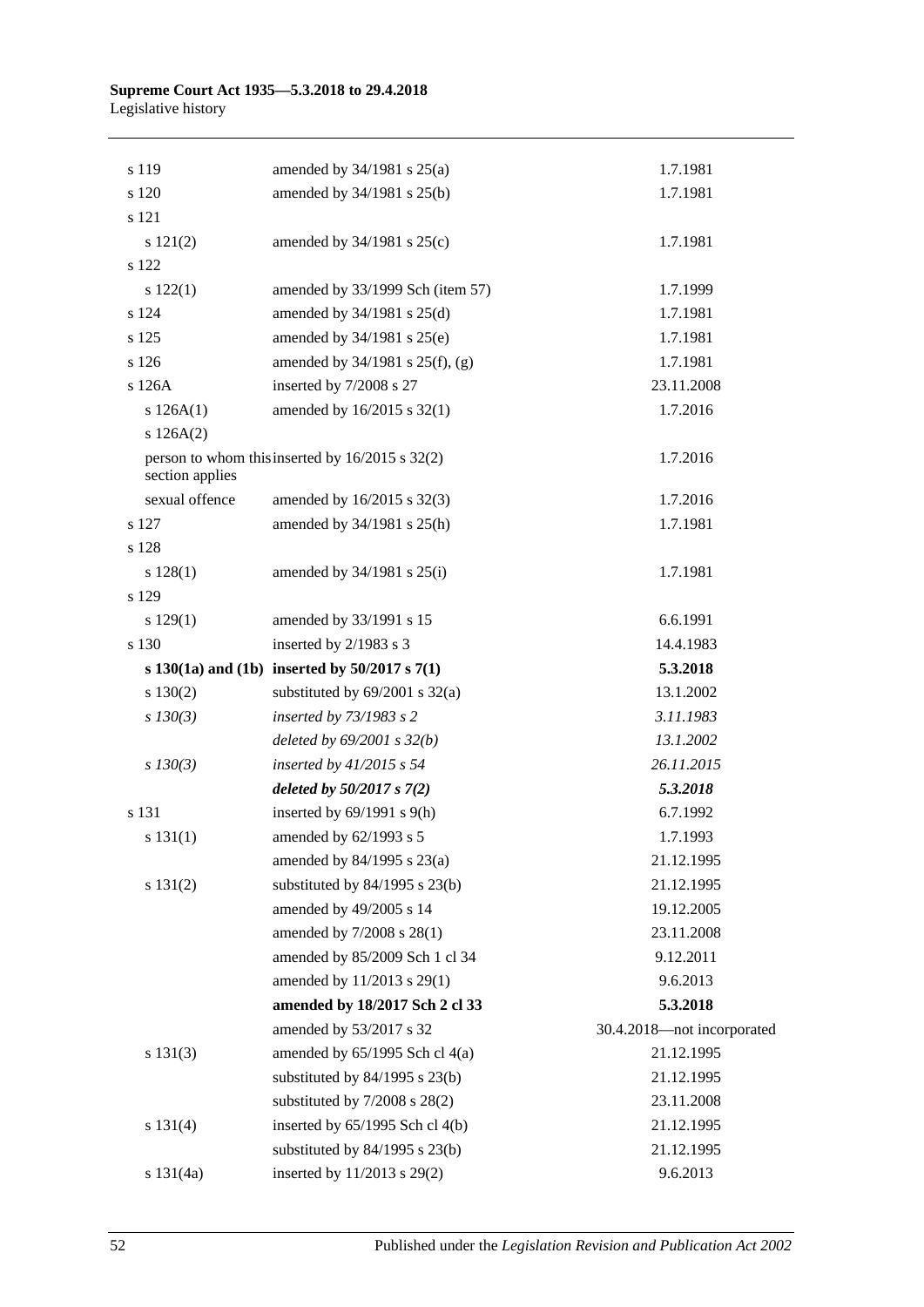| | | |
|---|---|---|
| s 119 | amended by 34/1981 s 25(a) | 1.7.1981 |
| s 120 | amended by 34/1981 s 25(b) | 1.7.1981 |
| s 121 | | |
| s 121(2) | amended by 34/1981 s 25(c) | 1.7.1981 |
| s 122 | | |
| s 122(1) | amended by 33/1999 Sch (item 57) | 1.7.1999 |
| s 124 | amended by 34/1981 s 25(d) | 1.7.1981 |
| s 125 | amended by 34/1981 s 25(e) | 1.7.1981 |
| s 126 | amended by 34/1981 s 25(f), (g) | 1.7.1981 |
| s 126A | inserted by 7/2008 s 27 | 23.11.2008 |
| s 126A(1) | amended by 16/2015 s 32(1) | 1.7.2016 |
| s 126A(2) | | |
| person to whom this section applies | inserted by 16/2015 s 32(2) | 1.7.2016 |
| sexual offence | amended by 16/2015 s 32(3) | 1.7.2016 |
| s 127 | amended by 34/1981 s 25(h) | 1.7.1981 |
| s 128 | | |
| s 128(1) | amended by 34/1981 s 25(i) | 1.7.1981 |
| s 129 | | |
| s 129(1) | amended by 33/1991 s 15 | 6.6.1991 |
| s 130 | inserted by 2/1983 s 3 | 14.4.1983 |
| **s 130(1a) and (1b)** | **inserted by 50/2017 s 7(1)** | **5.3.2018** |
| s 130(2) | substituted by 69/2001 s 32(a) | 13.1.2002 |
| *s 130(3)* | *inserted by 73/1983 s 2* | *3.11.1983* |
| | *deleted by 69/2001 s 32(b)* | *13.1.2002* |
| *s 130(3)* | *inserted by 41/2015 s 54* | *26.11.2015* |
| | ***deleted by 50/2017 s 7(2)*** | ***5.3.2018*** |
| s 131 | inserted by 69/1991 s 9(h) | 6.7.1992 |
| s 131(1) | amended by 62/1993 s 5 | 1.7.1993 |
| | amended by 84/1995 s 23(a) | 21.12.1995 |
| s 131(2) | substituted by 84/1995 s 23(b) | 21.12.1995 |
| | amended by 49/2005 s 14 | 19.12.2005 |
| | amended by 7/2008 s 28(1) | 23.11.2008 |
| | amended by 85/2009 Sch 1 cl 34 | 9.12.2011 |
| | amended by 11/2013 s 29(1) | 9.6.2013 |
| | **amended by 18/2017 Sch 2 cl 33** | **5.3.2018** |
| | amended by 53/2017 s 32 | 30.4.2018—not incorporated |
| s 131(3) | amended by 65/1995 Sch cl 4(a) | 21.12.1995 |
| | substituted by 84/1995 s 23(b) | 21.12.1995 |
| | substituted by 7/2008 s 28(2) | 23.11.2008 |
| s 131(4) | inserted by 65/1995 Sch cl 4(b) | 21.12.1995 |
| | substituted by 84/1995 s 23(b) | 21.12.1995 |
| s 131(4a) | inserted by 11/2013 s 29(2) | 9.6.2013 |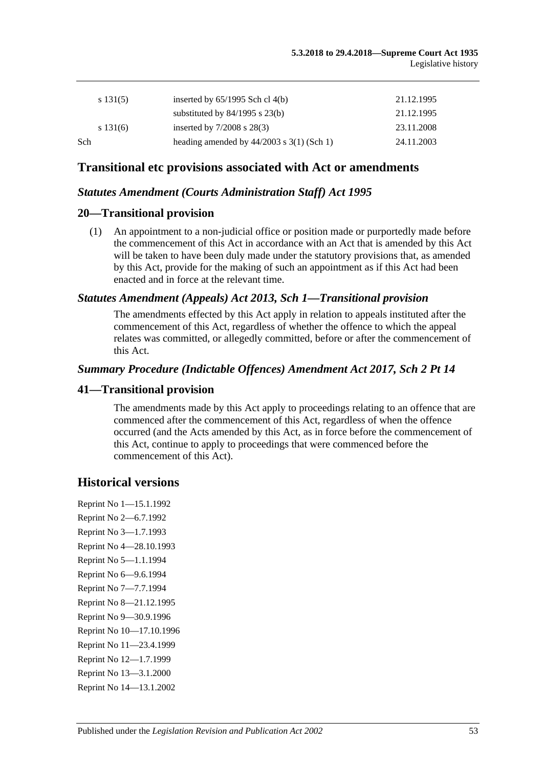| | | |
|---|---|---|
| s 131(5) | inserted by 65/1995 Sch cl 4(b) | 21.12.1995 |
| | substituted by 84/1995 s 23(b) | 21.12.1995 |
| s 131(6) | inserted by 7/2008 s 28(3) | 23.11.2008 |
| Sch | heading amended by 44/2003 s 3(1) (Sch 1) | 24.11.2003 |

## Transitional etc provisions associated with Act or amendments

### *Statutes Amendment (Courts Administration Staff) Act 1995*

### 20—Transitional provision

(1) An appointment to a non-judicial office or position made or purportedly made before the commencement of this Act in accordance with an Act that is amended by this Act will be taken to have been duly made under the statutory provisions that, as amended by this Act, provide for the making of such an appointment as if this Act had been enacted and in force at the relevant time.

### *Statutes Amendment (Appeals) Act 2013, Sch 1—Transitional provision*

The amendments effected by this Act apply in relation to appeals instituted after the commencement of this Act, regardless of whether the offence to which the appeal relates was committed, or allegedly committed, before or after the commencement of this Act.

### *Summary Procedure (Indictable Offences) Amendment Act 2017, Sch 2 Pt 14*

### 41—Transitional provision

The amendments made by this Act apply to proceedings relating to an offence that are commenced after the commencement of this Act, regardless of when the offence occurred (and the Acts amended by this Act, as in force before the commencement of this Act, continue to apply to proceedings that were commenced before the commencement of this Act).

## Historical versions

Reprint No 1—15.1.1992
Reprint No 2—6.7.1992
Reprint No 3—1.7.1993
Reprint No 4—28.10.1993
Reprint No 5—1.1.1994
Reprint No 6—9.6.1994
Reprint No 7—7.7.1994
Reprint No 8—21.12.1995
Reprint No 9—30.9.1996
Reprint No 10—17.10.1996
Reprint No 11—23.4.1999
Reprint No 12—1.7.1999
Reprint No 13—3.1.2000
Reprint No 14—13.1.2002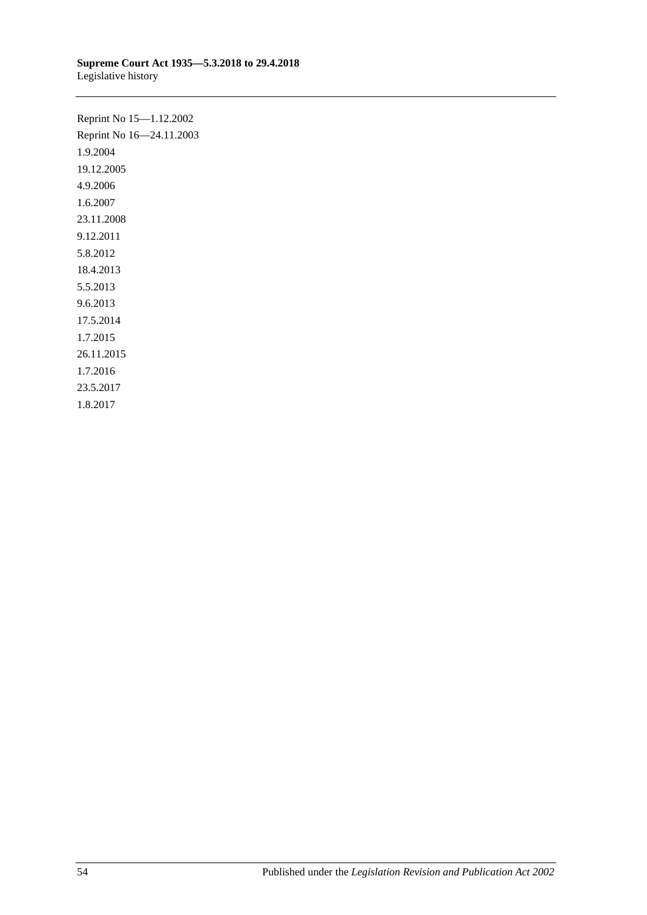Reprint No 15—1.12.2002

Reprint No 16—24.11.2003

1.9.2004

19.12.2005

4.9.2006

1.6.2007

23.11.2008

9.12.2011

5.8.2012

18.4.2013

5.5.2013

9.6.2013

17.5.2014

1.7.2015

26.11.2015

1.7.2016

23.5.2017

1.8.2017